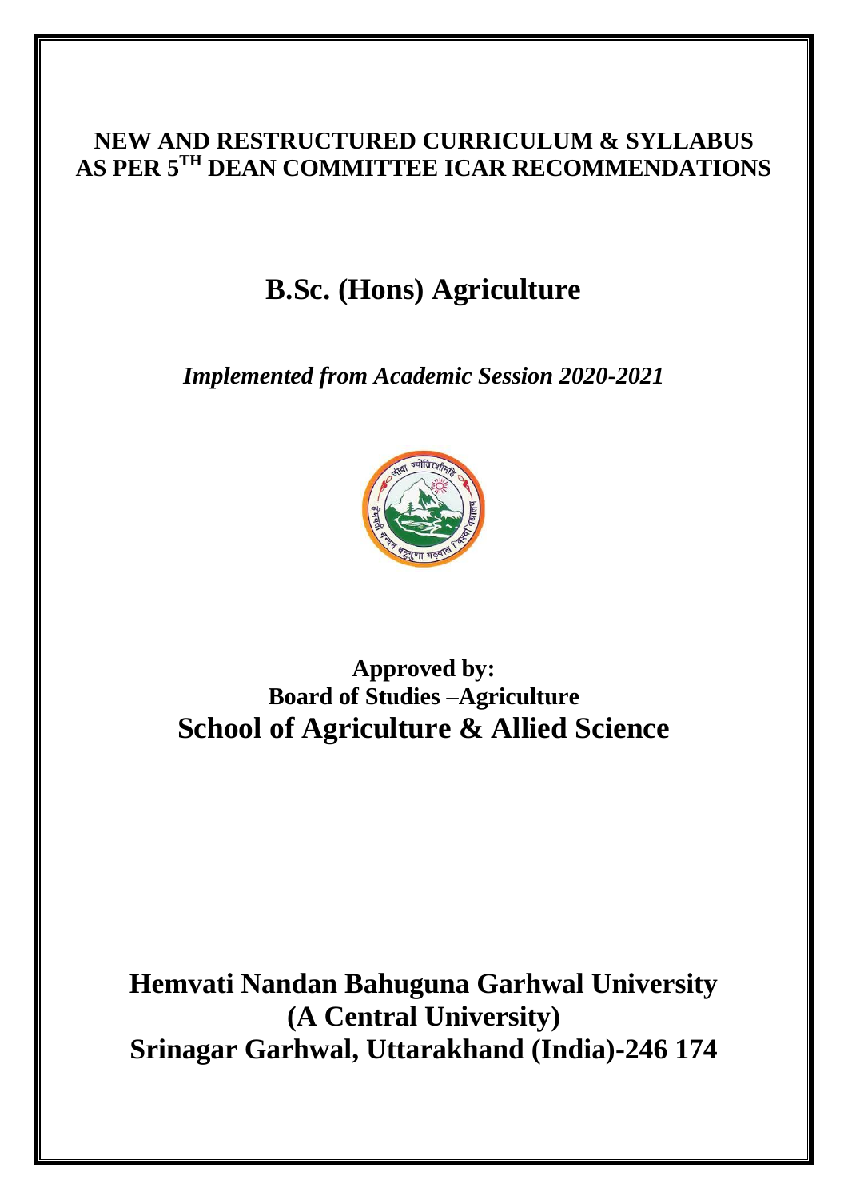# NEW AND RESTRUCTURED CURRICULUM & SYLLABUS AS PER 5TH DEAN COMMITTEE ICAR RECOMMENDATIONS

# B.Sc. (Hons) Agriculture

*Implemented from Academic Session 2020-2021*

**Approved by:**
**Board of Studies –Agriculture**
**School of Agriculture & Allied Science**

**Hemvati Nandan Bahuguna Garhwal University**
**(A Central University)**
**Srinagar Garhwal, Uttarakhand (India)-246 174**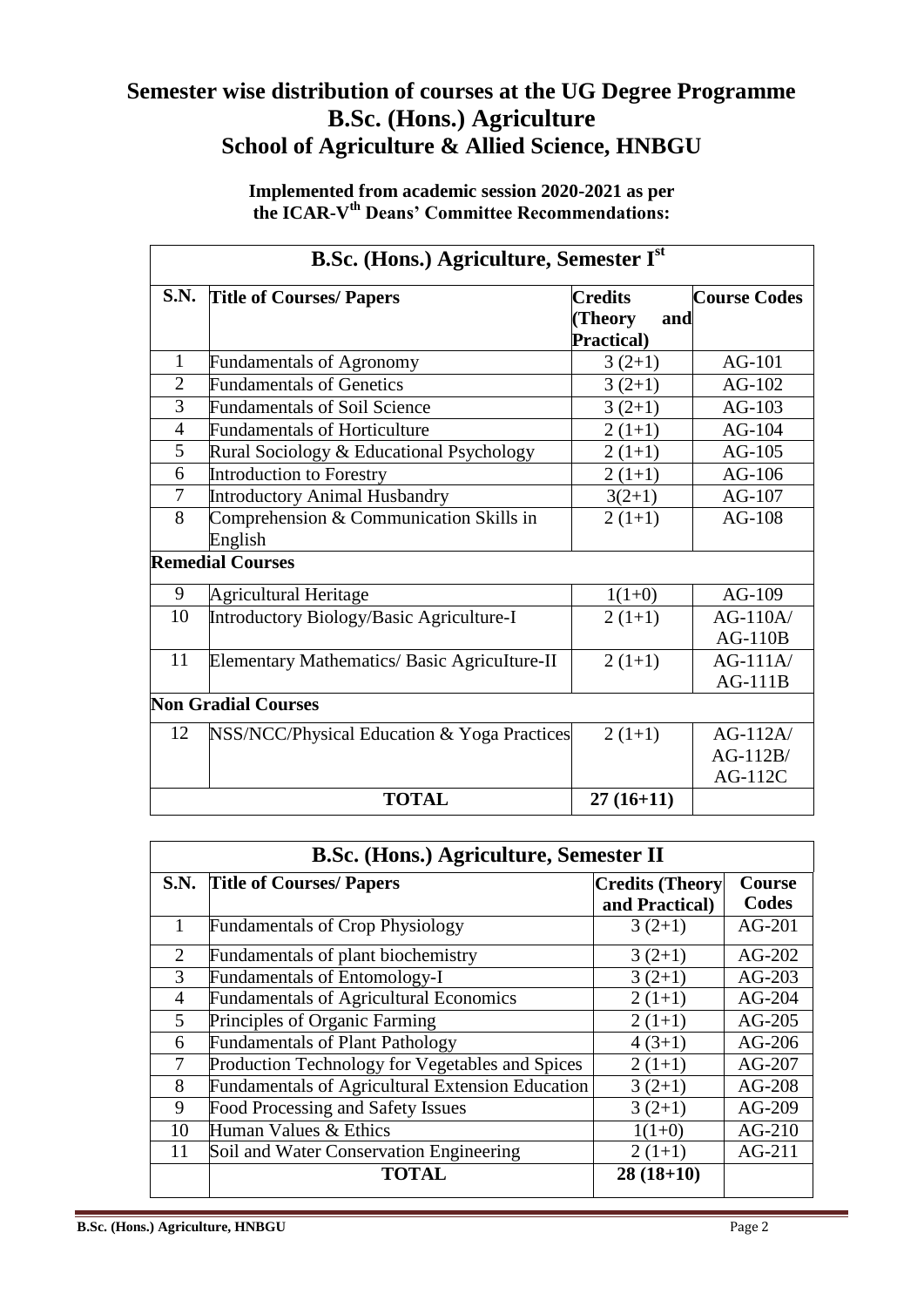# Semester wise distribution of courses at the UG Degree Programme B.Sc. (Hons.) Agriculture School of Agriculture & Allied Science, HNBGU

**Implemented from academic session 2020-2021 as per the ICAR-V[th] Deans' Committee Recommendations:**

| **B.Sc. (Hons.) Agriculture, Semester I[st]** | | | |
|---|---|---|---|
| **S.N.** | **Title of Courses/ Papers** | **Credits (Theory and Practical)** | **Course Codes** |
| 1 | Fundamentals of Agronomy | 3 (2+1) | AG-101 |
| 2 | Fundamentals of Genetics | 3 (2+1) | AG-102 |
| 3 | Fundamentals of Soil Science | 3 (2+1) | AG-103 |
| 4 | Fundamentals of Horticulture | 2 (1+1) | AG-104 |
| 5 | Rural Sociology & Educational Psychology | 2 (1+1) | AG-105 |
| 6 | Introduction to Forestry | 2 (1+1) | AG-106 |
| 7 | Introductory Animal Husbandry | 3(2+1) | AG-107 |
| 8 | Comprehension & Communication Skills in English | 2 (1+1) | AG-108 |
| **Remedial Courses** | | | |
| 9 | Agricultural Heritage | 1(1+0) | AG-109 |
| 10 | Introductory Biology/Basic Agriculture-I | 2 (1+1) | AG-110A/ AG-110B |
| 11 | Elementary Mathematics/ Basic Agriculture-II | 2 (1+1) | AG-111A/ AG-111B |
| **Non Gradial Courses** | | | |
| 12 | NSS/NCC/Physical Education & Yoga Practices | 2 (1+1) | AG-112A/ AG-112B/ AG-112C |
| | **TOTAL** | **27 (16+11)** | |

| **B.Sc. (Hons.) Agriculture, Semester II** | | | |
|---|---|---|---|
| **S.N.** | **Title of Courses/ Papers** | **Credits (Theory and Practical)** | **Course Codes** |
| 1 | Fundamentals of Crop Physiology | 3 (2+1) | AG-201 |
| 2 | Fundamentals of plant biochemistry | 3 (2+1) | AG-202 |
| 3 | Fundamentals of Entomology-I | 3 (2+1) | AG-203 |
| 4 | Fundamentals of Agricultural Economics | 2 (1+1) | AG-204 |
| 5 | Principles of Organic Farming | 2 (1+1) | AG-205 |
| 6 | Fundamentals of Plant Pathology | 4 (3+1) | AG-206 |
| 7 | Production Technology for Vegetables and Spices | 2 (1+1) | AG-207 |
| 8 | Fundamentals of Agricultural Extension Education | 3 (2+1) | AG-208 |
| 9 | Food Processing and Safety Issues | 3 (2+1) | AG-209 |
| 10 | Human Values & Ethics | 1(1+0) | AG-210 |
| 11 | Soil and Water Conservation Engineering | 2 (1+1) | AG-211 |
| | **TOTAL** | **28 (18+10)** | |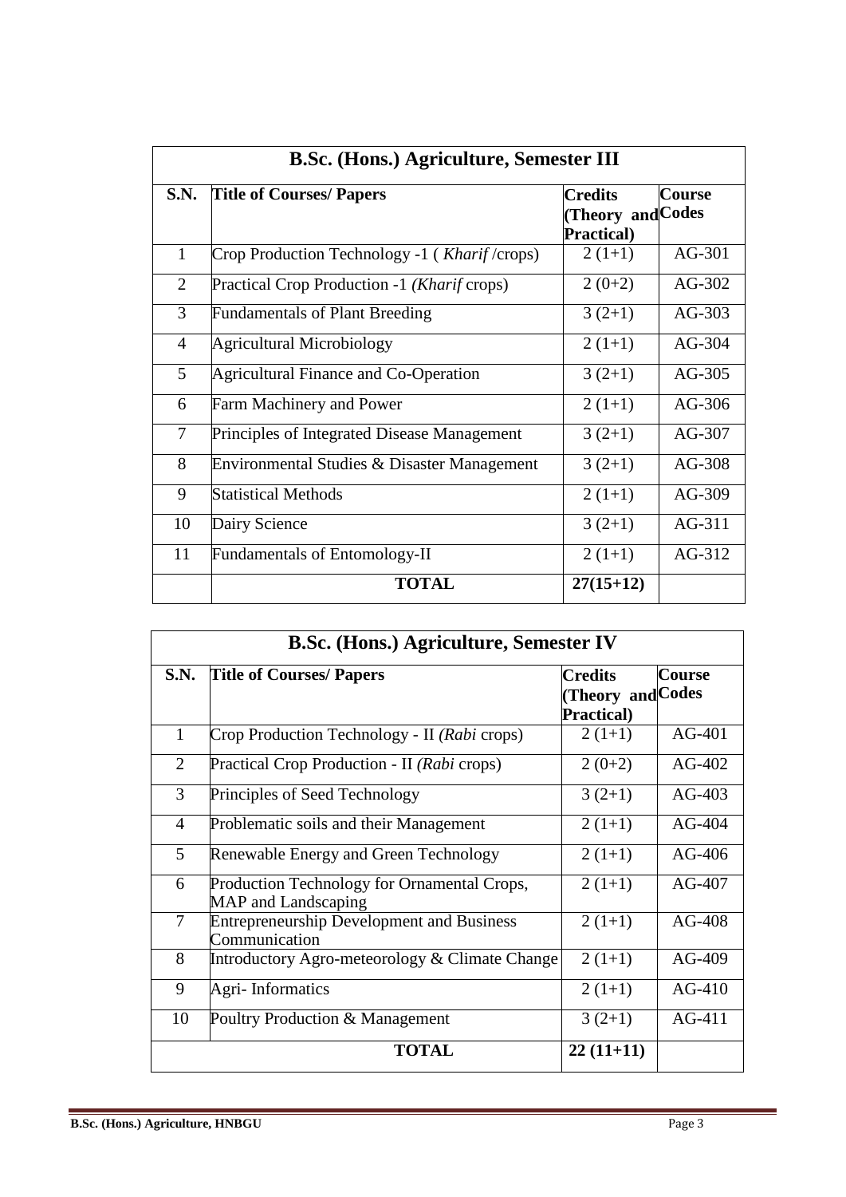| B.Sc. (Hons.) Agriculture, Semester III | | | |
|---|---|---|---|
| **S.N.** | **Title of Courses/ Papers** | **Credits (Theory and Practical)** | **Course Codes** |
| 1 | Crop Production Technology -1 ( *Kharif* /crops) | 2 (1+1) | AG-301 |
| 2 | Practical Crop Production -1 *(Kharif* crops) | 2 (0+2) | AG-302 |
| 3 | Fundamentals of Plant Breeding | 3 (2+1) | AG-303 |
| 4 | Agricultural Microbiology | 2 (1+1) | AG-304 |
| 5 | Agricultural Finance and Co-Operation | 3 (2+1) | AG-305 |
| 6 | Farm Machinery and Power | 2 (1+1) | AG-306 |
| 7 | Principles of Integrated Disease Management | 3 (2+1) | AG-307 |
| 8 | Environmental Studies & Disaster Management | 3 (2+1) | AG-308 |
| 9 | Statistical Methods | 2 (1+1) | AG-309 |
| 10 | Dairy Science | 3 (2+1) | AG-311 |
| 11 | Fundamentals of Entomology-II | 2 (1+1) | AG-312 |
| | **TOTAL** | **27(15+12)** | |

| B.Sc. (Hons.) Agriculture, Semester IV | | | |
|---|---|---|---|
| **S.N.** | **Title of Courses/ Papers** | **Credits (Theory and Practical)** | **Course Codes** |
| 1 | Crop Production Technology - II *(Rabi* crops) | 2 (1+1) | AG-401 |
| 2 | Practical Crop Production - II *(Rabi* crops) | 2 (0+2) | AG-402 |
| 3 | Principles of Seed Technology | 3 (2+1) | AG-403 |
| 4 | Problematic soils and their Management | 2 (1+1) | AG-404 |
| 5 | Renewable Energy and Green Technology | 2 (1+1) | AG-406 |
| 6 | Production Technology for Ornamental Crops, MAP and Landscaping | 2 (1+1) | AG-407 |
| 7 | Entrepreneurship Development and Business Communication | 2 (1+1) | AG-408 |
| 8 | Introductory Agro-meteorology & Climate Change | 2 (1+1) | AG-409 |
| 9 | Agri- Informatics | 2 (1+1) | AG-410 |
| 10 | Poultry Production & Management | 3 (2+1) | AG-411 |
| | **TOTAL** | **22 (11+11)** | |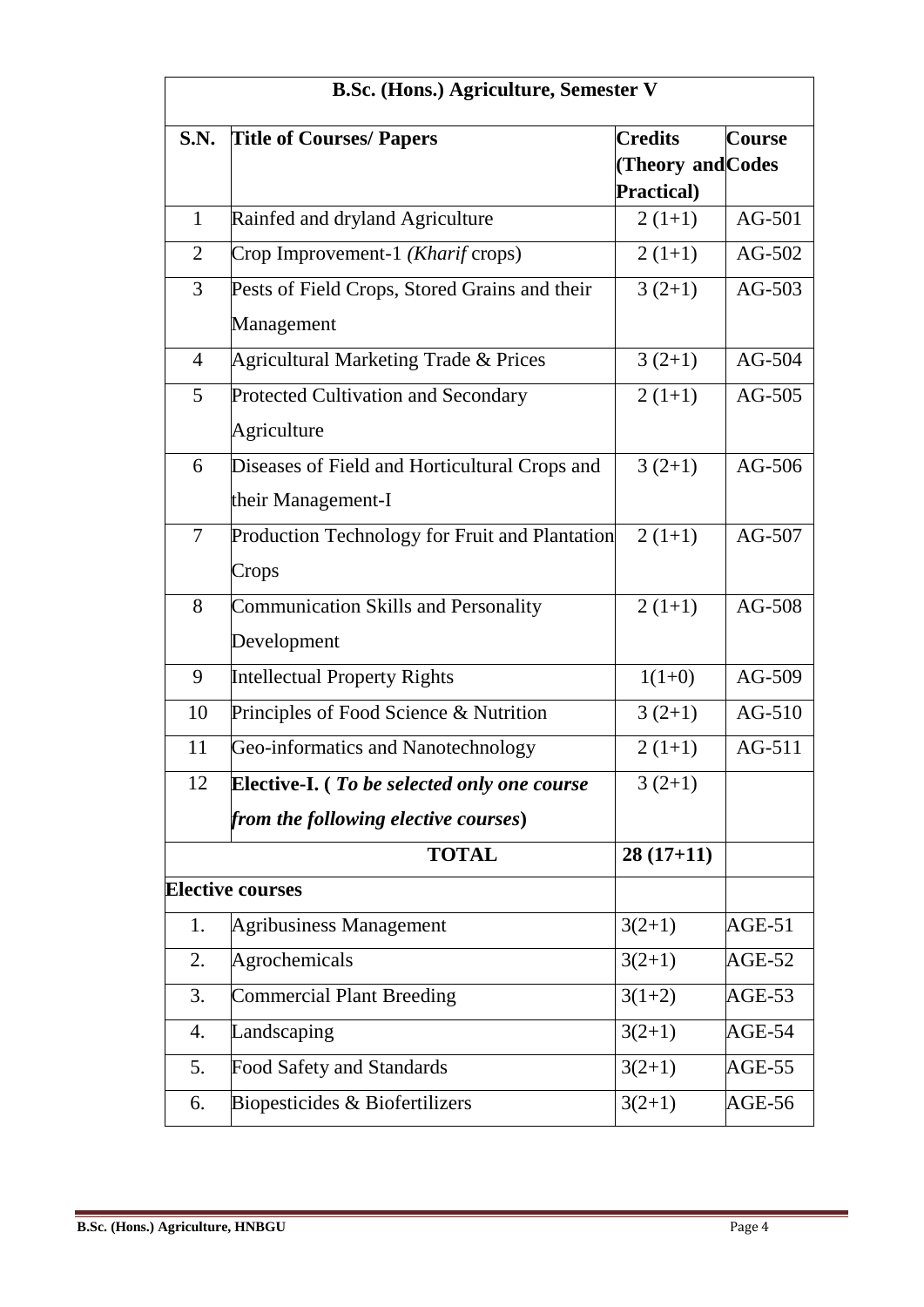| B.Sc. (Hons.) Agriculture, Semester V | | | |
|---|---|---|---|
| **S.N.** | **Title of Courses/ Papers** | **Credits (Theory and Practical)** | **Course Codes** |
| 1 | Rainfed and dryland Agriculture | 2 (1+1) | AG-501 |
| 2 | Crop Improvement-1 *(Kharif* crops) | 2 (1+1) | AG-502 |
| 3 | Pests of Field Crops, Stored Grains and their Management | 3 (2+1) | AG-503 |
| 4 | Agricultural Marketing Trade & Prices | 3 (2+1) | AG-504 |
| 5 | Protected Cultivation and Secondary Agriculture | 2 (1+1) | AG-505 |
| 6 | Diseases of Field and Horticultural Crops and their Management-I | 3 (2+1) | AG-506 |
| 7 | Production Technology for Fruit and Plantation Crops | 2 (1+1) | AG-507 |
| 8 | Communication Skills and Personality Development | 2 (1+1) | AG-508 |
| 9 | Intellectual Property Rights | 1(1+0) | AG-509 |
| 10 | Principles of Food Science & Nutrition | 3 (2+1) | AG-510 |
| 11 | Geo-informatics and Nanotechnology | 2 (1+1) | AG-511 |
| 12 | **Elective-I. (** ***To be selected only one course from the following elective courses*****)** | 3 (2+1) | |
| | **TOTAL** | **28 (17+11)** | |
| **Elective courses** | | | |
| 1. | Agribusiness Management | 3(2+1) | AGE-51 |
| 2. | Agrochemicals | 3(2+1) | AGE-52 |
| 3. | Commercial Plant Breeding | 3(1+2) | AGE-53 |
| 4. | Landscaping | 3(2+1) | AGE-54 |
| 5. | Food Safety and Standards | 3(2+1) | AGE-55 |
| 6. | Biopesticides & Biofertilizers | 3(2+1) | AGE-56 |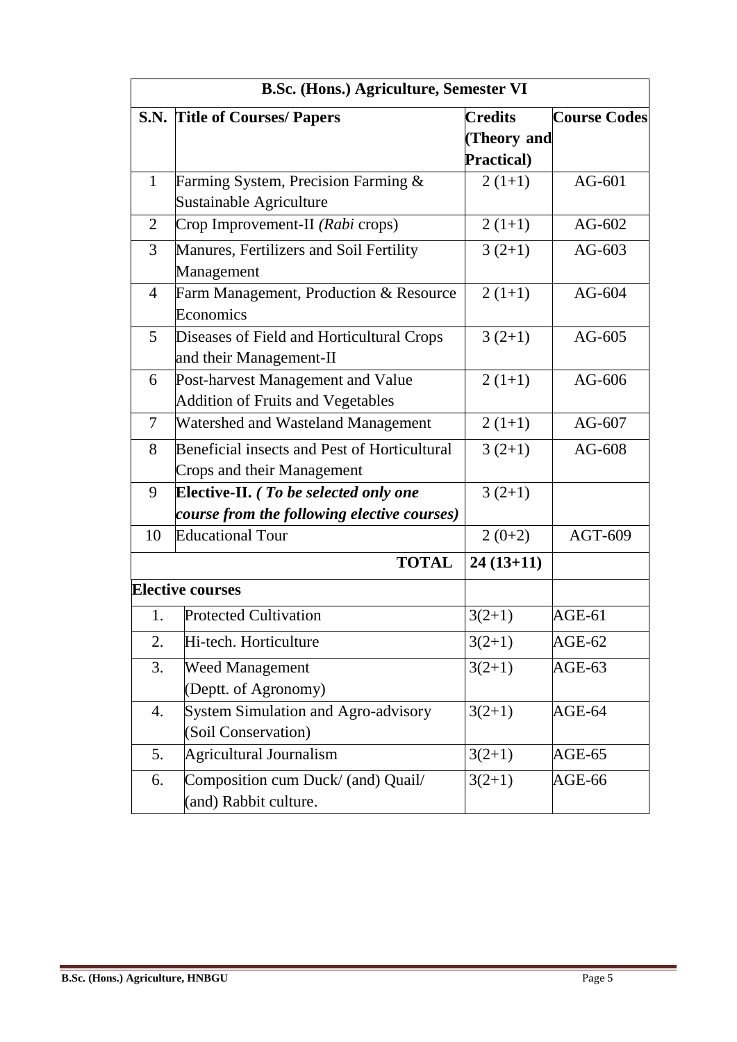| B.Sc. (Hons.) Agriculture, Semester VI | | | |
|---|---|---|---|
| **S.N.** | **Title of Courses/ Papers** | **Credits (Theory and Practical)** | **Course Codes** |
| 1 | Farming System, Precision Farming & Sustainable Agriculture | 2 (1+1) | AG-601 |
| 2 | Crop Improvement-II *(Rabi* crops) | 2 (1+1) | AG-602 |
| 3 | Manures, Fertilizers and Soil Fertility Management | 3 (2+1) | AG-603 |
| 4 | Farm Management, Production & Resource Economics | 2 (1+1) | AG-604 |
| 5 | Diseases of Field and Horticultural Crops and their Management-II | 3 (2+1) | AG-605 |
| 6 | Post-harvest Management and Value Addition of Fruits and Vegetables | 2 (1+1) | AG-606 |
| 7 | Watershed and Wasteland Management | 2 (1+1) | AG-607 |
| 8 | Beneficial insects and Pest of Horticultural Crops and their Management | 3 (2+1) | AG-608 |
| 9 | **Elective-II.** ***( To be selected only one course from the following elective courses)*** | 3 (2+1) | |
| 10 | Educational Tour | 2 (0+2) | AGT-609 |
| | **TOTAL** | **24 (13+11)** | |
| **Elective courses** | | | |
| 1. | Protected Cultivation | 3(2+1) | AGE-61 |
| 2. | Hi-tech. Horticulture | 3(2+1) | AGE-62 |
| 3. | Weed Management (Deptt. of Agronomy) | 3(2+1) | AGE-63 |
| 4. | System Simulation and Agro-advisory (Soil Conservation) | 3(2+1) | AGE-64 |
| 5. | Agricultural Journalism | 3(2+1) | AGE-65 |
| 6. | Composition cum Duck/ (and) Quail/ (and) Rabbit culture. | 3(2+1) | AGE-66 |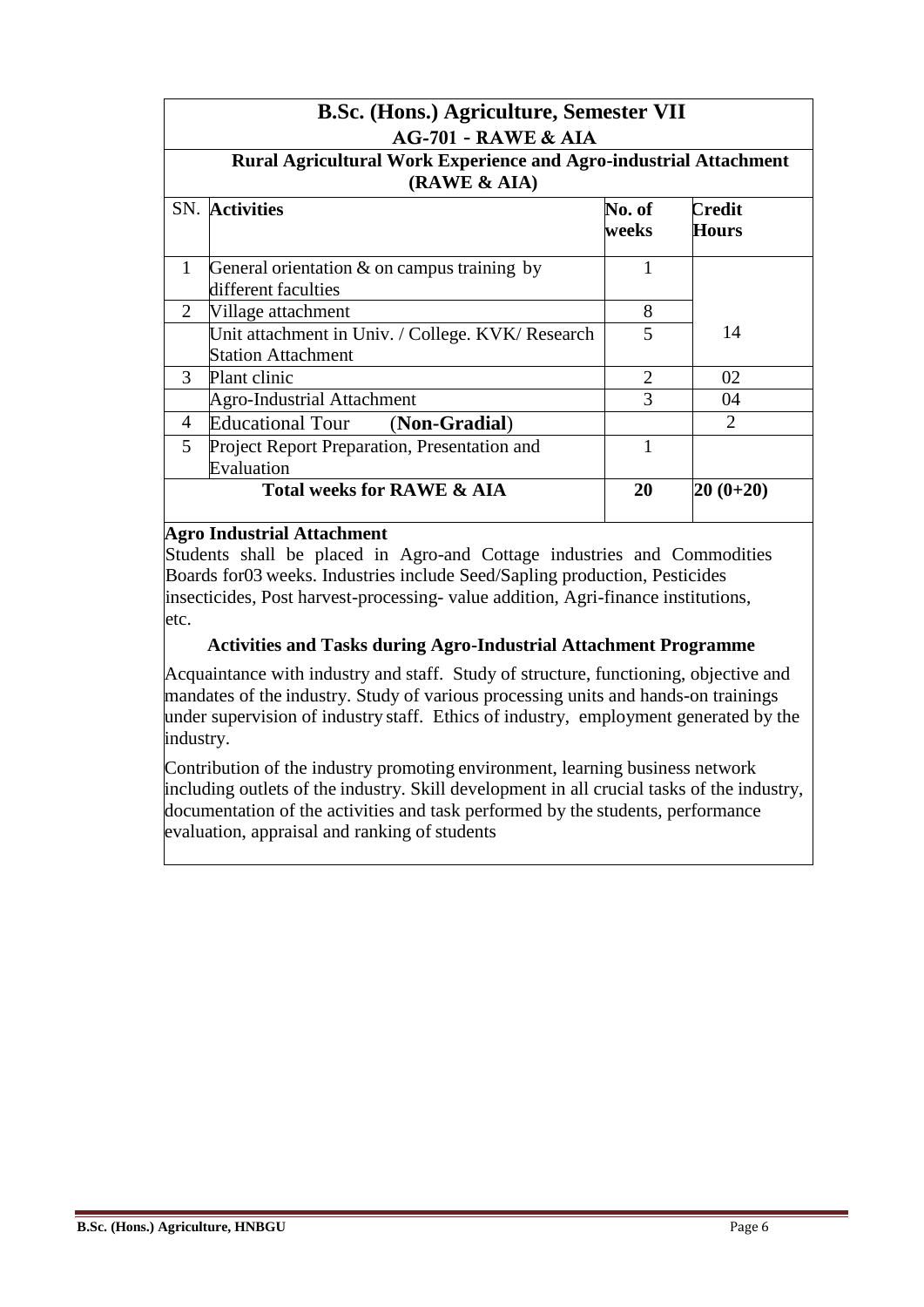## B.Sc. (Hons.) Agriculture, Semester VII

### AG-701 - RAWE & AIA

### Rural Agricultural Work Experience and Agro-industrial Attachment (RAWE & AIA)

| SN. | Activities | No. of weeks | Credit Hours |
|---|---|---|---|
| 1 | General orientation & on campus training by different faculties | 1 | |
| 2 | Village attachment | 8 | 14 |
| | Unit attachment in Univ. / College. KVK/ Research Station Attachment | 5 | |
| 3 | Plant clinic | 2 | 02 |
| | Agro-Industrial Attachment | 3 | 04 |
| 4 | Educational Tour (**Non-Gradial**) | | 2 |
| 5 | Project Report Preparation, Presentation and Evaluation | 1 | |
| | **Total weeks for RAWE & AIA** | **20** | **20 (0+20)** |

**Agro Industrial Attachment**

Students shall be placed in Agro-and Cottage industries and Commodities Boards for03 weeks. Industries include Seed/Sapling production, Pesticides insecticides, Post harvest-processing- value addition, Agri-finance institutions, etc.

**Activities and Tasks during Agro-Industrial Attachment Programme**

Acquaintance with industry and staff. Study of structure, functioning, objective and mandates of the industry. Study of various processing units and hands-on trainings under supervision of industry staff. Ethics of industry, employment generated by the industry.

Contribution of the industry promoting environment, learning business network including outlets of the industry. Skill development in all crucial tasks of the industry, documentation of the activities and task performed by the students, performance evaluation, appraisal and ranking of students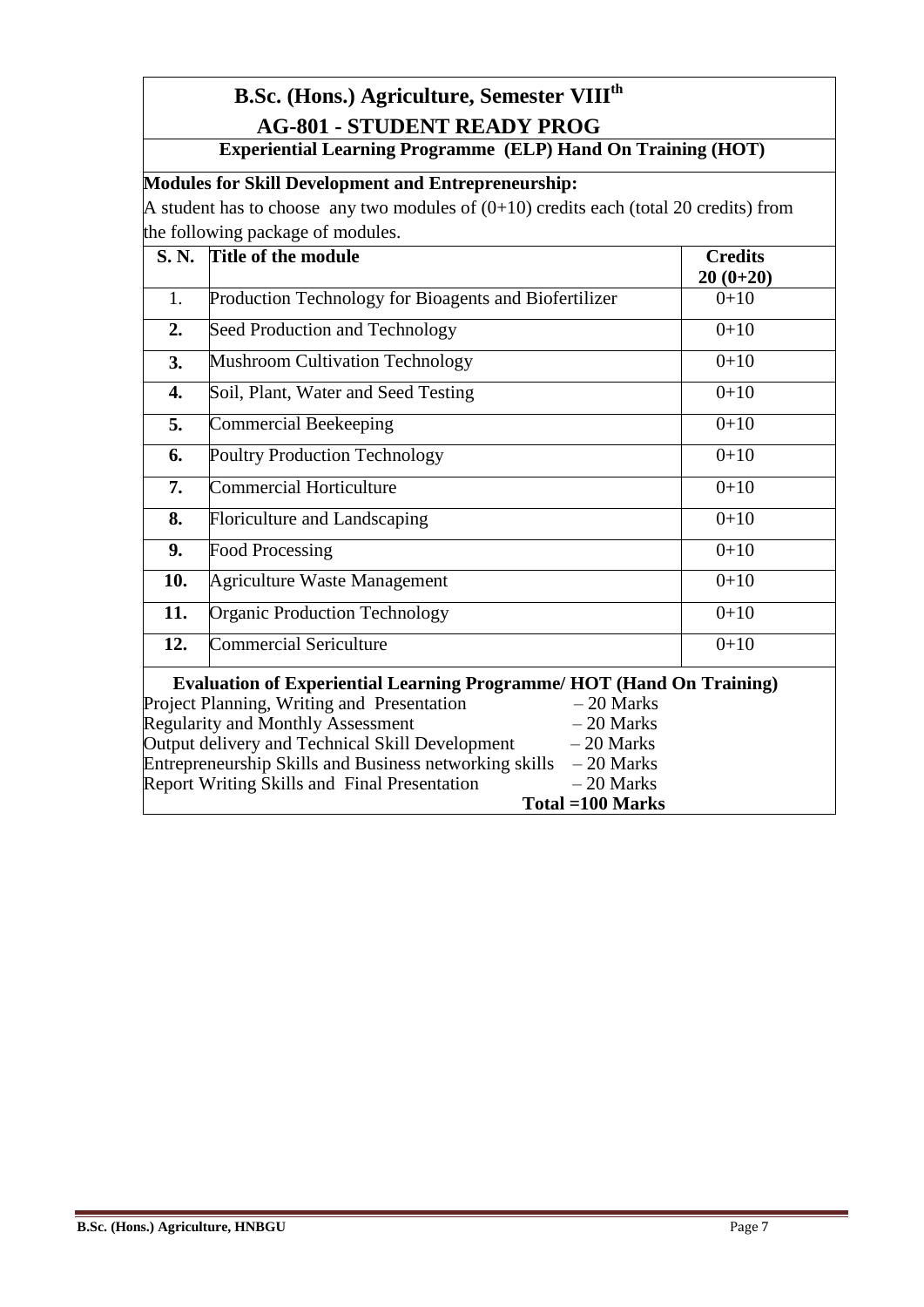## B.Sc. (Hons.) Agriculture, Semester VIII$^{th}$

## AG-801 - STUDENT READY PROG

**Experiential Learning Programme (ELP) Hand On Training (HOT)**

**Modules for Skill Development and Entrepreneurship:**

A student has to choose any two modules of (0+10) credits each (total 20 credits) from the following package of modules.

| S. N. | Title of the module | Credits 20 (0+20) |
|---|---|---|
| 1. | Production Technology for Bioagents and Biofertilizer | 0+10 |
| 2. | Seed Production and Technology | 0+10 |
| 3. | Mushroom Cultivation Technology | 0+10 |
| 4. | Soil, Plant, Water and Seed Testing | 0+10 |
| 5. | Commercial Beekeeping | 0+10 |
| 6. | Poultry Production Technology | 0+10 |
| 7. | Commercial Horticulture | 0+10 |
| 8. | Floriculture and Landscaping | 0+10 |
| 9. | Food Processing | 0+10 |
| 10. | Agriculture Waste Management | 0+10 |
| 11. | Organic Production Technology | 0+10 |
| 12. | Commercial Sericulture | 0+10 |

**Evaluation of Experiential Learning Programme/ HOT (Hand On Training)**

| | |
|---|---|
| Project Planning, Writing and Presentation | – 20 Marks |
| Regularity and Monthly Assessment | – 20 Marks |
| Output delivery and Technical Skill Development | – 20 Marks |
| Entrepreneurship Skills and Business networking skills | – 20 Marks |
| Report Writing Skills and Final Presentation | – 20 Marks |
| | **Total =100 Marks** |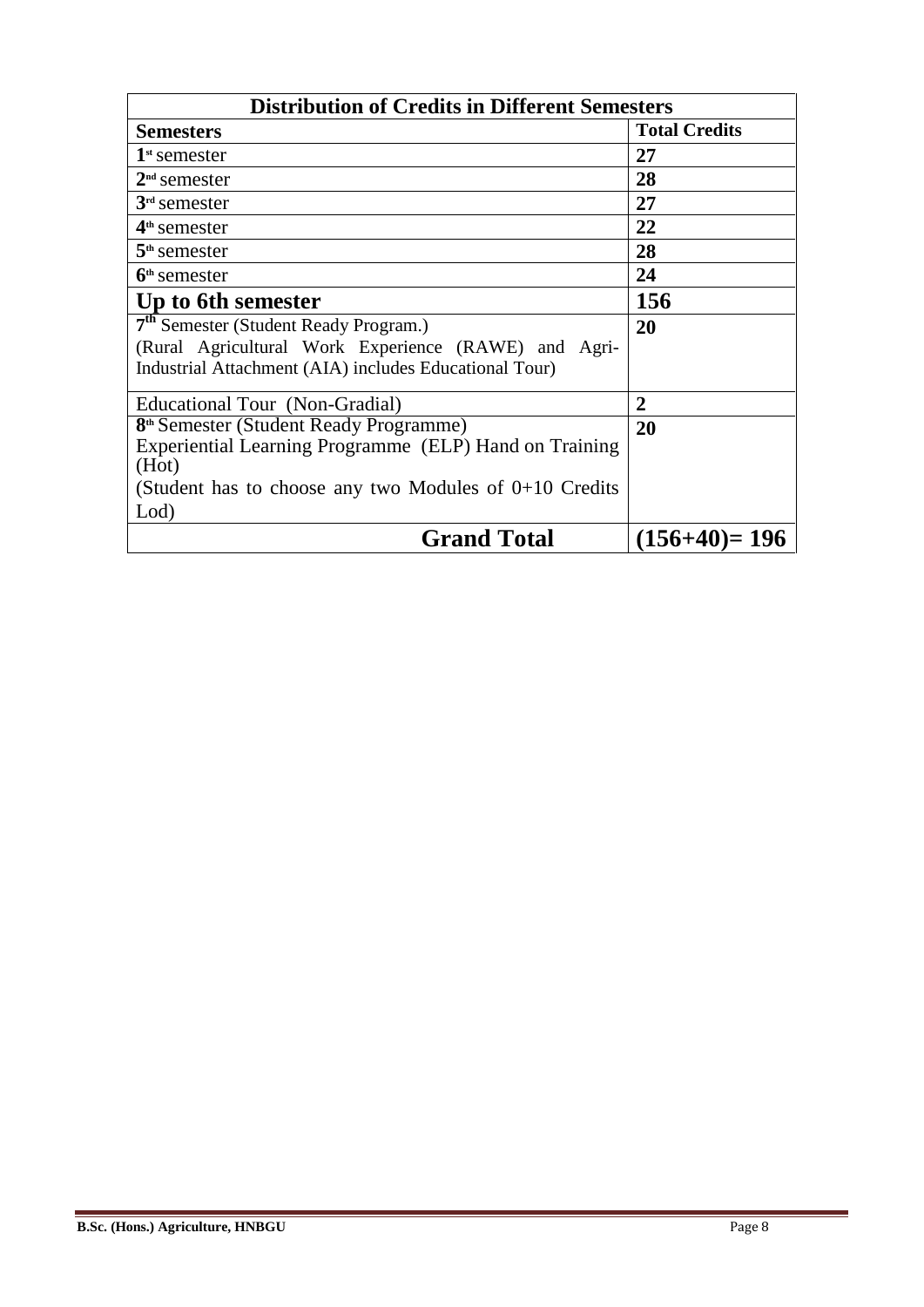| Distribution of Credits in Different Semesters | |
|---|---|
| **Semesters** | **Total Credits** |
| **1**st semester | **27** |
| **2**nd semester | **28** |
| **3**rd semester | **27** |
| **4**th semester | **22** |
| **5**th semester | **28** |
| **6**th semester | **24** |
| **Up to 6th semester** | **156** |
| **7**th Semester (Student Ready Program.) (Rural Agricultural Work Experience (RAWE) and Agri-Industrial Attachment (AIA) includes Educational Tour) | **20** |
| Educational Tour (Non-Gradial) | **2** |
| **8**th Semester (Student Ready Programme) Experiential Learning Programme (ELP) Hand on Training (Hot) (Student has to choose any two Modules of 0+10 Credits Lod) | **20** |
| **Grand Total** | **(156+40)= 196** |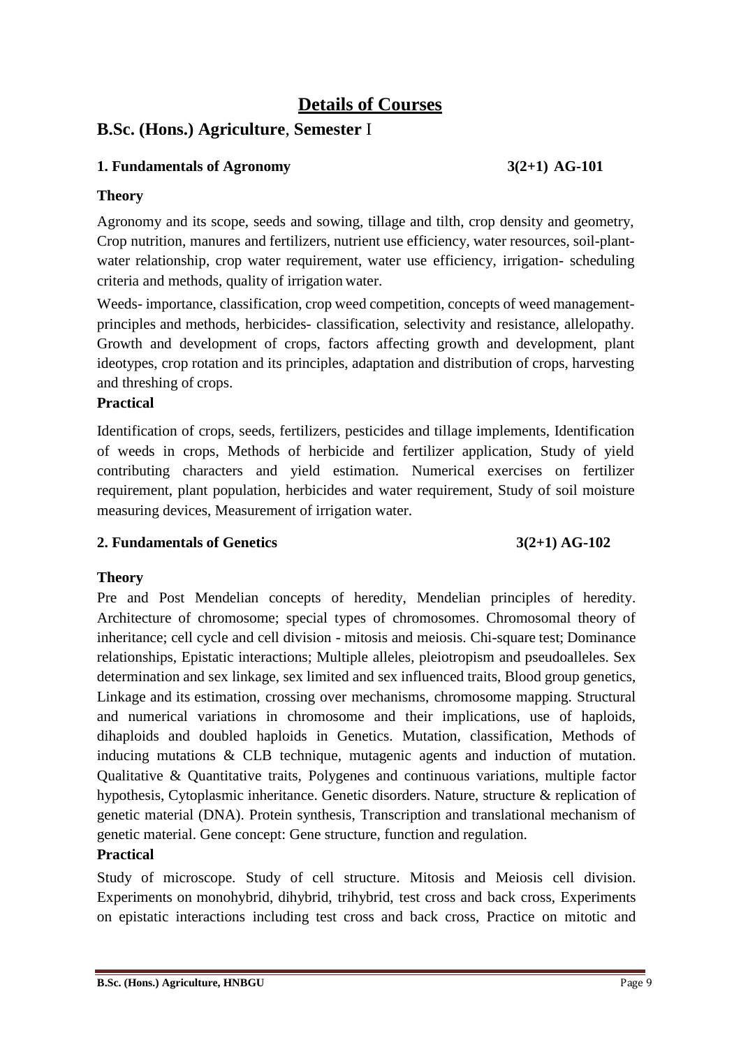# Details of Courses

## B.Sc. (Hons.) Agriculture, Semester I

### 1. Fundamentals of Agronomy 3(2+1) AG-101

**Theory**

Agronomy and its scope, seeds and sowing, tillage and tilth, crop density and geometry, Crop nutrition, manures and fertilizers, nutrient use efficiency, water resources, soil-plant-water relationship, crop water requirement, water use efficiency, irrigation- scheduling criteria and methods, quality of irrigation water.

Weeds- importance, classification, crop weed competition, concepts of weed management-principles and methods, herbicides- classification, selectivity and resistance, allelopathy. Growth and development of crops, factors affecting growth and development, plant ideotypes, crop rotation and its principles, adaptation and distribution of crops, harvesting and threshing of crops.

**Practical**

Identification of crops, seeds, fertilizers, pesticides and tillage implements, Identification of weeds in crops, Methods of herbicide and fertilizer application, Study of yield contributing characters and yield estimation. Numerical exercises on fertilizer requirement, plant population, herbicides and water requirement, Study of soil moisture measuring devices, Measurement of irrigation water.

### 2. Fundamentals of Genetics 3(2+1) AG-102

**Theory**

Pre and Post Mendelian concepts of heredity, Mendelian principles of heredity. Architecture of chromosome; special types of chromosomes. Chromosomal theory of inheritance; cell cycle and cell division - mitosis and meiosis. Chi-square test; Dominance relationships, Epistatic interactions; Multiple alleles, pleiotropism and pseudoalleles. Sex determination and sex linkage, sex limited and sex influenced traits, Blood group genetics, Linkage and its estimation, crossing over mechanisms, chromosome mapping. Structural and numerical variations in chromosome and their implications, use of haploids, dihaploids and doubled haploids in Genetics. Mutation, classification, Methods of inducing mutations & CLB technique, mutagenic agents and induction of mutation. Qualitative & Quantitative traits, Polygenes and continuous variations, multiple factor hypothesis, Cytoplasmic inheritance. Genetic disorders. Nature, structure & replication of genetic material (DNA). Protein synthesis, Transcription and translational mechanism of genetic material. Gene concept: Gene structure, function and regulation.

**Practical**

Study of microscope. Study of cell structure. Mitosis and Meiosis cell division. Experiments on monohybrid, dihybrid, trihybrid, test cross and back cross, Experiments on epistatic interactions including test cross and back cross, Practice on mitotic and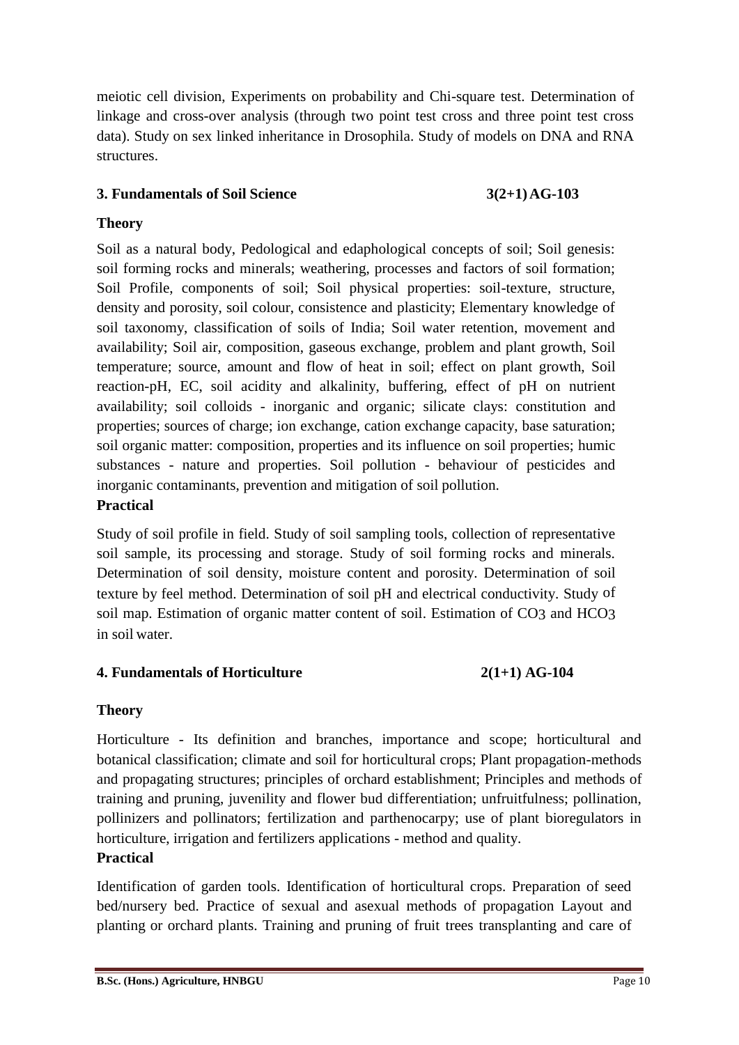meiotic cell division, Experiments on probability and Chi-square test. Determination of linkage and cross-over analysis (through two point test cross and three point test cross data). Study on sex linked inheritance in Drosophila. Study of models on DNA and RNA structures.

### 3. Fundamentals of Soil Science 3(2+1) AG-103

#### Theory

Soil as a natural body, Pedological and edaphological concepts of soil; Soil genesis: soil forming rocks and minerals; weathering, processes and factors of soil formation; Soil Profile, components of soil; Soil physical properties: soil-texture, structure, density and porosity, soil colour, consistence and plasticity; Elementary knowledge of soil taxonomy, classification of soils of India; Soil water retention, movement and availability; Soil air, composition, gaseous exchange, problem and plant growth, Soil temperature; source, amount and flow of heat in soil; effect on plant growth, Soil reaction-pH, EC, soil acidity and alkalinity, buffering, effect of pH on nutrient availability; soil colloids - inorganic and organic; silicate clays: constitution and properties; sources of charge; ion exchange, cation exchange capacity, base saturation; soil organic matter: composition, properties and its influence on soil properties; humic substances - nature and properties. Soil pollution - behaviour of pesticides and inorganic contaminants, prevention and mitigation of soil pollution.

#### Practical

Study of soil profile in field. Study of soil sampling tools, collection of representative soil sample, its processing and storage. Study of soil forming rocks and minerals. Determination of soil density, moisture content and porosity. Determination of soil texture by feel method. Determination of soil pH and electrical conductivity. Study of soil map. Estimation of organic matter content of soil. Estimation of $CO_3$ and $HCO_3$ in soil water.

### 4. Fundamentals of Horticulture 2(1+1) AG-104

#### Theory

Horticulture - Its definition and branches, importance and scope; horticultural and botanical classification; climate and soil for horticultural crops; Plant propagation-methods and propagating structures; principles of orchard establishment; Principles and methods of training and pruning, juvenility and flower bud differentiation; unfruitfulness; pollination, pollinizers and pollinators; fertilization and parthenocarpy; use of plant bioregulators in horticulture, irrigation and fertilizers applications - method and quality.

#### Practical

Identification of garden tools. Identification of horticultural crops. Preparation of seed bed/nursery bed. Practice of sexual and asexual methods of propagation Layout and planting or orchard plants. Training and pruning of fruit trees transplanting and care of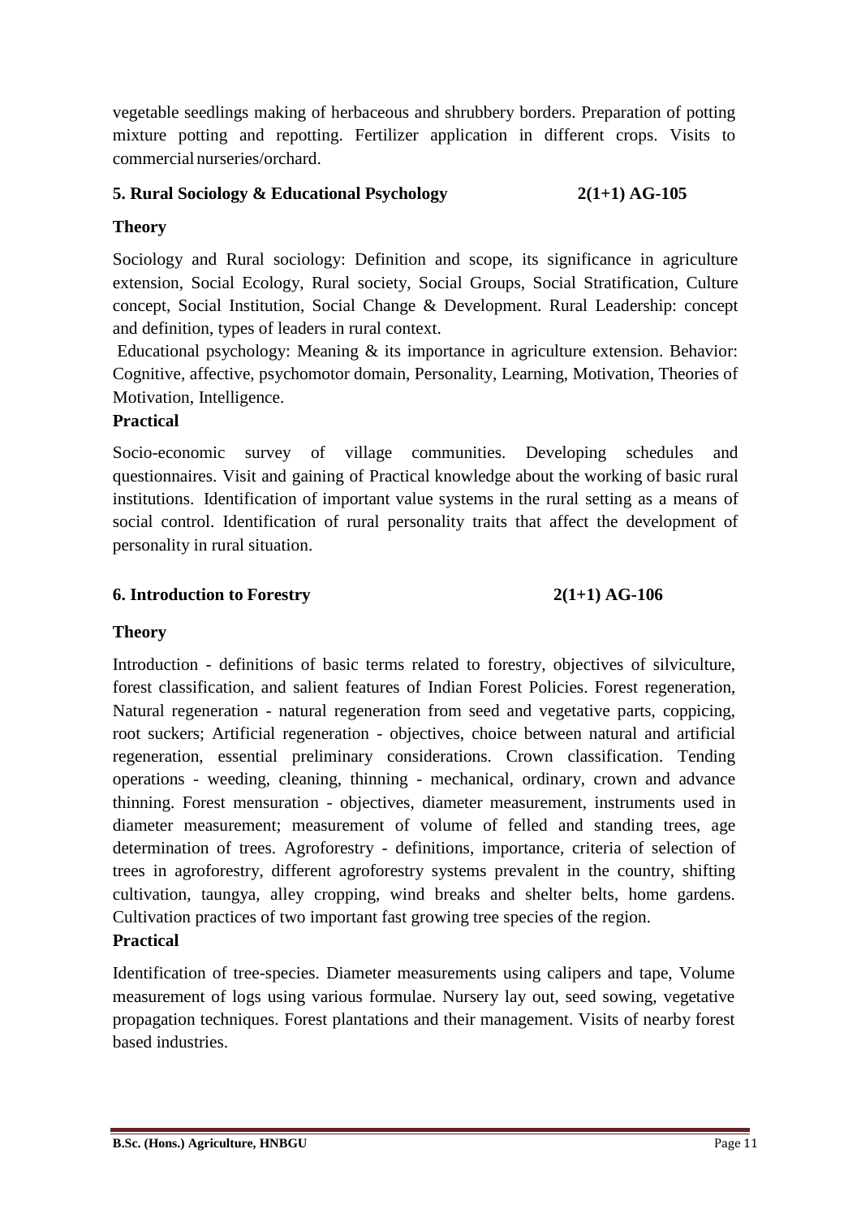vegetable seedlings making of herbaceous and shrubbery borders. Preparation of potting mixture potting and repotting. Fertilizer application in different crops. Visits to commercial nurseries/orchard.

### 5. Rural Sociology & Educational Psychology 2(1+1) AG-105

**Theory**

Sociology and Rural sociology: Definition and scope, its significance in agriculture extension, Social Ecology, Rural society, Social Groups, Social Stratification, Culture concept, Social Institution, Social Change & Development. Rural Leadership: concept and definition, types of leaders in rural context.

Educational psychology: Meaning & its importance in agriculture extension. Behavior: Cognitive, affective, psychomotor domain, Personality, Learning, Motivation, Theories of Motivation, Intelligence.

**Practical**

Socio-economic survey of village communities. Developing schedules and questionnaires. Visit and gaining of Practical knowledge about the working of basic rural institutions. Identification of important value systems in the rural setting as a means of social control. Identification of rural personality traits that affect the development of personality in rural situation.

### 6. Introduction to Forestry 2(1+1) AG-106

**Theory**

Introduction - definitions of basic terms related to forestry, objectives of silviculture, forest classification, and salient features of Indian Forest Policies. Forest regeneration, Natural regeneration - natural regeneration from seed and vegetative parts, coppicing, root suckers; Artificial regeneration - objectives, choice between natural and artificial regeneration, essential preliminary considerations. Crown classification. Tending operations - weeding, cleaning, thinning - mechanical, ordinary, crown and advance thinning. Forest mensuration - objectives, diameter measurement, instruments used in diameter measurement; measurement of volume of felled and standing trees, age determination of trees. Agroforestry - definitions, importance, criteria of selection of trees in agroforestry, different agroforestry systems prevalent in the country, shifting cultivation, taungya, alley cropping, wind breaks and shelter belts, home gardens. Cultivation practices of two important fast growing tree species of the region.

**Practical**

Identification of tree-species. Diameter measurements using calipers and tape, Volume measurement of logs using various formulae. Nursery lay out, seed sowing, vegetative propagation techniques. Forest plantations and their management. Visits of nearby forest based industries.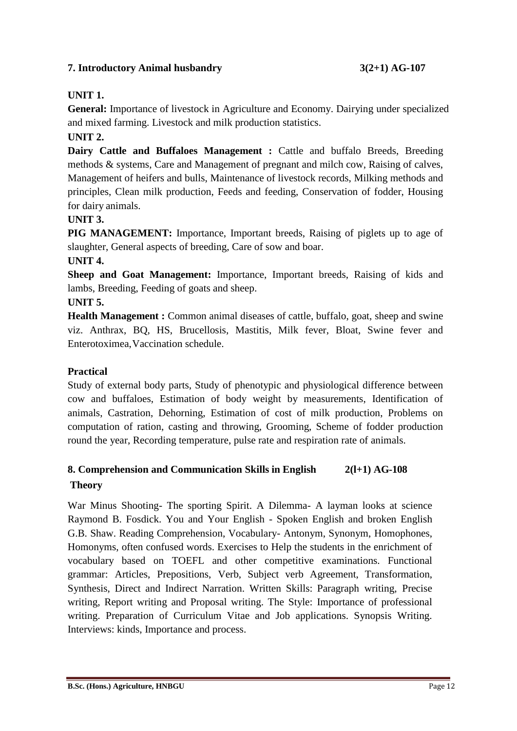## 7. Introductory Animal husbandry 3(2+1) AG-107

**UNIT 1.**

**General:** Importance of livestock in Agriculture and Economy. Dairying under specialized and mixed farming. Livestock and milk production statistics.

**UNIT 2.**

**Dairy Cattle and Buffaloes Management :** Cattle and buffalo Breeds, Breeding methods & systems, Care and Management of pregnant and milch cow, Raising of calves, Management of heifers and bulls, Maintenance of livestock records, Milking methods and principles, Clean milk production, Feeds and feeding, Conservation of fodder, Housing for dairy animals.

**UNIT 3.**

**PIG MANAGEMENT:** Importance, Important breeds, Raising of piglets up to age of slaughter, General aspects of breeding, Care of sow and boar.

**UNIT 4.**

**Sheep and Goat Management:** Importance, Important breeds, Raising of kids and lambs, Breeding, Feeding of goats and sheep.

**UNIT 5.**

**Health Management :** Common animal diseases of cattle, buffalo, goat, sheep and swine viz. Anthrax, BQ, HS, Brucellosis, Mastitis, Milk fever, Bloat, Swine fever and Enterotoximea, Vaccination schedule.

**Practical**

Study of external body parts, Study of phenotypic and physiological difference between cow and buffaloes, Estimation of body weight by measurements, Identification of animals, Castration, Dehorning, Estimation of cost of milk production, Problems on computation of ration, casting and throwing, Grooming, Scheme of fodder production round the year, Recording temperature, pulse rate and respiration rate of animals.

## 8. Comprehension and Communication Skills in English 2(l+1) AG-108

**Theory**

War Minus Shooting- The sporting Spirit. A Dilemma- A layman looks at science Raymond B. Fosdick. You and Your English - Spoken English and broken English G.B. Shaw. Reading Comprehension, Vocabulary- Antonym, Synonym, Homophones, Homonyms, often confused words. Exercises to Help the students in the enrichment of vocabulary based on TOEFL and other competitive examinations. Functional grammar: Articles, Prepositions, Verb, Subject verb Agreement, Transformation, Synthesis, Direct and Indirect Narration. Written Skills: Paragraph writing, Precise writing, Report writing and Proposal writing. The Style: Importance of professional writing. Preparation of Curriculum Vitae and Job applications. Synopsis Writing. Interviews: kinds, Importance and process.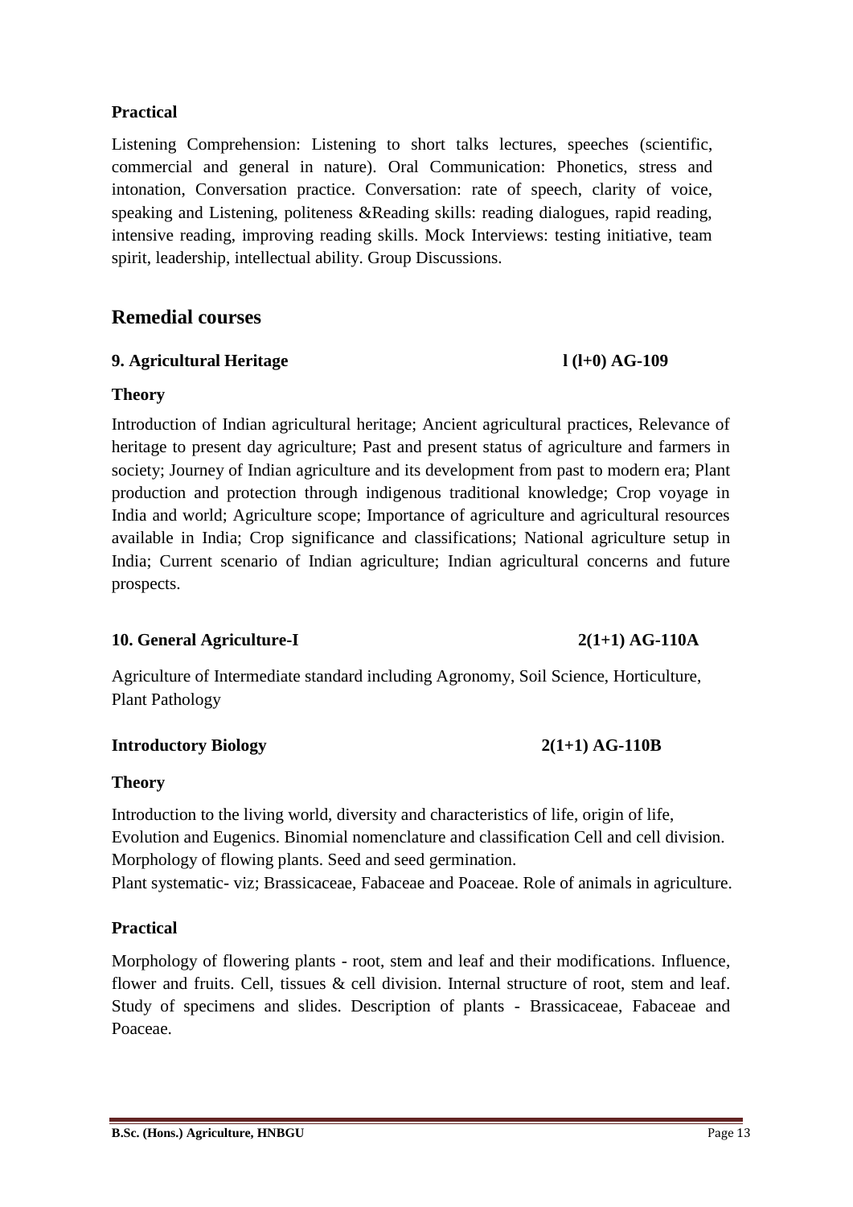**Practical**

Listening Comprehension: Listening to short talks lectures, speeches (scientific, commercial and general in nature). Oral Communication: Phonetics, stress and intonation, Conversation practice. Conversation: rate of speech, clarity of voice, speaking and Listening, politeness &Reading skills: reading dialogues, rapid reading, intensive reading, improving reading skills. Mock Interviews: testing initiative, team spirit, leadership, intellectual ability. Group Discussions.

## Remedial courses

**9. Agricultural Heritage** **l (l+0) AG-109**

**Theory**

Introduction of Indian agricultural heritage; Ancient agricultural practices, Relevance of heritage to present day agriculture; Past and present status of agriculture and farmers in society; Journey of Indian agriculture and its development from past to modern era; Plant production and protection through indigenous traditional knowledge; Crop voyage in India and world; Agriculture scope; Importance of agriculture and agricultural resources available in India; Crop significance and classifications; National agriculture setup in India; Current scenario of Indian agriculture; Indian agricultural concerns and future prospects.

**10. General Agriculture-I** **2(1+1) AG-110A**

Agriculture of Intermediate standard including Agronomy, Soil Science, Horticulture, Plant Pathology

**Introductory Biology** **2(1+1) AG-110B**

**Theory**

Introduction to the living world, diversity and characteristics of life, origin of life, Evolution and Eugenics. Binomial nomenclature and classification Cell and cell division. Morphology of flowing plants. Seed and seed germination.
Plant systematic- viz; Brassicaceae, Fabaceae and Poaceae. Role of animals in agriculture.

**Practical**

Morphology of flowering plants - root, stem and leaf and their modifications. Influence, flower and fruits. Cell, tissues & cell division. Internal structure of root, stem and leaf. Study of specimens and slides. Description of plants - Brassicaceae, Fabaceae and Poaceae.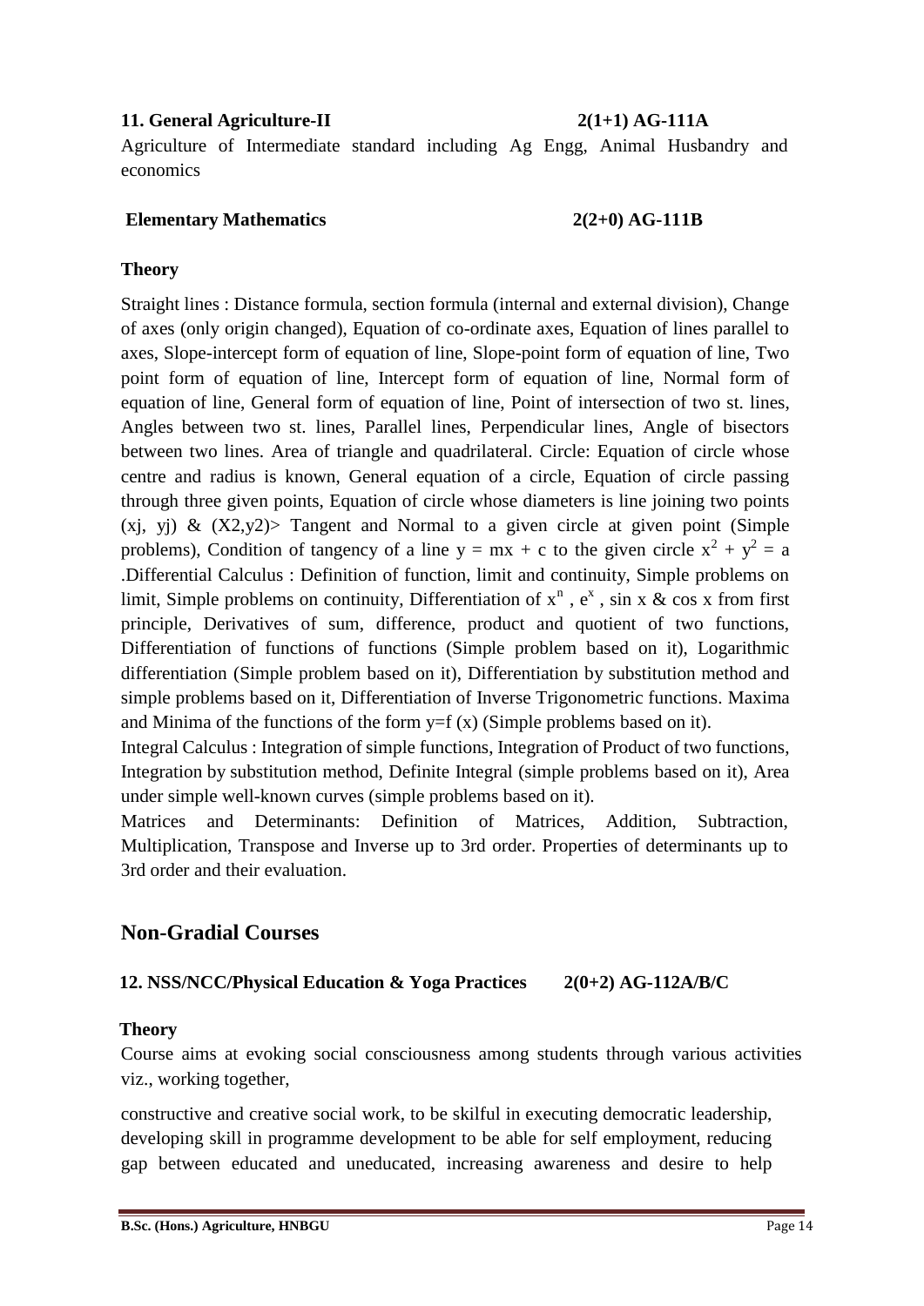**11. General Agriculture-II 2(1+1) AG-111A**

Agriculture of Intermediate standard including Ag Engg, Animal Husbandry and economics

**Elementary Mathematics 2(2+0) AG-111B**

**Theory**

Straight lines : Distance formula, section formula (internal and external division), Change of axes (only origin changed), Equation of co-ordinate axes, Equation of lines parallel to axes, Slope-intercept form of equation of line, Slope-point form of equation of line, Two point form of equation of line, Intercept form of equation of line, Normal form of equation of line, General form of equation of line, Point of intersection of two st. lines, Angles between two st. lines, Parallel lines, Perpendicular lines, Angle of bisectors between two lines. Area of triangle and quadrilateral. Circle: Equation of circle whose centre and radius is known, General equation of a circle, Equation of circle passing through three given points, Equation of circle whose diameters is line joining two points (xj, yj) & (X2,y2)> Tangent and Normal to a given circle at given point (Simple problems), Condition of tangency of a line $y = mx + c$ to the given circle $x^2 + y^2 = a$ .Differential Calculus : Definition of function, limit and continuity, Simple problems on limit, Simple problems on continuity, Differentiation of $x^n$ , $e^x$ , sin x & cos x from first principle, Derivatives of sum, difference, product and quotient of two functions, Differentiation of functions of functions (Simple problem based on it), Logarithmic differentiation (Simple problem based on it), Differentiation by substitution method and simple problems based on it, Differentiation of Inverse Trigonometric functions. Maxima and Minima of the functions of the form y=f (x) (Simple problems based on it).

Integral Calculus : Integration of simple functions, Integration of Product of two functions, Integration by substitution method, Definite Integral (simple problems based on it), Area under simple well-known curves (simple problems based on it).

Matrices and Determinants: Definition of Matrices, Addition, Subtraction, Multiplication, Transpose and Inverse up to 3rd order. Properties of determinants up to 3rd order and their evaluation.

## Non-Gradial Courses

**12. NSS/NCC/Physical Education & Yoga Practices 2(0+2) AG-112A/B/C**

**Theory**

Course aims at evoking social consciousness among students through various activities viz., working together,

constructive and creative social work, to be skilful in executing democratic leadership, developing skill in programme development to be able for self employment, reducing gap between educated and uneducated, increasing awareness and desire to help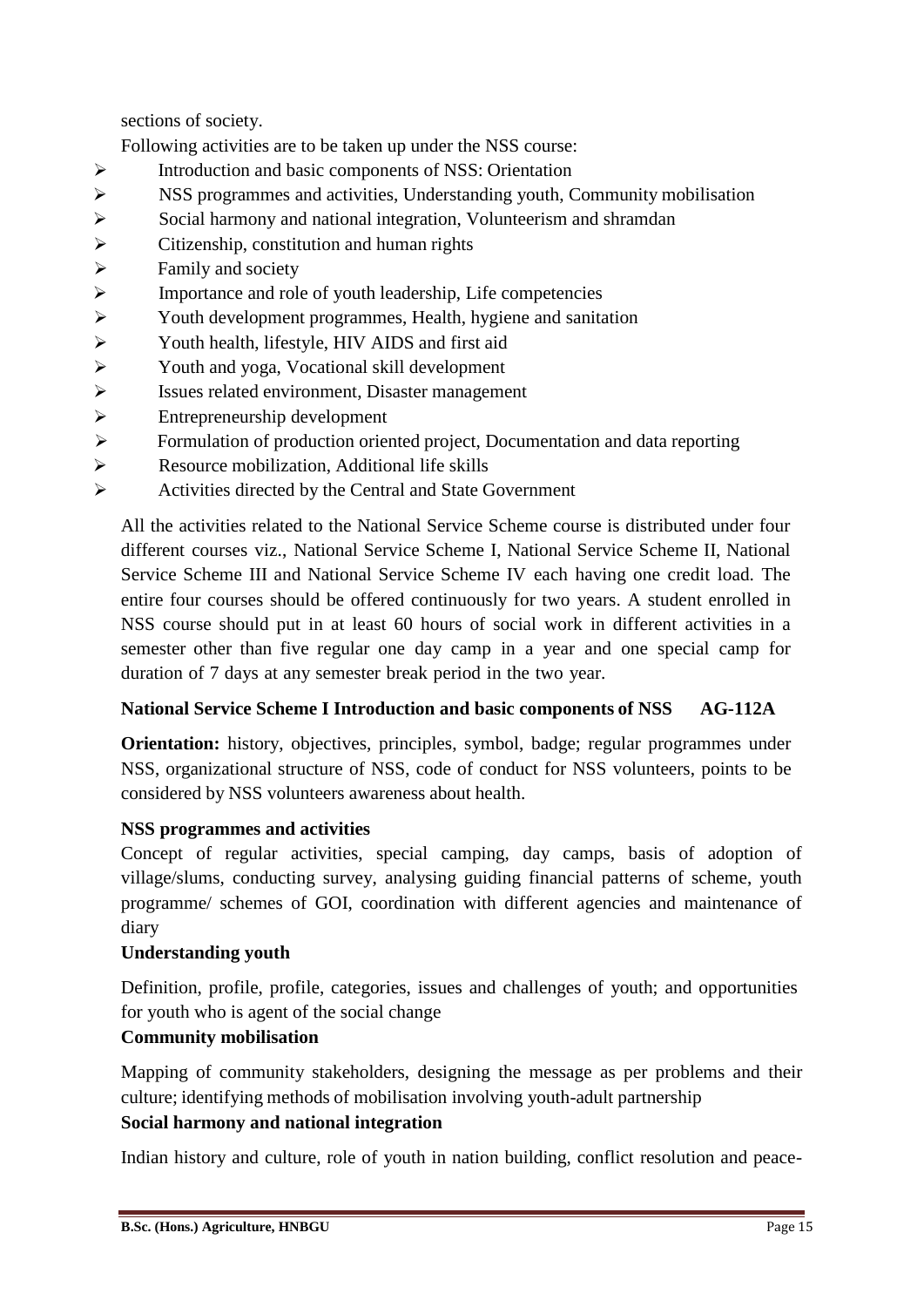sections of society.

Following activities are to be taken up under the NSS course:

- Introduction and basic components of NSS: Orientation
- NSS programmes and activities, Understanding youth, Community mobilisation
- Social harmony and national integration, Volunteerism and shramdan
- Citizenship, constitution and human rights
- Family and society
- Importance and role of youth leadership, Life competencies
- Youth development programmes, Health, hygiene and sanitation
- Youth health, lifestyle, HIV AIDS and first aid
- Youth and yoga, Vocational skill development
- Issues related environment, Disaster management
- Entrepreneurship development
- Formulation of production oriented project, Documentation and data reporting
- Resource mobilization, Additional life skills
- Activities directed by the Central and State Government

All the activities related to the National Service Scheme course is distributed under four different courses viz., National Service Scheme I, National Service Scheme II, National Service Scheme III and National Service Scheme IV each having one credit load. The entire four courses should be offered continuously for two years. A student enrolled in NSS course should put in at least 60 hours of social work in different activities in a semester other than five regular one day camp in a year and one special camp for duration of 7 days at any semester break period in the two year.

**National Service Scheme I Introduction and basic components of NSS AG-112A**

**Orientation:** history, objectives, principles, symbol, badge; regular programmes under NSS, organizational structure of NSS, code of conduct for NSS volunteers, points to be considered by NSS volunteers awareness about health.

**NSS programmes and activities**

Concept of regular activities, special camping, day camps, basis of adoption of village/slums, conducting survey, analysing guiding financial patterns of scheme, youth programme/ schemes of GOI, coordination with different agencies and maintenance of diary

**Understanding youth**

Definition, profile, profile, categories, issues and challenges of youth; and opportunities for youth who is agent of the social change

**Community mobilisation**

Mapping of community stakeholders, designing the message as per problems and their culture; identifying methods of mobilisation involving youth-adult partnership

**Social harmony and national integration**

Indian history and culture, role of youth in nation building, conflict resolution and peace-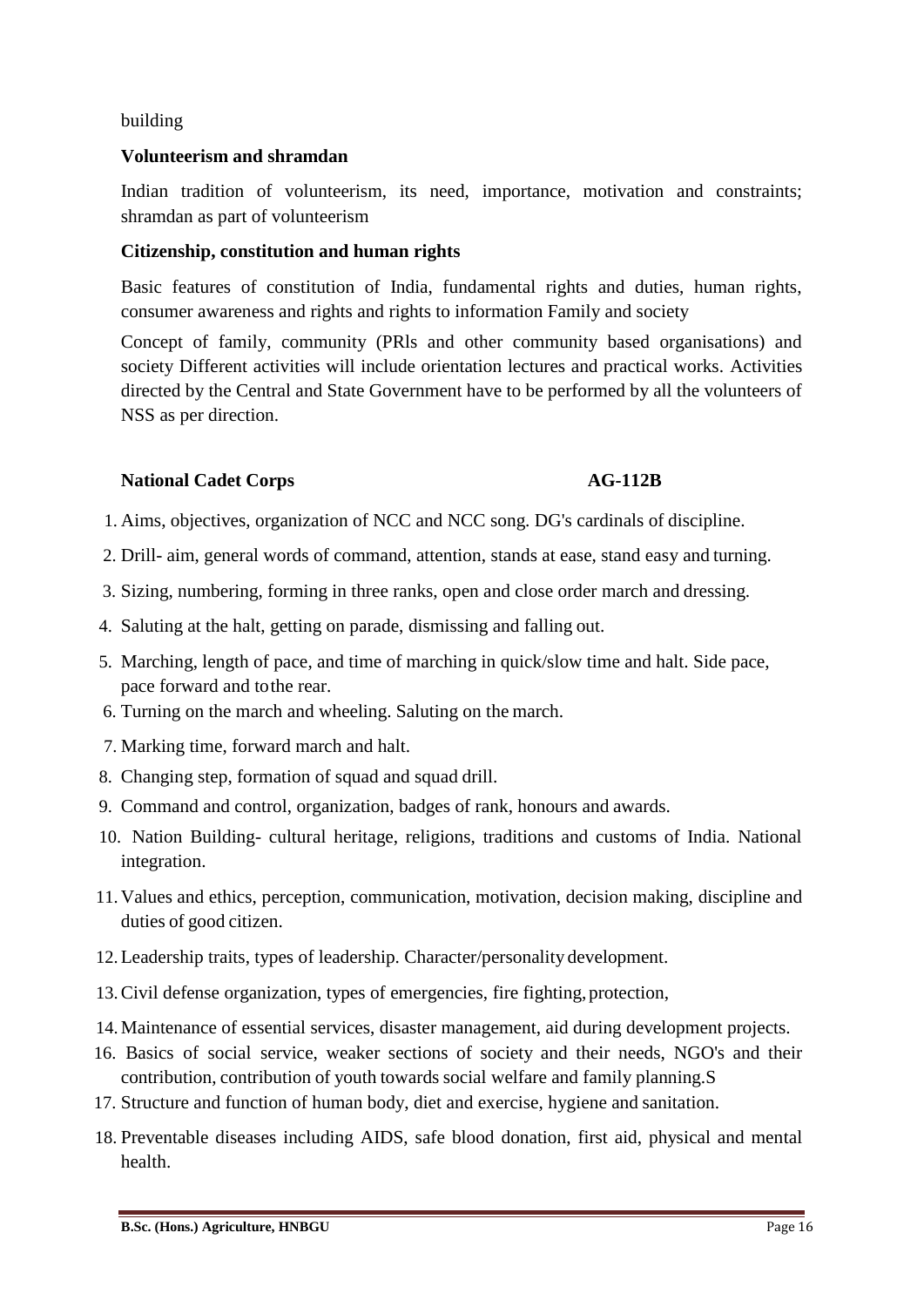building

**Volunteerism and shramdan**

Indian tradition of volunteerism, its need, importance, motivation and constraints; shramdan as part of volunteerism

**Citizenship, constitution and human rights**

Basic features of constitution of India, fundamental rights and duties, human rights, consumer awareness and rights and rights to information Family and society

Concept of family, community (PRls and other community based organisations) and society Different activities will include orientation lectures and practical works. Activities directed by the Central and State Government have to be performed by all the volunteers of NSS as per direction.

**National Cadet Corps** **AG-112B**

1. Aims, objectives, organization of NCC and NCC song. DG's cardinals of discipline.
2. Drill- aim, general words of command, attention, stands at ease, stand easy and turning.
3. Sizing, numbering, forming in three ranks, open and close order march and dressing.
4. Saluting at the halt, getting on parade, dismissing and falling out.
5. Marching, length of pace, and time of marching in quick/slow time and halt. Side pace, pace forward and tothe rear.
6. Turning on the march and wheeling. Saluting on the march.
7. Marking time, forward march and halt.
8. Changing step, formation of squad and squad drill.
9. Command and control, organization, badges of rank, honours and awards.
10. Nation Building- cultural heritage, religions, traditions and customs of India. National integration.
11. Values and ethics, perception, communication, motivation, decision making, discipline and duties of good citizen.
12. Leadership traits, types of leadership. Character/personality development.
13. Civil defense organization, types of emergencies, fire fighting, protection,
14. Maintenance of essential services, disaster management, aid during development projects.
16. Basics of social service, weaker sections of society and their needs, NGO's and their contribution, contribution of youth towards social welfare and family planning.S
17. Structure and function of human body, diet and exercise, hygiene and sanitation.
18. Preventable diseases including AIDS, safe blood donation, first aid, physical and mental health.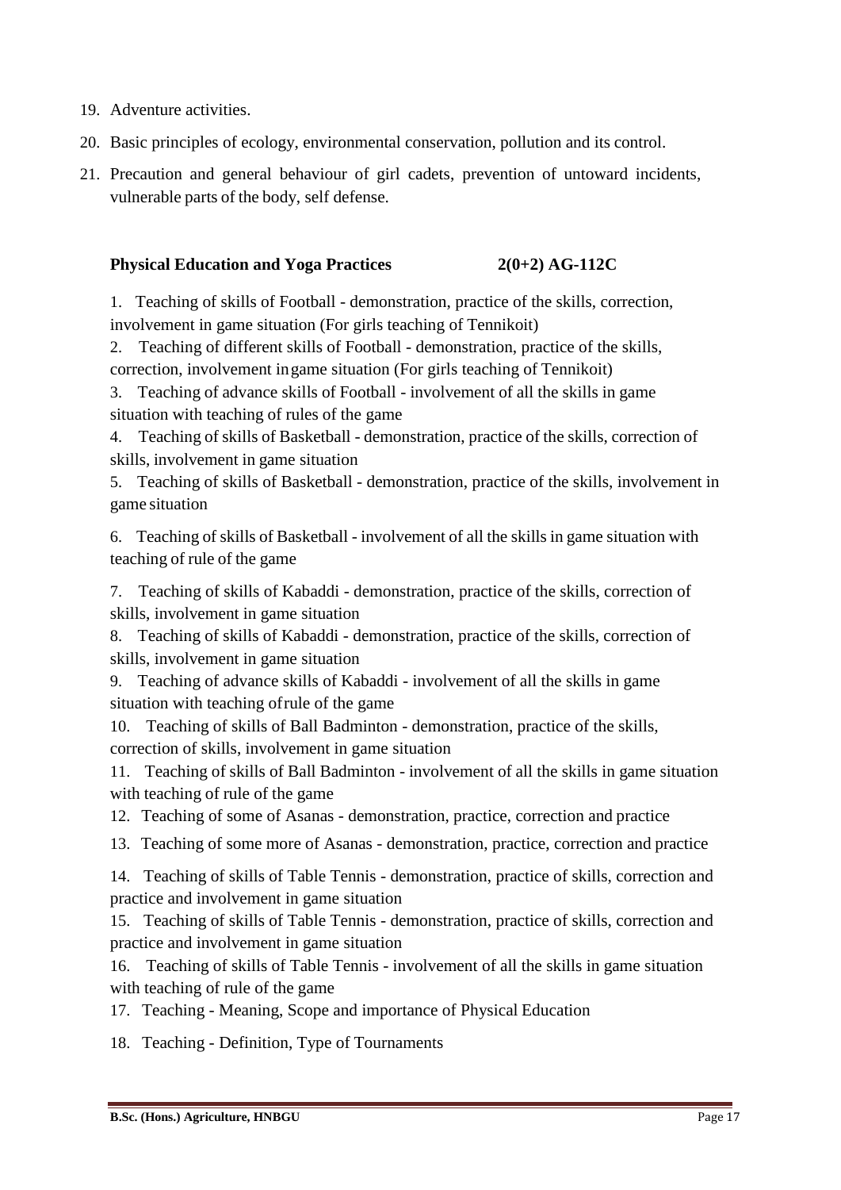19. Adventure activities.
20. Basic principles of ecology, environmental conservation, pollution and its control.
21. Precaution and general behaviour of girl cadets, prevention of untoward incidents, vulnerable parts of the body, self defense.

**Physical Education and Yoga Practices 2(0+2) AG-112C**

1. Teaching of skills of Football - demonstration, practice of the skills, correction, involvement in game situation (For girls teaching of Tennikoit)
2. Teaching of different skills of Football - demonstration, practice of the skills, correction, involvement in game situation (For girls teaching of Tennikoit)
3. Teaching of advance skills of Football - involvement of all the skills in game situation with teaching of rules of the game
4. Teaching of skills of Basketball - demonstration, practice of the skills, correction of skills, involvement in game situation
5. Teaching of skills of Basketball - demonstration, practice of the skills, involvement in game situation
6. Teaching of skills of Basketball - involvement of all the skills in game situation with teaching of rule of the game
7. Teaching of skills of Kabaddi - demonstration, practice of the skills, correction of skills, involvement in game situation
8. Teaching of skills of Kabaddi - demonstration, practice of the skills, correction of skills, involvement in game situation
9. Teaching of advance skills of Kabaddi - involvement of all the skills in game situation with teaching of rule of the game
10. Teaching of skills of Ball Badminton - demonstration, practice of the skills, correction of skills, involvement in game situation
11. Teaching of skills of Ball Badminton - involvement of all the skills in game situation with teaching of rule of the game
12. Teaching of some of Asanas - demonstration, practice, correction and practice
13. Teaching of some more of Asanas - demonstration, practice, correction and practice
14. Teaching of skills of Table Tennis - demonstration, practice of skills, correction and practice and involvement in game situation
15. Teaching of skills of Table Tennis - demonstration, practice of skills, correction and practice and involvement in game situation
16. Teaching of skills of Table Tennis - involvement of all the skills in game situation with teaching of rule of the game
17. Teaching - Meaning, Scope and importance of Physical Education
18. Teaching - Definition, Type of Tournaments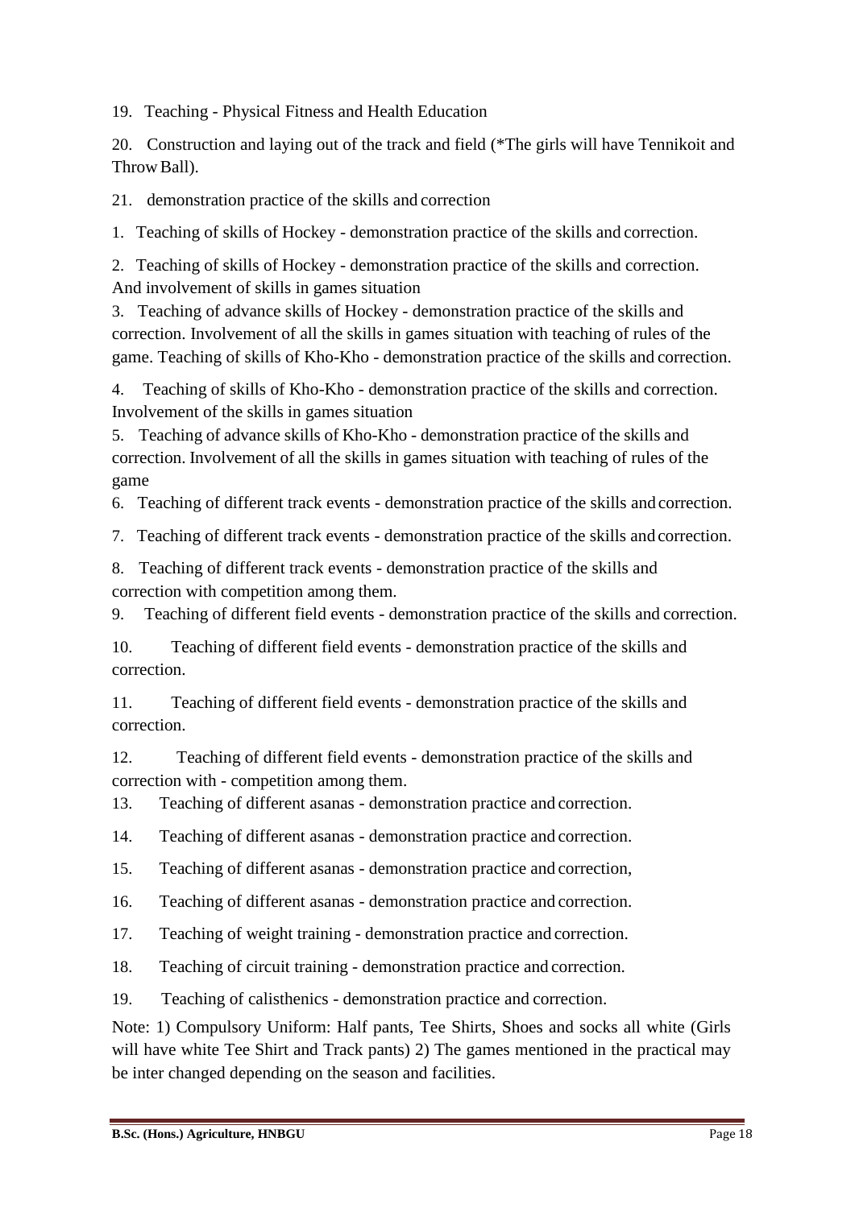19. Teaching - Physical Fitness and Health Education

20. Construction and laying out of the track and field (*The girls will have Tennikoit and Throw Ball).

21. demonstration practice of the skills and correction

1. Teaching of skills of Hockey - demonstration practice of the skills and correction.

2. Teaching of skills of Hockey - demonstration practice of the skills and correction. And involvement of skills in games situation

3. Teaching of advance skills of Hockey - demonstration practice of the skills and correction. Involvement of all the skills in games situation with teaching of rules of the game. Teaching of skills of Kho-Kho - demonstration practice of the skills and correction.

4. Teaching of skills of Kho-Kho - demonstration practice of the skills and correction. Involvement of the skills in games situation

5. Teaching of advance skills of Kho-Kho - demonstration practice of the skills and correction. Involvement of all the skills in games situation with teaching of rules of the game

6. Teaching of different track events - demonstration practice of the skills and correction.

7. Teaching of different track events - demonstration practice of the skills and correction.

8. Teaching of different track events - demonstration practice of the skills and correction with competition among them.

9. Teaching of different field events - demonstration practice of the skills and correction.

10. Teaching of different field events - demonstration practice of the skills and correction.

11. Teaching of different field events - demonstration practice of the skills and correction.

12. Teaching of different field events - demonstration practice of the skills and correction with - competition among them.

13. Teaching of different asanas - demonstration practice and correction.

14. Teaching of different asanas - demonstration practice and correction.

15. Teaching of different asanas - demonstration practice and correction,

16. Teaching of different asanas - demonstration practice and correction.

17. Teaching of weight training - demonstration practice and correction.

18. Teaching of circuit training - demonstration practice and correction.

19. Teaching of calisthenics - demonstration practice and correction.

Note: 1) Compulsory Uniform: Half pants, Tee Shirts, Shoes and socks all white (Girls will have white Tee Shirt and Track pants) 2) The games mentioned in the practical may be inter changed depending on the season and facilities.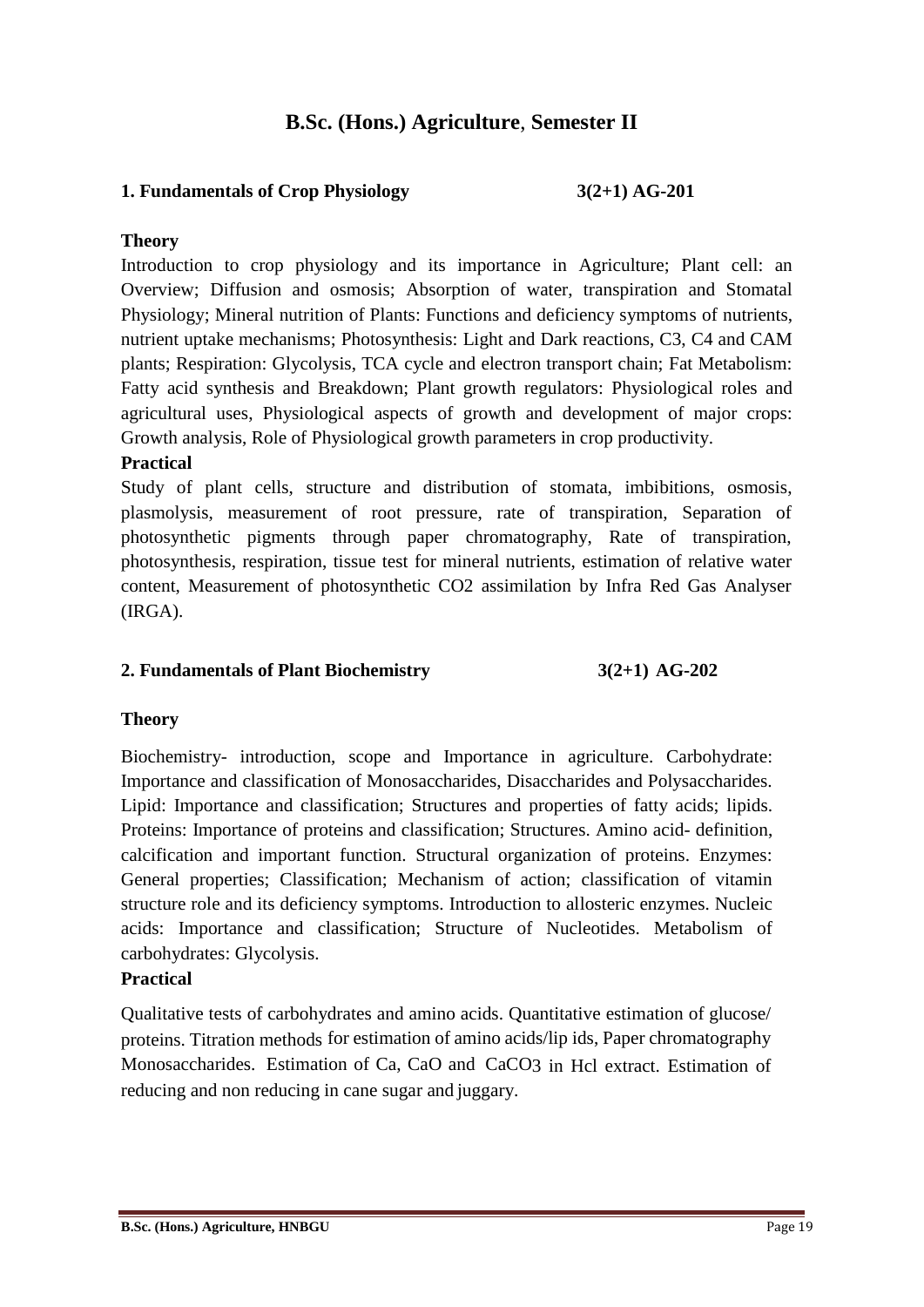# B.Sc. (Hons.) Agriculture, Semester II

### 1. Fundamentals of Crop Physiology 3(2+1) AG-201

**Theory**

Introduction to crop physiology and its importance in Agriculture; Plant cell: an Overview; Diffusion and osmosis; Absorption of water, transpiration and Stomatal Physiology; Mineral nutrition of Plants: Functions and deficiency symptoms of nutrients, nutrient uptake mechanisms; Photosynthesis: Light and Dark reactions, C3, C4 and CAM plants; Respiration: Glycolysis, TCA cycle and electron transport chain; Fat Metabolism: Fatty acid synthesis and Breakdown; Plant growth regulators: Physiological roles and agricultural uses, Physiological aspects of growth and development of major crops: Growth analysis, Role of Physiological growth parameters in crop productivity.

**Practical**

Study of plant cells, structure and distribution of stomata, imbibitions, osmosis, plasmolysis, measurement of root pressure, rate of transpiration, Separation of photosynthetic pigments through paper chromatography, Rate of transpiration, photosynthesis, respiration, tissue test for mineral nutrients, estimation of relative water content, Measurement of photosynthetic $CO_2$ assimilation by Infra Red Gas Analyser (IRGA).

### 2. Fundamentals of Plant Biochemistry 3(2+1) AG-202

**Theory**

Biochemistry- introduction, scope and Importance in agriculture. Carbohydrate: Importance and classification of Monosaccharides, Disaccharides and Polysaccharides. Lipid: Importance and classification; Structures and properties of fatty acids; lipids. Proteins: Importance of proteins and classification; Structures. Amino acid- definition, calcification and important function. Structural organization of proteins. Enzymes: General properties; Classification; Mechanism of action; classification of vitamin structure role and its deficiency symptoms. Introduction to allosteric enzymes. Nucleic acids: Importance and classification; Structure of Nucleotides. Metabolism of carbohydrates: Glycolysis.

**Practical**

Qualitative tests of carbohydrates and amino acids. Quantitative estimation of glucose/ proteins. Titration methods for estimation of amino acids/lip ids, Paper chromatography Monosaccharides. Estimation of Ca, CaO and $CaCO_3$ in Hcl extract. Estimation of reducing and non reducing in cane sugar and juggary.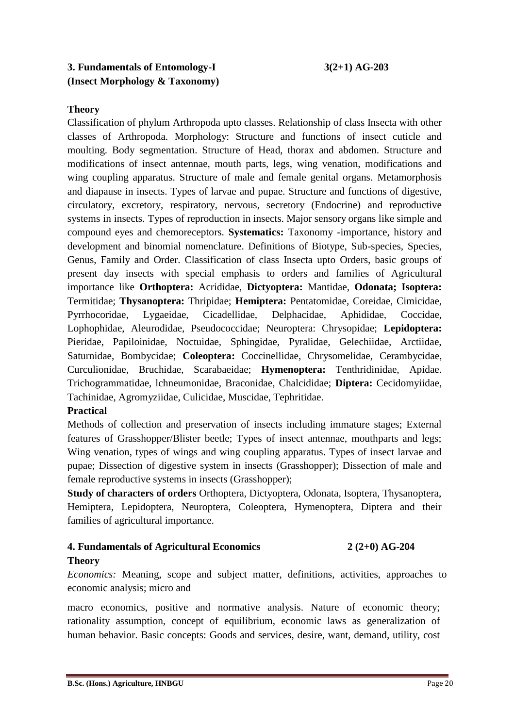### 3. Fundamentals of Entomology-I 3(2+1) AG-203
### (Insect Morphology & Taxonomy)

**Theory**

Classification of phylum Arthropoda upto classes. Relationship of class Insecta with other classes of Arthropoda. Morphology: Structure and functions of insect cuticle and moulting. Body segmentation. Structure of Head, thorax and abdomen. Structure and modifications of insect antennae, mouth parts, legs, wing venation, modifications and wing coupling apparatus. Structure of male and female genital organs. Metamorphosis and diapause in insects. Types of larvae and pupae. Structure and functions of digestive, circulatory, excretory, respiratory, nervous, secretory (Endocrine) and reproductive systems in insects. Types of reproduction in insects. Major sensory organs like simple and compound eyes and chemoreceptors. **Systematics:** Taxonomy -importance, history and development and binomial nomenclature. Definitions of Biotype, Sub-species, Species, Genus, Family and Order. Classification of class Insecta upto Orders, basic groups of present day insects with special emphasis to orders and families of Agricultural importance like **Orthoptera:** Acrididae, **Dictyoptera:** Mantidae, **Odonata; Isoptera:** Termitidae; **Thysanoptera:** Thripidae; **Hemiptera:** Pentatomidae, Coreidae, Cimicidae, Pyrrhocoridae, Lygaeidae, Cicadellidae, Delphacidae, Aphididae, Coccidae, Lophophidae, Aleurodidae, Pseudococcidae; Neuroptera: Chrysopidae; **Lepidoptera:** Pieridae, Papiloinidae, Noctuidae, Sphingidae, Pyralidae, Gelechiidae, Arctiidae, Saturnidae, Bombycidae; **Coleoptera:** Coccinellidae, Chrysomelidae, Cerambycidae, Curculionidae, Bruchidae, Scarabaeidae; **Hymenoptera:** Tenthridinidae, Apidae. Trichogrammatidae, lchneumonidae, Braconidae, Chalcididae; **Diptera:** Cecidomyiidae, Tachinidae, Agromyziidae, Culicidae, Muscidae, Tephritidae.

**Practical**

Methods of collection and preservation of insects including immature stages; External features of Grasshopper/Blister beetle; Types of insect antennae, mouthparts and legs; Wing venation, types of wings and wing coupling apparatus. Types of insect larvae and pupae; Dissection of digestive system in insects (Grasshopper); Dissection of male and female reproductive systems in insects (Grasshopper);

**Study of characters of orders** Orthoptera, Dictyoptera, Odonata, Isoptera, Thysanoptera, Hemiptera, Lepidoptera, Neuroptera, Coleoptera, Hymenoptera, Diptera and their families of agricultural importance.

### 4. Fundamentals of Agricultural Economics 2 (2+0) AG-204

**Theory**

*Economics:* Meaning, scope and subject matter, definitions, activities, approaches to economic analysis; micro and

macro economics, positive and normative analysis. Nature of economic theory; rationality assumption, concept of equilibrium, economic laws as generalization of human behavior. Basic concepts: Goods and services, desire, want, demand, utility, cost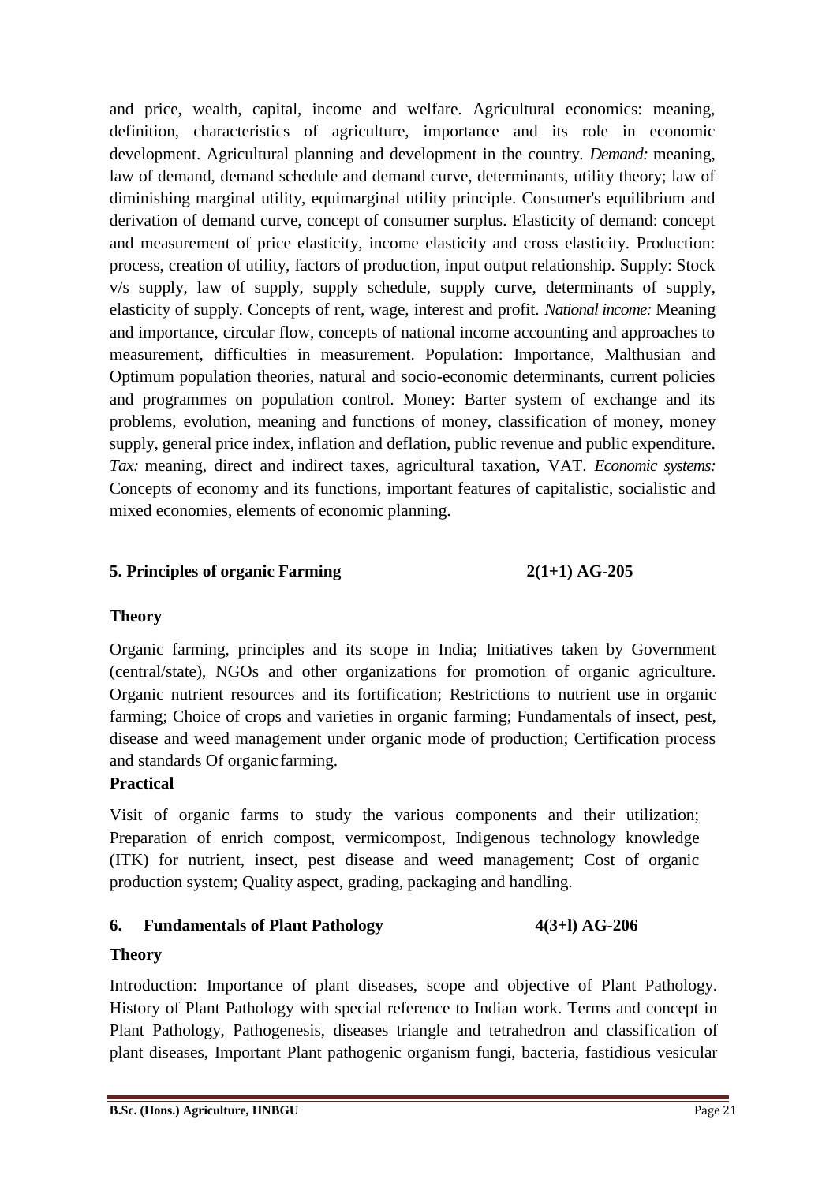and price, wealth, capital, income and welfare. Agricultural economics: meaning, definition, characteristics of agriculture, importance and its role in economic development. Agricultural planning and development in the country. *Demand:* meaning, law of demand, demand schedule and demand curve, determinants, utility theory; law of diminishing marginal utility, equimarginal utility principle. Consumer's equilibrium and derivation of demand curve, concept of consumer surplus. Elasticity of demand: concept and measurement of price elasticity, income elasticity and cross elasticity. Production: process, creation of utility, factors of production, input output relationship. Supply: Stock v/s supply, law of supply, supply schedule, supply curve, determinants of supply, elasticity of supply. Concepts of rent, wage, interest and profit. *National income:* Meaning and importance, circular flow, concepts of national income accounting and approaches to measurement, difficulties in measurement. Population: Importance, Malthusian and Optimum population theories, natural and socio-economic determinants, current policies and programmes on population control. Money: Barter system of exchange and its problems, evolution, meaning and functions of money, classification of money, money supply, general price index, inflation and deflation, public revenue and public expenditure. *Tax:* meaning, direct and indirect taxes, agricultural taxation, VAT. *Economic systems:* Concepts of economy and its functions, important features of capitalistic, socialistic and mixed economies, elements of economic planning.

### 5. Principles of organic Farming 2(1+1) AG-205

**Theory**

Organic farming, principles and its scope in India; Initiatives taken by Government (central/state), NGOs and other organizations for promotion of organic agriculture. Organic nutrient resources and its fortification; Restrictions to nutrient use in organic farming; Choice of crops and varieties in organic farming; Fundamentals of insect, pest, disease and weed management under organic mode of production; Certification process and standards Of organic farming.

**Practical**

Visit of organic farms to study the various components and their utilization; Preparation of enrich compost, vermicompost, Indigenous technology knowledge (ITK) for nutrient, insect, pest disease and weed management; Cost of organic production system; Quality aspect, grading, packaging and handling.

### 6. Fundamentals of Plant Pathology 4(3+l) AG-206

**Theory**

Introduction: Importance of plant diseases, scope and objective of Plant Pathology. History of Plant Pathology with special reference to Indian work. Terms and concept in Plant Pathology, Pathogenesis, diseases triangle and tetrahedron and classification of plant diseases, Important Plant pathogenic organism fungi, bacteria, fastidious vesicular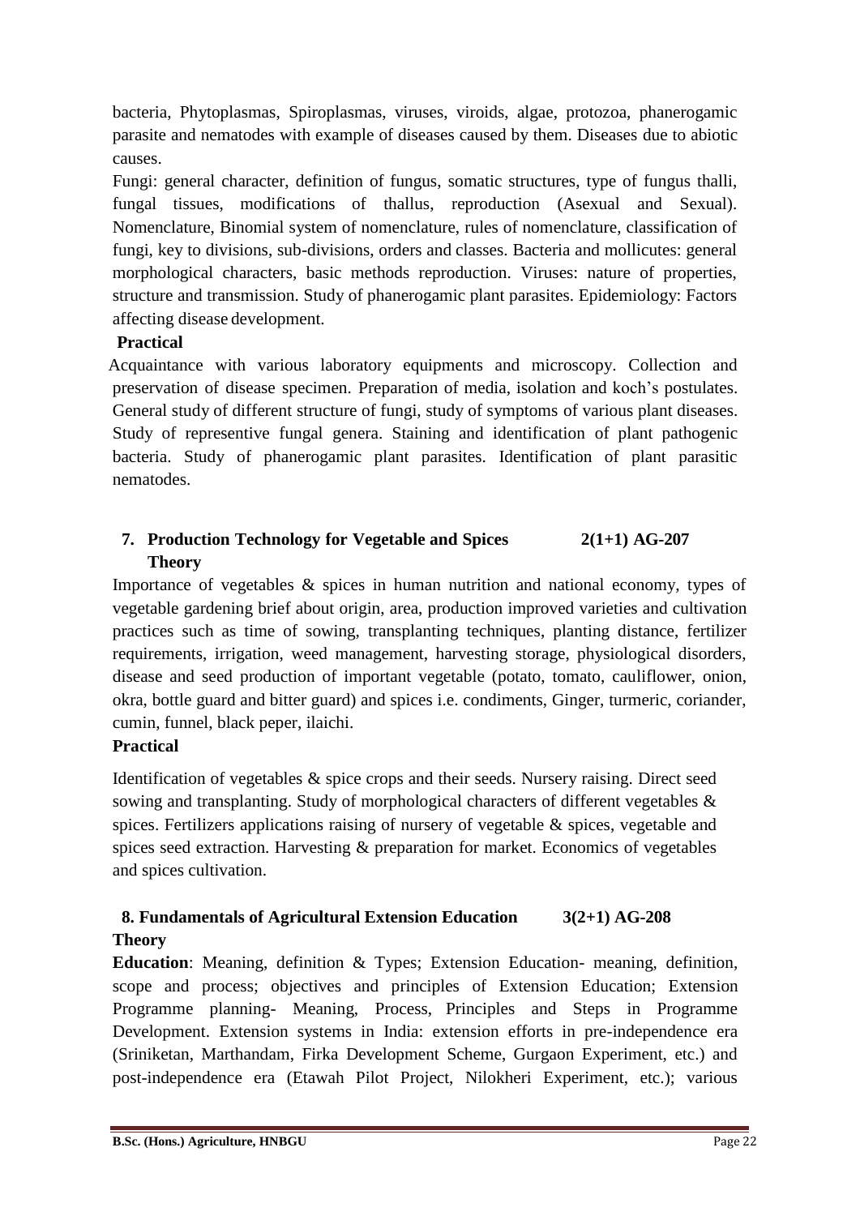bacteria, Phytoplasmas, Spiroplasmas, viruses, viroids, algae, protozoa, phanerogamic parasite and nematodes with example of diseases caused by them. Diseases due to abiotic causes.

Fungi: general character, definition of fungus, somatic structures, type of fungus thalli, fungal tissues, modifications of thallus, reproduction (Asexual and Sexual). Nomenclature, Binomial system of nomenclature, rules of nomenclature, classification of fungi, key to divisions, sub-divisions, orders and classes. Bacteria and mollicutes: general morphological characters, basic methods reproduction. Viruses: nature of properties, structure and transmission. Study of phanerogamic plant parasites. Epidemiology: Factors affecting disease development.

**Practical**

Acquaintance with various laboratory equipments and microscopy. Collection and preservation of disease specimen. Preparation of media, isolation and koch's postulates. General study of different structure of fungi, study of symptoms of various plant diseases. Study of representive fungal genera. Staining and identification of plant pathogenic bacteria. Study of phanerogamic plant parasites. Identification of plant parasitic nematodes.

### 7. Production Technology for Vegetable and Spices 2(1+1) AG-207

**Theory**

Importance of vegetables & spices in human nutrition and national economy, types of vegetable gardening brief about origin, area, production improved varieties and cultivation practices such as time of sowing, transplanting techniques, planting distance, fertilizer requirements, irrigation, weed management, harvesting storage, physiological disorders, disease and seed production of important vegetable (potato, tomato, cauliflower, onion, okra, bottle guard and bitter guard) and spices i.e. condiments, Ginger, turmeric, coriander, cumin, funnel, black peper, ilaichi.

**Practical**

Identification of vegetables & spice crops and their seeds. Nursery raising. Direct seed sowing and transplanting. Study of morphological characters of different vegetables & spices. Fertilizers applications raising of nursery of vegetable & spices, vegetable and spices seed extraction. Harvesting & preparation for market. Economics of vegetables and spices cultivation.

### 8. Fundamentals of Agricultural Extension Education 3(2+1) AG-208

**Theory**

**Education**: Meaning, definition & Types; Extension Education- meaning, definition, scope and process; objectives and principles of Extension Education; Extension Programme planning- Meaning, Process, Principles and Steps in Programme Development. Extension systems in India: extension efforts in pre-independence era (Sriniketan, Marthandam, Firka Development Scheme, Gurgaon Experiment, etc.) and post-independence era (Etawah Pilot Project, Nilokheri Experiment, etc.); various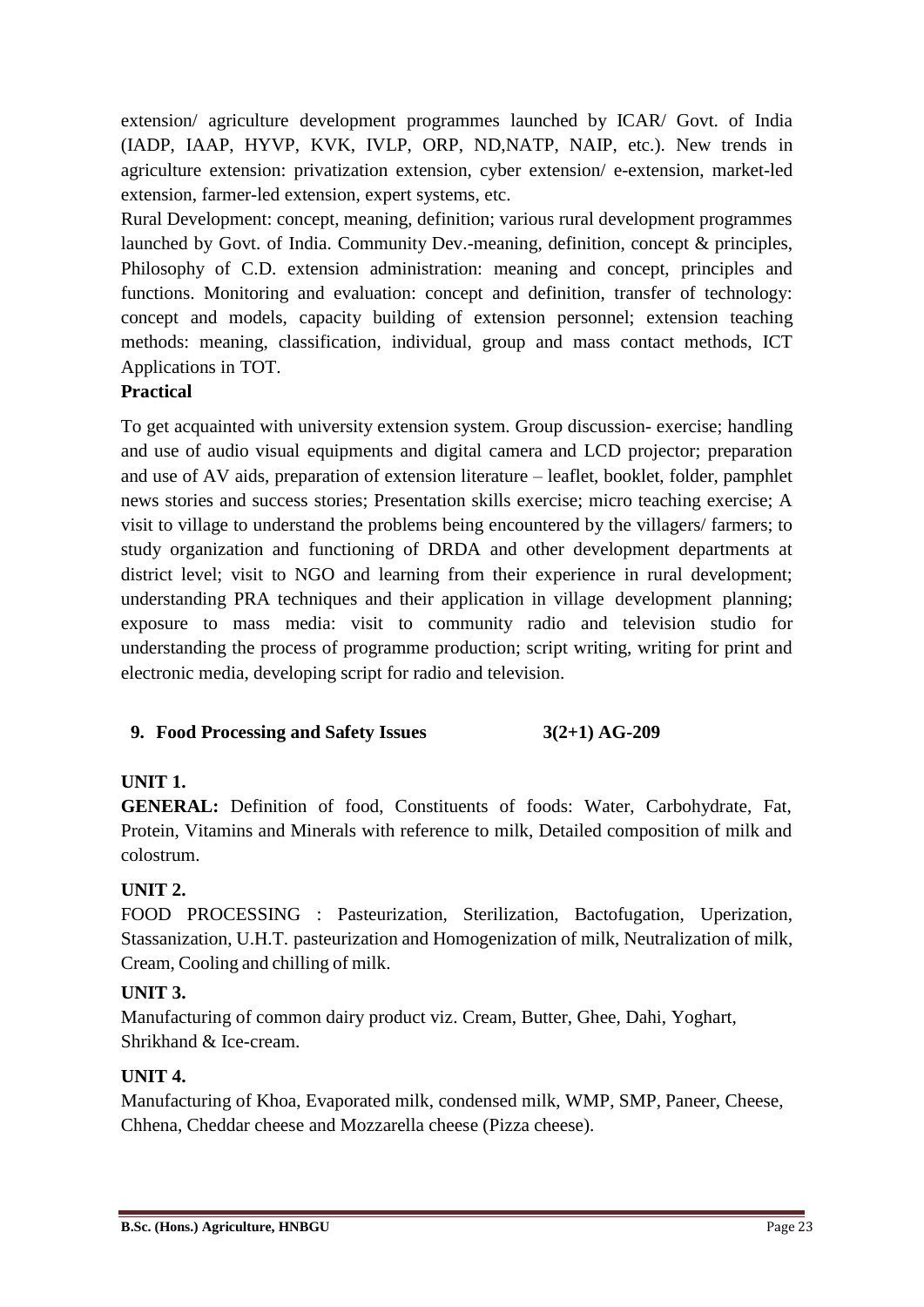extension/ agriculture development programmes launched by ICAR/ Govt. of India (IADP, IAAP, HYVP, KVK, IVLP, ORP, ND,NATP, NAIP, etc.). New trends in agriculture extension: privatization extension, cyber extension/ e-extension, market-led extension, farmer-led extension, expert systems, etc.

Rural Development: concept, meaning, definition; various rural development programmes launched by Govt. of India. Community Dev.-meaning, definition, concept & principles, Philosophy of C.D. extension administration: meaning and concept, principles and functions. Monitoring and evaluation: concept and definition, transfer of technology: concept and models, capacity building of extension personnel; extension teaching methods: meaning, classification, individual, group and mass contact methods, ICT Applications in TOT.

**Practical**

To get acquainted with university extension system. Group discussion- exercise; handling and use of audio visual equipments and digital camera and LCD projector; preparation and use of AV aids, preparation of extension literature – leaflet, booklet, folder, pamphlet news stories and success stories; Presentation skills exercise; micro teaching exercise; A visit to village to understand the problems being encountered by the villagers/ farmers; to study organization and functioning of DRDA and other development departments at district level; visit to NGO and learning from their experience in rural development; understanding PRA techniques and their application in village development planning; exposure to mass media: visit to community radio and television studio for understanding the process of programme production; script writing, writing for print and electronic media, developing script for radio and television.

## 9. Food Processing and Safety Issues 3(2+1) AG-209

**UNIT 1.**

**GENERAL:** Definition of food, Constituents of foods: Water, Carbohydrate, Fat, Protein, Vitamins and Minerals with reference to milk, Detailed composition of milk and colostrum.

**UNIT 2.**

FOOD PROCESSING : Pasteurization, Sterilization, Bactofugation, Uperization, Stassanization, U.H.T. pasteurization and Homogenization of milk, Neutralization of milk, Cream, Cooling and chilling of milk.

**UNIT 3.**

Manufacturing of common dairy product viz. Cream, Butter, Ghee, Dahi, Yoghart, Shrikhand & Ice-cream.

**UNIT 4.**

Manufacturing of Khoa, Evaporated milk, condensed milk, WMP, SMP, Paneer, Cheese, Chhena, Cheddar cheese and Mozzarella cheese (Pizza cheese).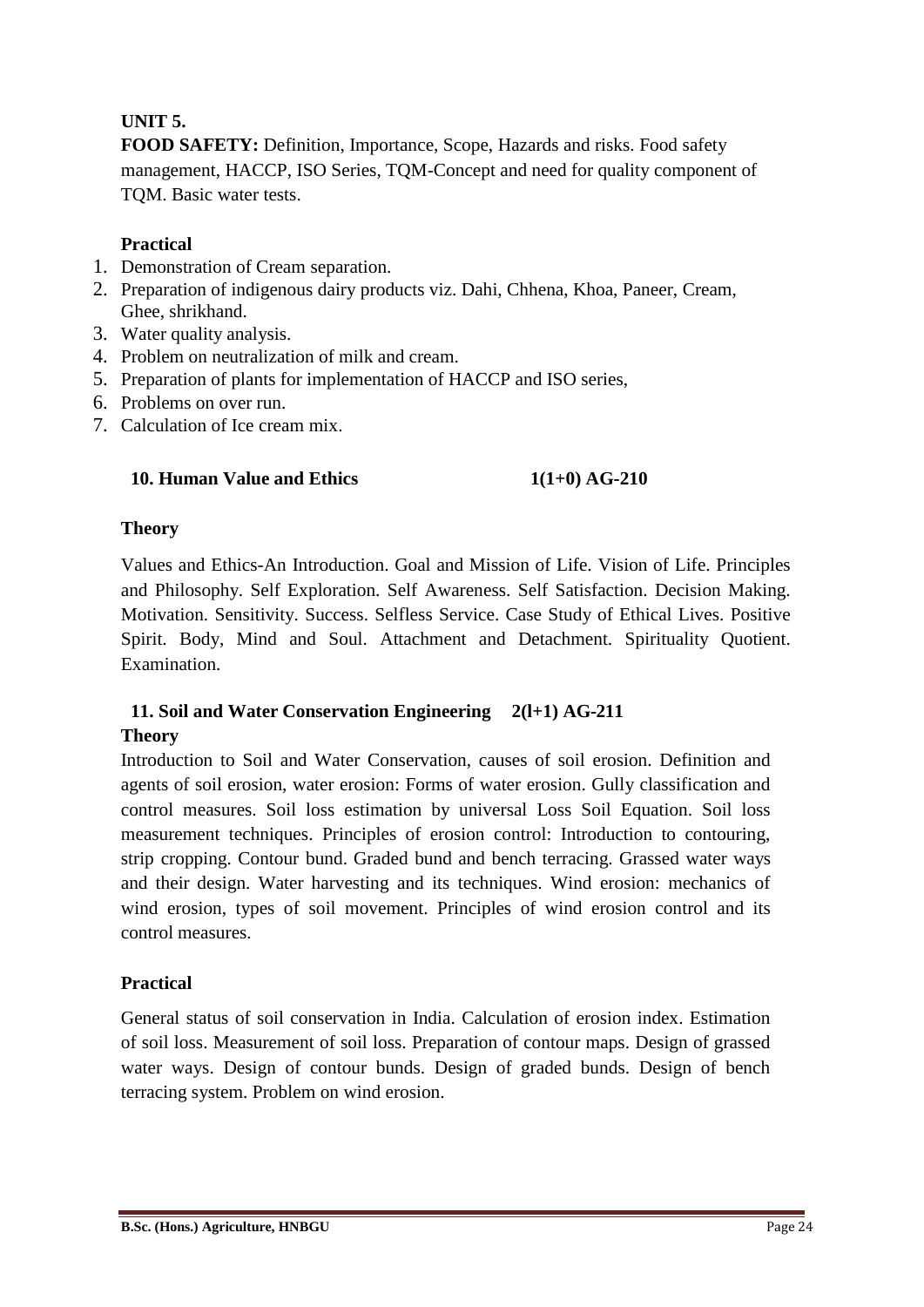**UNIT 5.**

**FOOD SAFETY:** Definition, Importance, Scope, Hazards and risks. Food safety management, HACCP, ISO Series, TQM-Concept and need for quality component of TQM. Basic water tests.

**Practical**

1. Demonstration of Cream separation.
2. Preparation of indigenous dairy products viz. Dahi, Chhena, Khoa, Paneer, Cream, Ghee, shrikhand.
3. Water quality analysis.
4. Problem on neutralization of milk and cream.
5. Preparation of plants for implementation of HACCP and ISO series,
6. Problems on over run.
7. Calculation of Ice cream mix.

## 10. Human Value and Ethics 1(1+0) AG-210

**Theory**

Values and Ethics-An Introduction. Goal and Mission of Life. Vision of Life. Principles and Philosophy. Self Exploration. Self Awareness. Self Satisfaction. Decision Making. Motivation. Sensitivity. Success. Selfless Service. Case Study of Ethical Lives. Positive Spirit. Body, Mind and Soul. Attachment and Detachment. Spirituality Quotient. Examination.

## 11. Soil and Water Conservation Engineering 2(l+1) AG-211

**Theory**

Introduction to Soil and Water Conservation, causes of soil erosion. Definition and agents of soil erosion, water erosion: Forms of water erosion. Gully classification and control measures. Soil loss estimation by universal Loss Soil Equation. Soil loss measurement techniques. Principles of erosion control: Introduction to contouring, strip cropping. Contour bund. Graded bund and bench terracing. Grassed water ways and their design. Water harvesting and its techniques. Wind erosion: mechanics of wind erosion, types of soil movement. Principles of wind erosion control and its control measures.

**Practical**

General status of soil conservation in India. Calculation of erosion index. Estimation of soil loss. Measurement of soil loss. Preparation of contour maps. Design of grassed water ways. Design of contour bunds. Design of graded bunds. Design of bench terracing system. Problem on wind erosion.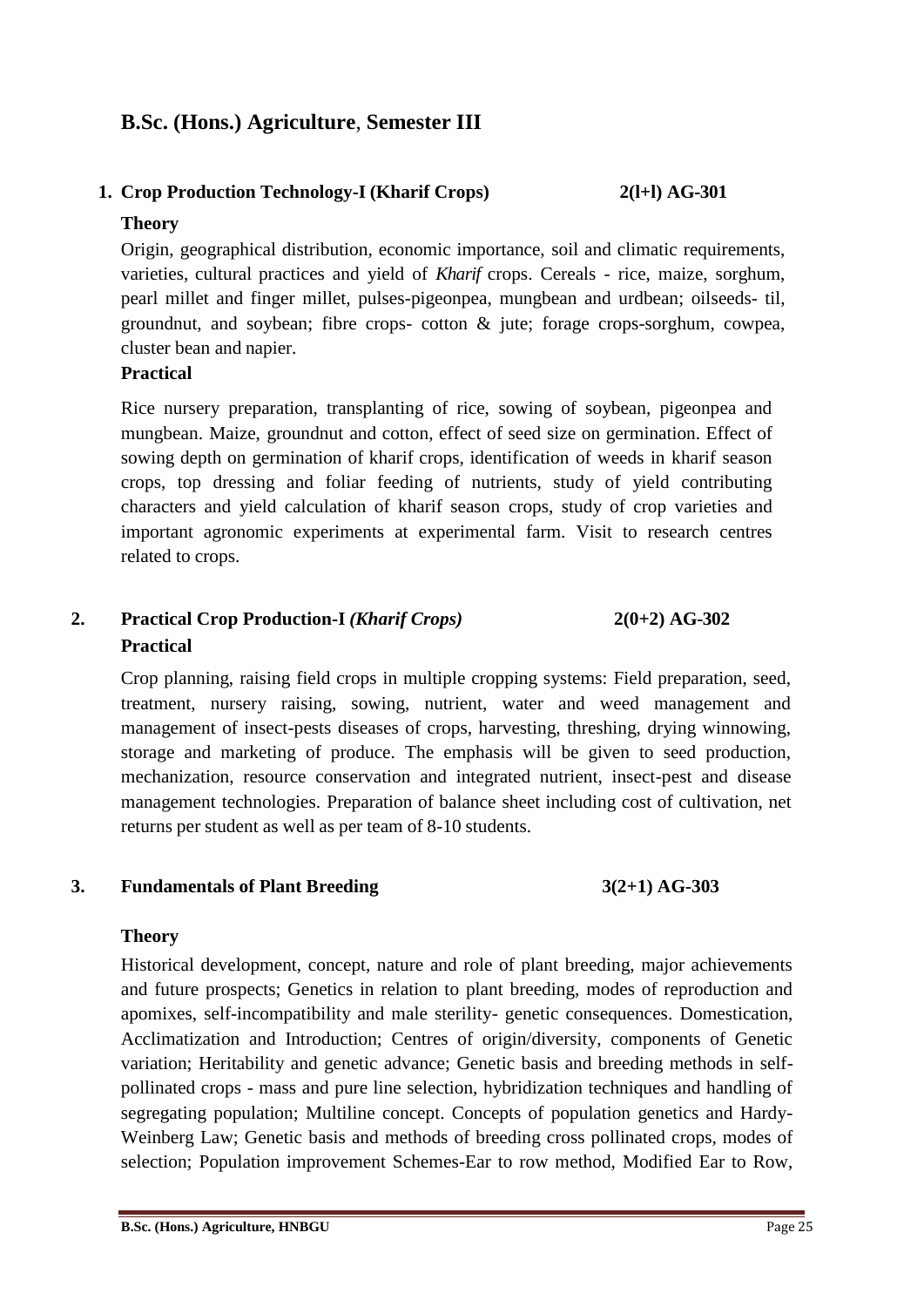## B.Sc. (Hons.) Agriculture, Semester III

### 1. Crop Production Technology-I (Kharif Crops) 2(l+l) AG-301

**Theory**

Origin, geographical distribution, economic importance, soil and climatic requirements, varieties, cultural practices and yield of *Kharif* crops. Cereals - rice, maize, sorghum, pearl millet and finger millet, pulses-pigeonpea, mungbean and urdbean; oilseeds- til, groundnut, and soybean; fibre crops- cotton & jute; forage crops-sorghum, cowpea, cluster bean and napier.

**Practical**

Rice nursery preparation, transplanting of rice, sowing of soybean, pigeonpea and mungbean. Maize, groundnut and cotton, effect of seed size on germination. Effect of sowing depth on germination of kharif crops, identification of weeds in kharif season crops, top dressing and foliar feeding of nutrients, study of yield contributing characters and yield calculation of kharif season crops, study of crop varieties and important agronomic experiments at experimental farm. Visit to research centres related to crops.

### 2. Practical Crop Production-I *(Kharif Crops)* 2(0+2) AG-302

**Practical**

Crop planning, raising field crops in multiple cropping systems: Field preparation, seed, treatment, nursery raising, sowing, nutrient, water and weed management and management of insect-pests diseases of crops, harvesting, threshing, drying winnowing, storage and marketing of produce. The emphasis will be given to seed production, mechanization, resource conservation and integrated nutrient, insect-pest and disease management technologies. Preparation of balance sheet including cost of cultivation, net returns per student as well as per team of 8-10 students.

### 3. Fundamentals of Plant Breeding 3(2+1) AG-303

**Theory**

Historical development, concept, nature and role of plant breeding, major achievements and future prospects; Genetics in relation to plant breeding, modes of reproduction and apomixes, self-incompatibility and male sterility- genetic consequences. Domestication, Acclimatization and Introduction; Centres of origin/diversity, components of Genetic variation; Heritability and genetic advance; Genetic basis and breeding methods in self-pollinated crops - mass and pure line selection, hybridization techniques and handling of segregating population; Multiline concept. Concepts of population genetics and Hardy-Weinberg Law; Genetic basis and methods of breeding cross pollinated crops, modes of selection; Population improvement Schemes-Ear to row method, Modified Ear to Row,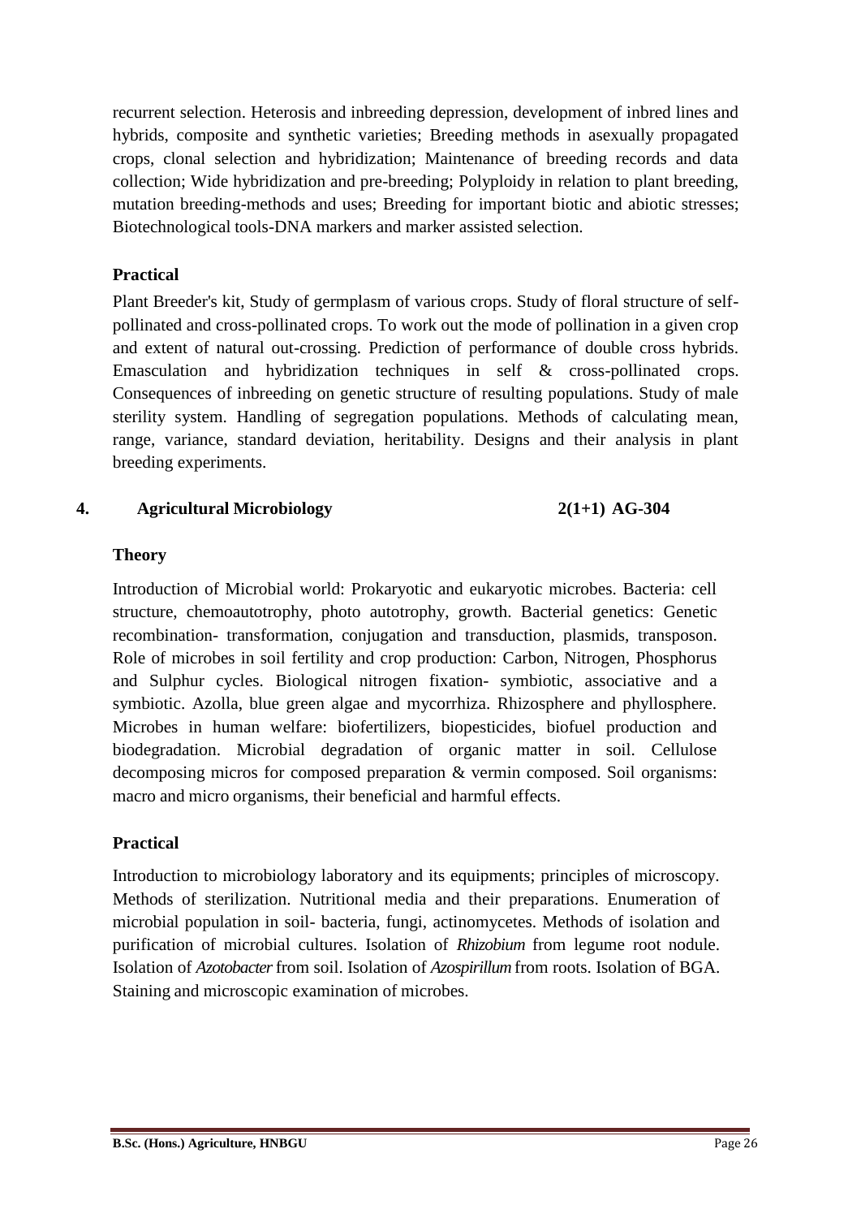recurrent selection. Heterosis and inbreeding depression, development of inbred lines and hybrids, composite and synthetic varieties; Breeding methods in asexually propagated crops, clonal selection and hybridization; Maintenance of breeding records and data collection; Wide hybridization and pre-breeding; Polyploidy in relation to plant breeding, mutation breeding-methods and uses; Breeding for important biotic and abiotic stresses; Biotechnological tools-DNA markers and marker assisted selection.

**Practical**

Plant Breeder's kit, Study of germplasm of various crops. Study of floral structure of self-pollinated and cross-pollinated crops. To work out the mode of pollination in a given crop and extent of natural out-crossing. Prediction of performance of double cross hybrids. Emasculation and hybridization techniques in self & cross-pollinated crops. Consequences of inbreeding on genetic structure of resulting populations. Study of male sterility system. Handling of segregation populations. Methods of calculating mean, range, variance, standard deviation, heritability. Designs and their analysis in plant breeding experiments.

**4. Agricultural Microbiology 2(1+1) AG-304**

**Theory**

Introduction of Microbial world: Prokaryotic and eukaryotic microbes. Bacteria: cell structure, chemoautotrophy, photo autotrophy, growth. Bacterial genetics: Genetic recombination- transformation, conjugation and transduction, plasmids, transposon. Role of microbes in soil fertility and crop production: Carbon, Nitrogen, Phosphorus and Sulphur cycles. Biological nitrogen fixation- symbiotic, associative and a symbiotic. Azolla, blue green algae and mycorrhiza. Rhizosphere and phyllosphere. Microbes in human welfare: biofertilizers, biopesticides, biofuel production and biodegradation. Microbial degradation of organic matter in soil. Cellulose decomposing micros for composed preparation & vermin composed. Soil organisms: macro and micro organisms, their beneficial and harmful effects.

**Practical**

Introduction to microbiology laboratory and its equipments; principles of microscopy. Methods of sterilization. Nutritional media and their preparations. Enumeration of microbial population in soil- bacteria, fungi, actinomycetes. Methods of isolation and purification of microbial cultures. Isolation of *Rhizobium* from legume root nodule. Isolation of *Azotobacter* from soil. Isolation of *Azospirillum* from roots. Isolation of BGA. Staining and microscopic examination of microbes.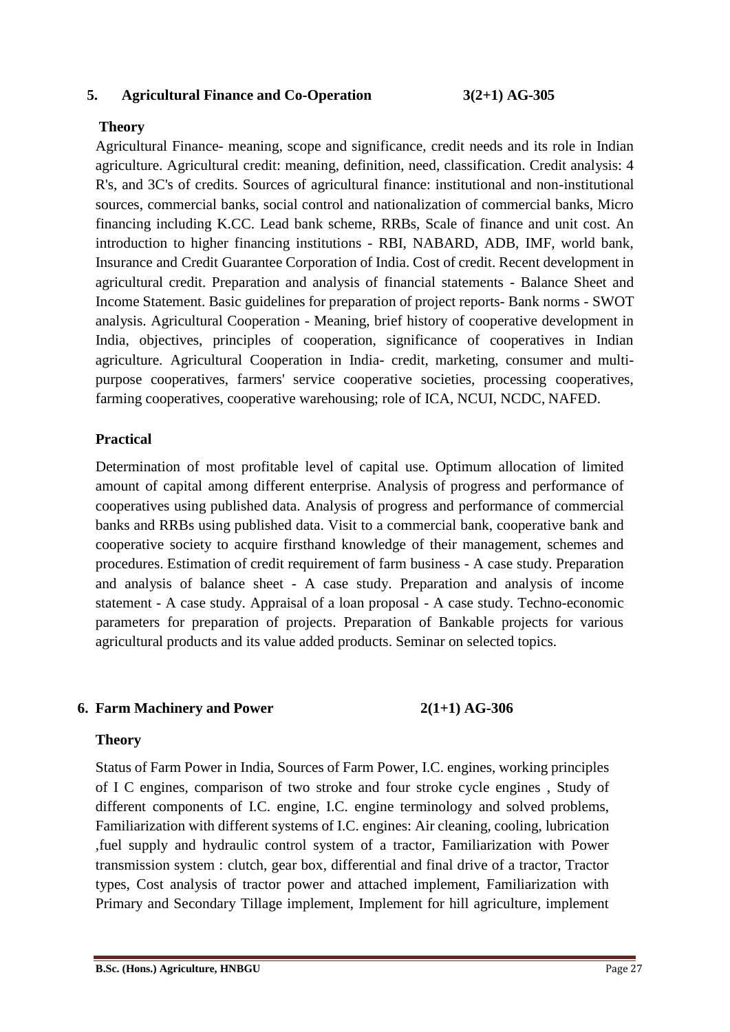### 5. Agricultural Finance and Co-Operation 3(2+1) AG-305

**Theory**

Agricultural Finance- meaning, scope and significance, credit needs and its role in Indian agriculture. Agricultural credit: meaning, definition, need, classification. Credit analysis: 4 R's, and 3C's of credits. Sources of agricultural finance: institutional and non-institutional sources, commercial banks, social control and nationalization of commercial banks, Micro financing including K.CC. Lead bank scheme, RRBs, Scale of finance and unit cost. An introduction to higher financing institutions - RBI, NABARD, ADB, IMF, world bank, Insurance and Credit Guarantee Corporation of India. Cost of credit. Recent development in agricultural credit. Preparation and analysis of financial statements - Balance Sheet and Income Statement. Basic guidelines for preparation of project reports- Bank norms - SWOT analysis. Agricultural Cooperation - Meaning, brief history of cooperative development in India, objectives, principles of cooperation, significance of cooperatives in Indian agriculture. Agricultural Cooperation in India- credit, marketing, consumer and multi-purpose cooperatives, farmers' service cooperative societies, processing cooperatives, farming cooperatives, cooperative warehousing; role of ICA, NCUI, NCDC, NAFED.

**Practical**

Determination of most profitable level of capital use. Optimum allocation of limited amount of capital among different enterprise. Analysis of progress and performance of cooperatives using published data. Analysis of progress and performance of commercial banks and RRBs using published data. Visit to a commercial bank, cooperative bank and cooperative society to acquire firsthand knowledge of their management, schemes and procedures. Estimation of credit requirement of farm business - A case study. Preparation and analysis of balance sheet - A case study. Preparation and analysis of income statement - A case study. Appraisal of a loan proposal - A case study. Techno-economic parameters for preparation of projects. Preparation of Bankable projects for various agricultural products and its value added products. Seminar on selected topics.

### 6. Farm Machinery and Power 2(1+1) AG-306

**Theory**

Status of Farm Power in India, Sources of Farm Power, I.C. engines, working principles of I C engines, comparison of two stroke and four stroke cycle engines , Study of different components of I.C. engine, I.C. engine terminology and solved problems, Familiarization with different systems of I.C. engines: Air cleaning, cooling, lubrication ,fuel supply and hydraulic control system of a tractor, Familiarization with Power transmission system : clutch, gear box, differential and final drive of a tractor, Tractor types, Cost analysis of tractor power and attached implement, Familiarization with Primary and Secondary Tillage implement, Implement for hill agriculture, implement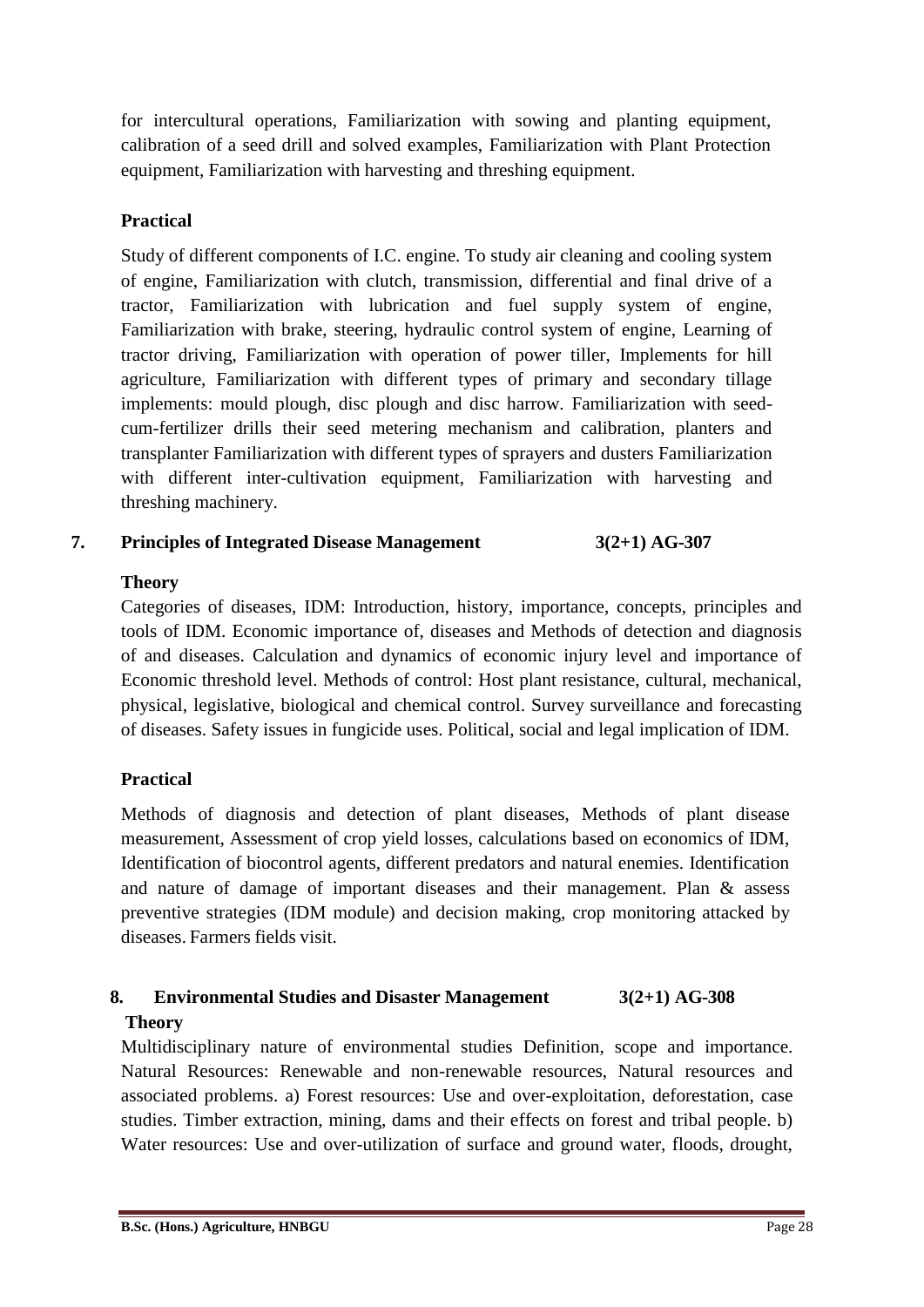for intercultural operations, Familiarization with sowing and planting equipment, calibration of a seed drill and solved examples, Familiarization with Plant Protection equipment, Familiarization with harvesting and threshing equipment.

**Practical**

Study of different components of I.C. engine. To study air cleaning and cooling system of engine, Familiarization with clutch, transmission, differential and final drive of a tractor, Familiarization with lubrication and fuel supply system of engine, Familiarization with brake, steering, hydraulic control system of engine, Learning of tractor driving, Familiarization with operation of power tiller, Implements for hill agriculture, Familiarization with different types of primary and secondary tillage implements: mould plough, disc plough and disc harrow. Familiarization with seed-cum-fertilizer drills their seed metering mechanism and calibration, planters and transplanter Familiarization with different types of sprayers and dusters Familiarization with different inter-cultivation equipment, Familiarization with harvesting and threshing machinery.

**7. Principles of Integrated Disease Management 3(2+1) AG-307**

**Theory**

Categories of diseases, IDM: Introduction, history, importance, concepts, principles and tools of IDM. Economic importance of, diseases and Methods of detection and diagnosis of and diseases. Calculation and dynamics of economic injury level and importance of Economic threshold level. Methods of control: Host plant resistance, cultural, mechanical, physical, legislative, biological and chemical control. Survey surveillance and forecasting of diseases. Safety issues in fungicide uses. Political, social and legal implication of IDM.

**Practical**

Methods of diagnosis and detection of plant diseases, Methods of plant disease measurement, Assessment of crop yield losses, calculations based on economics of IDM, Identification of biocontrol agents, different predators and natural enemies. Identification and nature of damage of important diseases and their management. Plan & assess preventive strategies (IDM module) and decision making, crop monitoring attacked by diseases. Farmers fields visit.

**8. Environmental Studies and Disaster Management 3(2+1) AG-308**

**Theory**

Multidisciplinary nature of environmental studies Definition, scope and importance. Natural Resources: Renewable and non-renewable resources, Natural resources and associated problems. a) Forest resources: Use and over-exploitation, deforestation, case studies. Timber extraction, mining, dams and their effects on forest and tribal people. b) Water resources: Use and over-utilization of surface and ground water, floods, drought,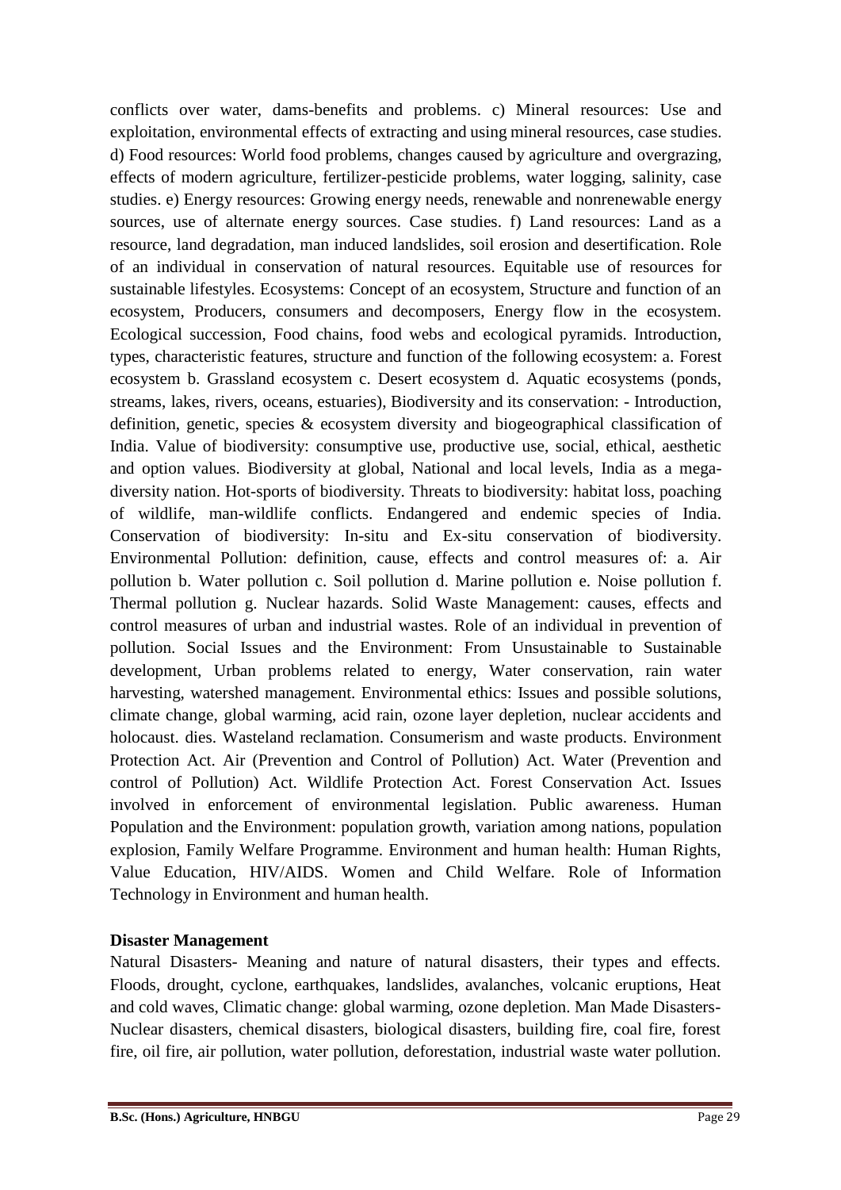conflicts over water, dams-benefits and problems. c) Mineral resources: Use and exploitation, environmental effects of extracting and using mineral resources, case studies. d) Food resources: World food problems, changes caused by agriculture and overgrazing, effects of modern agriculture, fertilizer-pesticide problems, water logging, salinity, case studies. e) Energy resources: Growing energy needs, renewable and nonrenewable energy sources, use of alternate energy sources. Case studies. f) Land resources: Land as a resource, land degradation, man induced landslides, soil erosion and desertification. Role of an individual in conservation of natural resources. Equitable use of resources for sustainable lifestyles. Ecosystems: Concept of an ecosystem, Structure and function of an ecosystem, Producers, consumers and decomposers, Energy flow in the ecosystem. Ecological succession, Food chains, food webs and ecological pyramids. Introduction, types, characteristic features, structure and function of the following ecosystem: a. Forest ecosystem b. Grassland ecosystem c. Desert ecosystem d. Aquatic ecosystems (ponds, streams, lakes, rivers, oceans, estuaries), Biodiversity and its conservation: - Introduction, definition, genetic, species & ecosystem diversity and biogeographical classification of India. Value of biodiversity: consumptive use, productive use, social, ethical, aesthetic and option values. Biodiversity at global, National and local levels, India as a mega-diversity nation. Hot-sports of biodiversity. Threats to biodiversity: habitat loss, poaching of wildlife, man-wildlife conflicts. Endangered and endemic species of India. Conservation of biodiversity: In-situ and Ex-situ conservation of biodiversity. Environmental Pollution: definition, cause, effects and control measures of: a. Air pollution b. Water pollution c. Soil pollution d. Marine pollution e. Noise pollution f. Thermal pollution g. Nuclear hazards. Solid Waste Management: causes, effects and control measures of urban and industrial wastes. Role of an individual in prevention of pollution. Social Issues and the Environment: From Unsustainable to Sustainable development, Urban problems related to energy, Water conservation, rain water harvesting, watershed management. Environmental ethics: Issues and possible solutions, climate change, global warming, acid rain, ozone layer depletion, nuclear accidents and holocaust. dies. Wasteland reclamation. Consumerism and waste products. Environment Protection Act. Air (Prevention and Control of Pollution) Act. Water (Prevention and control of Pollution) Act. Wildlife Protection Act. Forest Conservation Act. Issues involved in enforcement of environmental legislation. Public awareness. Human Population and the Environment: population growth, variation among nations, population explosion, Family Welfare Programme. Environment and human health: Human Rights, Value Education, HIV/AIDS. Women and Child Welfare. Role of Information Technology in Environment and human health.

**Disaster Management**

Natural Disasters- Meaning and nature of natural disasters, their types and effects. Floods, drought, cyclone, earthquakes, landslides, avalanches, volcanic eruptions, Heat and cold waves, Climatic change: global warming, ozone depletion. Man Made Disasters- Nuclear disasters, chemical disasters, biological disasters, building fire, coal fire, forest fire, oil fire, air pollution, water pollution, deforestation, industrial waste water pollution.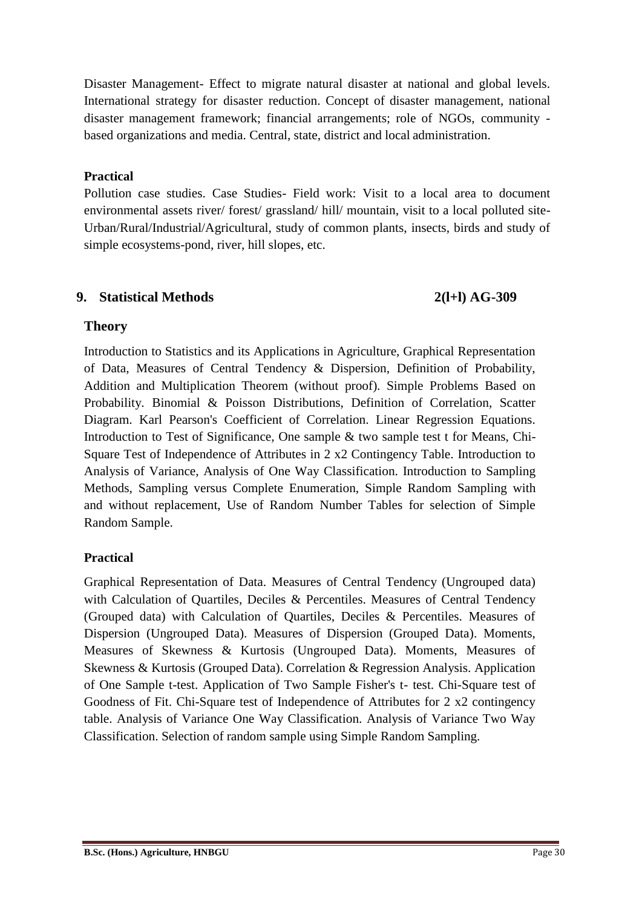Disaster Management- Effect to migrate natural disaster at national and global levels. International strategy for disaster reduction. Concept of disaster management, national disaster management framework; financial arrangements; role of NGOs, community - based organizations and media. Central, state, district and local administration.

**Practical**

Pollution case studies. Case Studies- Field work: Visit to a local area to document environmental assets river/ forest/ grassland/ hill/ mountain, visit to a local polluted site-Urban/Rural/Industrial/Agricultural, study of common plants, insects, birds and study of simple ecosystems-pond, river, hill slopes, etc.

## 9. Statistical Methods 2(l+l) AG-309

### Theory

Introduction to Statistics and its Applications in Agriculture, Graphical Representation of Data, Measures of Central Tendency & Dispersion, Definition of Probability, Addition and Multiplication Theorem (without proof). Simple Problems Based on Probability. Binomial & Poisson Distributions, Definition of Correlation, Scatter Diagram. Karl Pearson's Coefficient of Correlation. Linear Regression Equations. Introduction to Test of Significance, One sample & two sample test t for Means, Chi-Square Test of Independence of Attributes in 2 x2 Contingency Table. Introduction to Analysis of Variance, Analysis of One Way Classification. Introduction to Sampling Methods, Sampling versus Complete Enumeration, Simple Random Sampling with and without replacement, Use of Random Number Tables for selection of Simple Random Sample.

### Practical

Graphical Representation of Data. Measures of Central Tendency (Ungrouped data) with Calculation of Quartiles, Deciles & Percentiles. Measures of Central Tendency (Grouped data) with Calculation of Quartiles, Deciles & Percentiles. Measures of Dispersion (Ungrouped Data). Measures of Dispersion (Grouped Data). Moments, Measures of Skewness & Kurtosis (Ungrouped Data). Moments, Measures of Skewness & Kurtosis (Grouped Data). Correlation & Regression Analysis. Application of One Sample t-test. Application of Two Sample Fisher's t- test. Chi-Square test of Goodness of Fit. Chi-Square test of Independence of Attributes for 2 x2 contingency table. Analysis of Variance One Way Classification. Analysis of Variance Two Way Classification. Selection of random sample using Simple Random Sampling.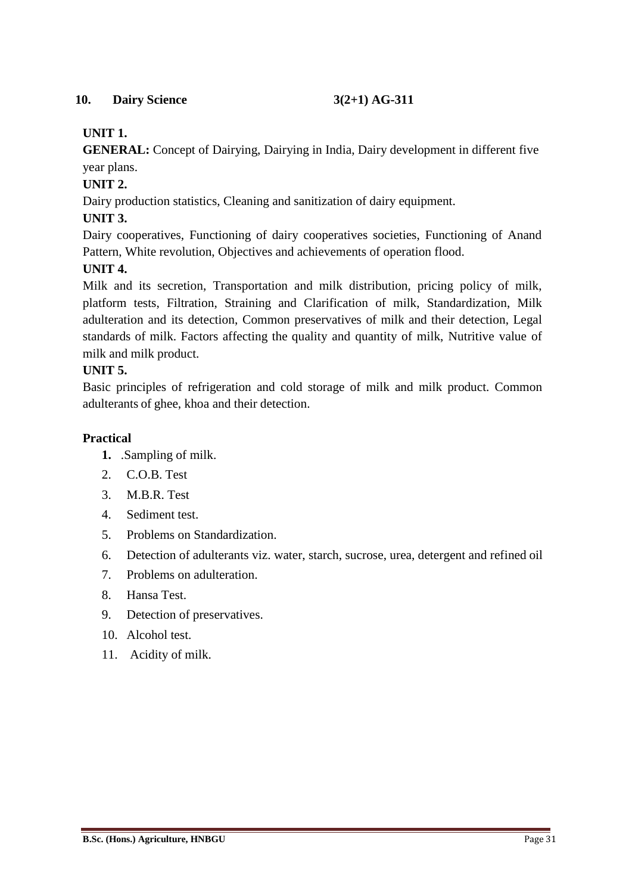## 10. Dairy Science 3(2+1) AG-311

**UNIT 1.**

**GENERAL:** Concept of Dairying, Dairying in India, Dairy development in different five year plans.

**UNIT 2.**

Dairy production statistics, Cleaning and sanitization of dairy equipment.

**UNIT 3.**

Dairy cooperatives, Functioning of dairy cooperatives societies, Functioning of Anand Pattern, White revolution, Objectives and achievements of operation flood.

**UNIT 4.**

Milk and its secretion, Transportation and milk distribution, pricing policy of milk, platform tests, Filtration, Straining and Clarification of milk, Standardization, Milk adulteration and its detection, Common preservatives of milk and their detection, Legal standards of milk. Factors affecting the quality and quantity of milk, Nutritive value of milk and milk product.

**UNIT 5.**

Basic principles of refrigeration and cold storage of milk and milk product. Common adulterants of ghee, khoa and their detection.

**Practical**

1. .Sampling of milk.
2. C.O.B. Test
3. M.B.R. Test
4. Sediment test.
5. Problems on Standardization.
6. Detection of adulterants viz. water, starch, sucrose, urea, detergent and refined oil
7. Problems on adulteration.
8. Hansa Test.
9. Detection of preservatives.
10. Alcohol test.
11. Acidity of milk.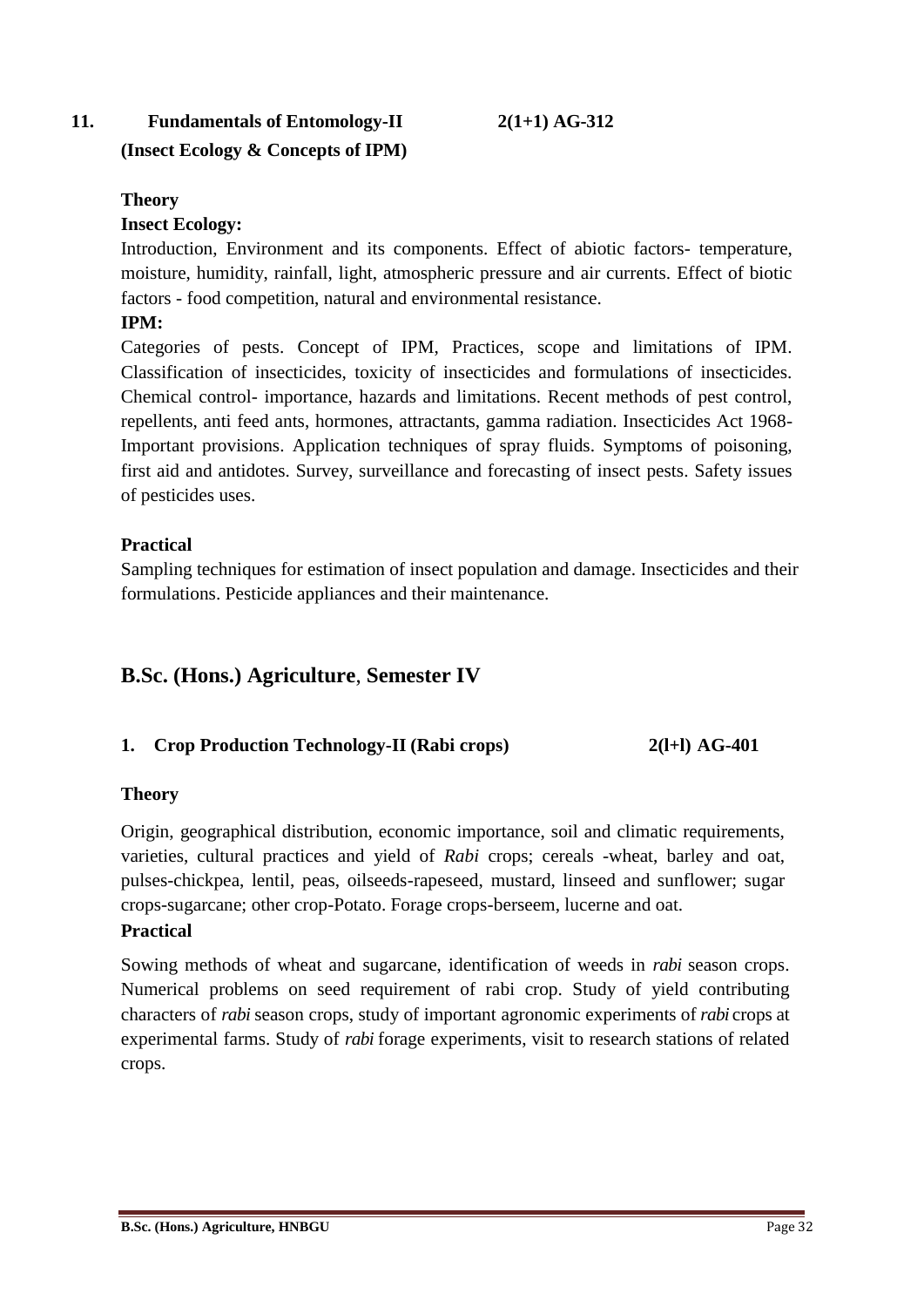**11. Fundamentals of Entomology-II 2(1+1) AG-312**
**(Insect Ecology & Concepts of IPM)**

**Theory**

**Insect Ecology:**

Introduction, Environment and its components. Effect of abiotic factors- temperature, moisture, humidity, rainfall, light, atmospheric pressure and air currents. Effect of biotic factors - food competition, natural and environmental resistance.

**IPM:**

Categories of pests. Concept of IPM, Practices, scope and limitations of IPM. Classification of insecticides, toxicity of insecticides and formulations of insecticides. Chemical control- importance, hazards and limitations. Recent methods of pest control, repellents, anti feed ants, hormones, attractants, gamma radiation. Insecticides Act 1968- Important provisions. Application techniques of spray fluids. Symptoms of poisoning, first aid and antidotes. Survey, surveillance and forecasting of insect pests. Safety issues of pesticides uses.

**Practical**

Sampling techniques for estimation of insect population and damage. Insecticides and their formulations. Pesticide appliances and their maintenance.

## B.Sc. (Hons.) Agriculture, Semester IV

**1. Crop Production Technology-II (Rabi crops) 2(l+l) AG-401**

**Theory**

Origin, geographical distribution, economic importance, soil and climatic requirements, varieties, cultural practices and yield of *Rabi* crops; cereals -wheat, barley and oat, pulses-chickpea, lentil, peas, oilseeds-rapeseed, mustard, linseed and sunflower; sugar crops-sugarcane; other crop-Potato. Forage crops-berseem, lucerne and oat.

**Practical**

Sowing methods of wheat and sugarcane, identification of weeds in *rabi* season crops. Numerical problems on seed requirement of rabi crop. Study of yield contributing characters of *rabi* season crops, study of important agronomic experiments of *rabi* crops at experimental farms. Study of *rabi* forage experiments, visit to research stations of related crops.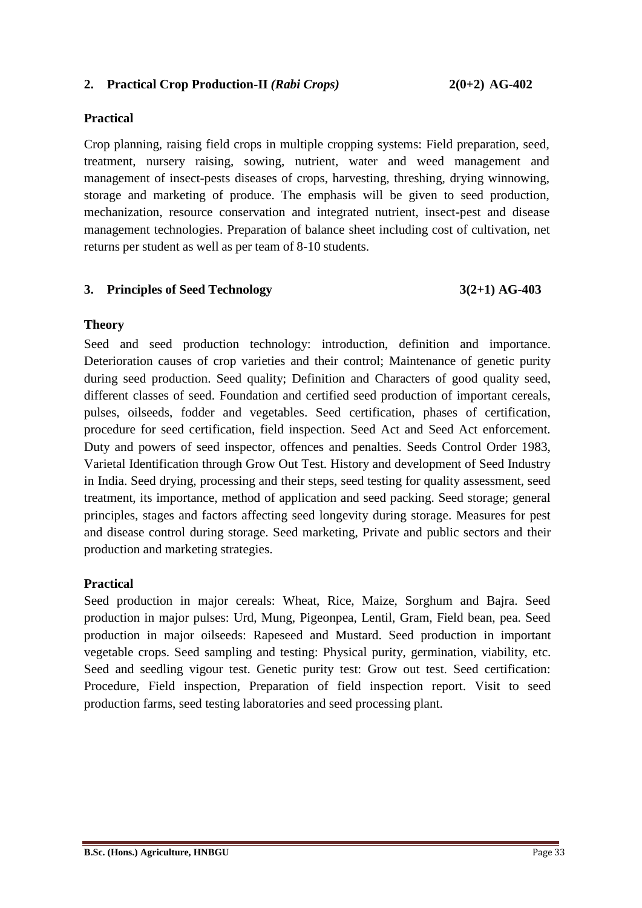## 2. Practical Crop Production-II *(Rabi Crops)* 2(0+2) AG-402

### Practical

Crop planning, raising field crops in multiple cropping systems: Field preparation, seed, treatment, nursery raising, sowing, nutrient, water and weed management and management of insect-pests diseases of crops, harvesting, threshing, drying winnowing, storage and marketing of produce. The emphasis will be given to seed production, mechanization, resource conservation and integrated nutrient, insect-pest and disease management technologies. Preparation of balance sheet including cost of cultivation, net returns per student as well as per team of 8-10 students.

## 3. Principles of Seed Technology 3(2+1) AG-403

### Theory

Seed and seed production technology: introduction, definition and importance. Deterioration causes of crop varieties and their control; Maintenance of genetic purity during seed production. Seed quality; Definition and Characters of good quality seed, different classes of seed. Foundation and certified seed production of important cereals, pulses, oilseeds, fodder and vegetables. Seed certification, phases of certification, procedure for seed certification, field inspection. Seed Act and Seed Act enforcement. Duty and powers of seed inspector, offences and penalties. Seeds Control Order 1983, Varietal Identification through Grow Out Test. History and development of Seed Industry in India. Seed drying, processing and their steps, seed testing for quality assessment, seed treatment, its importance, method of application and seed packing. Seed storage; general principles, stages and factors affecting seed longevity during storage. Measures for pest and disease control during storage. Seed marketing, Private and public sectors and their production and marketing strategies.

### Practical

Seed production in major cereals: Wheat, Rice, Maize, Sorghum and Bajra. Seed production in major pulses: Urd, Mung, Pigeonpea, Lentil, Gram, Field bean, pea. Seed production in major oilseeds: Rapeseed and Mustard. Seed production in important vegetable crops. Seed sampling and testing: Physical purity, germination, viability, etc. Seed and seedling vigour test. Genetic purity test: Grow out test. Seed certification: Procedure, Field inspection, Preparation of field inspection report. Visit to seed production farms, seed testing laboratories and seed processing plant.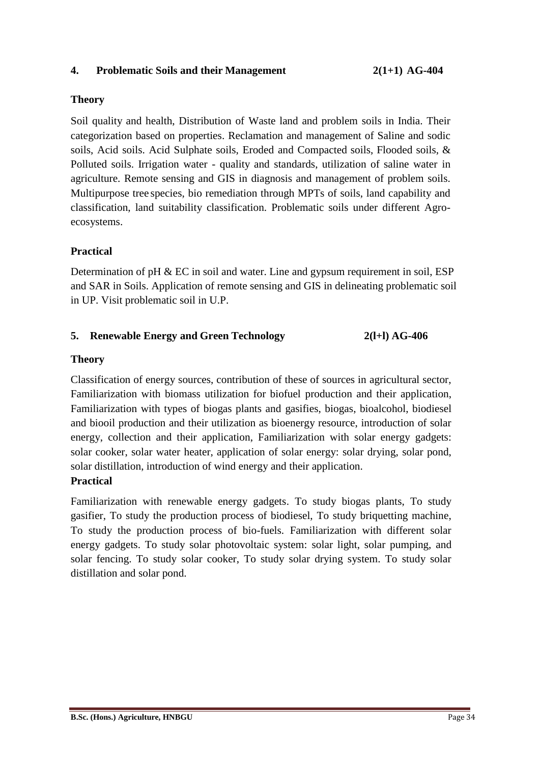### 4. Problematic Soils and their Management 2(1+1) AG-404

**Theory**

Soil quality and health, Distribution of Waste land and problem soils in India. Their categorization based on properties. Reclamation and management of Saline and sodic soils, Acid soils. Acid Sulphate soils, Eroded and Compacted soils, Flooded soils, & Polluted soils. Irrigation water - quality and standards, utilization of saline water in agriculture. Remote sensing and GIS in diagnosis and management of problem soils. Multipurpose tree species, bio remediation through MPTs of soils, land capability and classification, land suitability classification. Problematic soils under different Agro-ecosystems.

**Practical**

Determination of pH & EC in soil and water. Line and gypsum requirement in soil, ESP and SAR in Soils. Application of remote sensing and GIS in delineating problematic soil in UP. Visit problematic soil in U.P.

### 5. Renewable Energy and Green Technology 2(l+l) AG-406

**Theory**

Classification of energy sources, contribution of these of sources in agricultural sector, Familiarization with biomass utilization for biofuel production and their application, Familiarization with types of biogas plants and gasifies, biogas, bioalcohol, biodiesel and biooil production and their utilization as bioenergy resource, introduction of solar energy, collection and their application, Familiarization with solar energy gadgets: solar cooker, solar water heater, application of solar energy: solar drying, solar pond, solar distillation, introduction of wind energy and their application.

**Practical**

Familiarization with renewable energy gadgets. To study biogas plants, To study gasifier, To study the production process of biodiesel, To study briquetting machine, To study the production process of bio-fuels. Familiarization with different solar energy gadgets. To study solar photovoltaic system: solar light, solar pumping, and solar fencing. To study solar cooker, To study solar drying system. To study solar distillation and solar pond.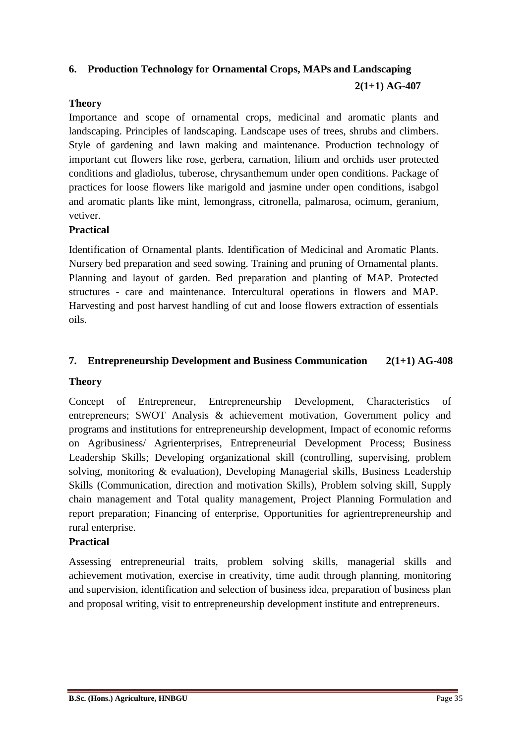## 6. Production Technology for Ornamental Crops, MAPs and Landscaping

**2(1+1) AG-407**

**Theory**

Importance and scope of ornamental crops, medicinal and aromatic plants and landscaping. Principles of landscaping. Landscape uses of trees, shrubs and climbers. Style of gardening and lawn making and maintenance. Production technology of important cut flowers like rose, gerbera, carnation, lilium and orchids user protected conditions and gladiolus, tuberose, chrysanthemum under open conditions. Package of practices for loose flowers like marigold and jasmine under open conditions, isabgol and aromatic plants like mint, lemongrass, citronella, palmarosa, ocimum, geranium, vetiver.

**Practical**

Identification of Ornamental plants. Identification of Medicinal and Aromatic Plants. Nursery bed preparation and seed sowing. Training and pruning of Ornamental plants. Planning and layout of garden. Bed preparation and planting of MAP. Protected structures - care and maintenance. Intercultural operations in flowers and MAP. Harvesting and post harvest handling of cut and loose flowers extraction of essentials oils.

## 7. Entrepreneurship Development and Business Communication 2(1+1) AG-408

**Theory**

Concept of Entrepreneur, Entrepreneurship Development, Characteristics of entrepreneurs; SWOT Analysis & achievement motivation, Government policy and programs and institutions for entrepreneurship development, Impact of economic reforms on Agribusiness/ Agrienterprises, Entrepreneurial Development Process; Business Leadership Skills; Developing organizational skill (controlling, supervising, problem solving, monitoring & evaluation), Developing Managerial skills, Business Leadership Skills (Communication, direction and motivation Skills), Problem solving skill, Supply chain management and Total quality management, Project Planning Formulation and report preparation; Financing of enterprise, Opportunities for agrientrepreneurship and rural enterprise.

**Practical**

Assessing entrepreneurial traits, problem solving skills, managerial skills and achievement motivation, exercise in creativity, time audit through planning, monitoring and supervision, identification and selection of business idea, preparation of business plan and proposal writing, visit to entrepreneurship development institute and entrepreneurs.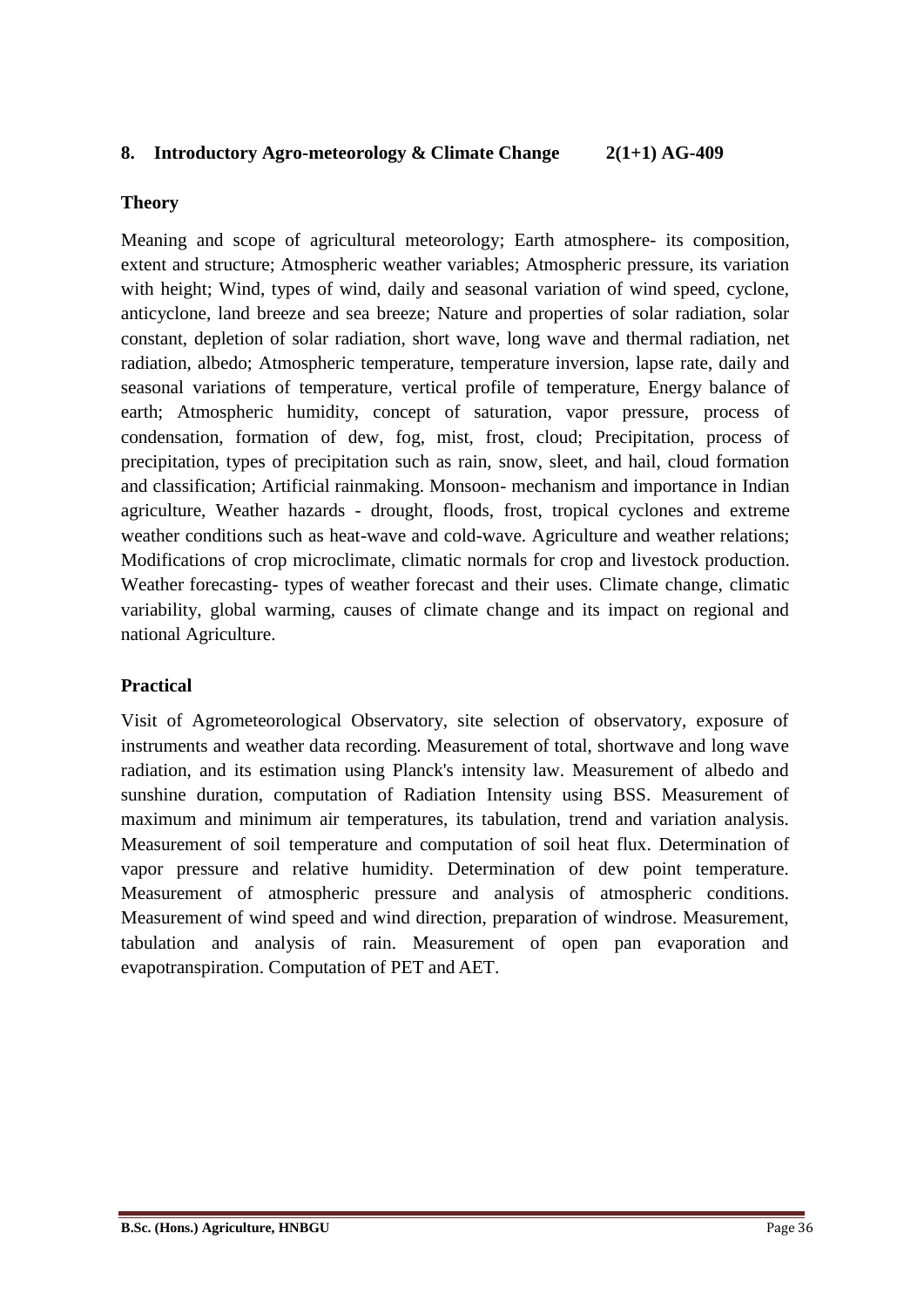### 8. Introductory Agro-meteorology & Climate Change 2(1+1) AG-409

**Theory**

Meaning and scope of agricultural meteorology; Earth atmosphere- its composition, extent and structure; Atmospheric weather variables; Atmospheric pressure, its variation with height; Wind, types of wind, daily and seasonal variation of wind speed, cyclone, anticyclone, land breeze and sea breeze; Nature and properties of solar radiation, solar constant, depletion of solar radiation, short wave, long wave and thermal radiation, net radiation, albedo; Atmospheric temperature, temperature inversion, lapse rate, daily and seasonal variations of temperature, vertical profile of temperature, Energy balance of earth; Atmospheric humidity, concept of saturation, vapor pressure, process of condensation, formation of dew, fog, mist, frost, cloud; Precipitation, process of precipitation, types of precipitation such as rain, snow, sleet, and hail, cloud formation and classification; Artificial rainmaking. Monsoon- mechanism and importance in Indian agriculture, Weather hazards - drought, floods, frost, tropical cyclones and extreme weather conditions such as heat-wave and cold-wave. Agriculture and weather relations; Modifications of crop microclimate, climatic normals for crop and livestock production. Weather forecasting- types of weather forecast and their uses. Climate change, climatic variability, global warming, causes of climate change and its impact on regional and national Agriculture.

**Practical**

Visit of Agrometeorological Observatory, site selection of observatory, exposure of instruments and weather data recording. Measurement of total, shortwave and long wave radiation, and its estimation using Planck's intensity law. Measurement of albedo and sunshine duration, computation of Radiation Intensity using BSS. Measurement of maximum and minimum air temperatures, its tabulation, trend and variation analysis. Measurement of soil temperature and computation of soil heat flux. Determination of vapor pressure and relative humidity. Determination of dew point temperature. Measurement of atmospheric pressure and analysis of atmospheric conditions. Measurement of wind speed and wind direction, preparation of windrose. Measurement, tabulation and analysis of rain. Measurement of open pan evaporation and evapotranspiration. Computation of PET and AET.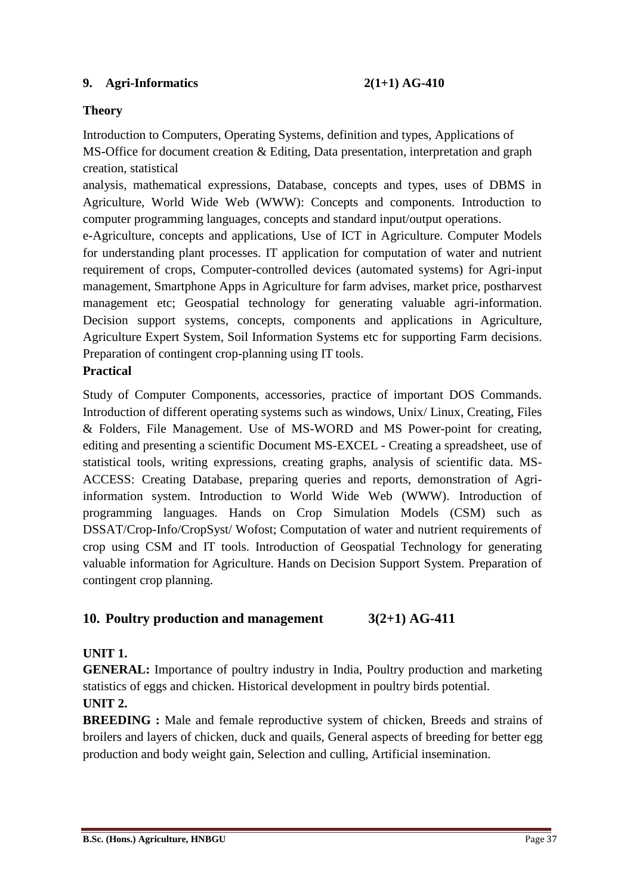### 9. Agri-Informatics 2(1+1) AG-410

**Theory**

Introduction to Computers, Operating Systems, definition and types, Applications of MS-Office for document creation & Editing, Data presentation, interpretation and graph creation, statistical analysis, mathematical expressions, Database, concepts and types, uses of DBMS in Agriculture, World Wide Web (WWW): Concepts and components. Introduction to computer programming languages, concepts and standard input/output operations.
e-Agriculture, concepts and applications, Use of ICT in Agriculture. Computer Models for understanding plant processes. IT application for computation of water and nutrient requirement of crops, Computer-controlled devices (automated systems) for Agri-input management, Smartphone Apps in Agriculture for farm advises, market price, postharvest management etc; Geospatial technology for generating valuable agri-information. Decision support systems, concepts, components and applications in Agriculture, Agriculture Expert System, Soil Information Systems etc for supporting Farm decisions. Preparation of contingent crop-planning using IT tools.

**Practical**

Study of Computer Components, accessories, practice of important DOS Commands. Introduction of different operating systems such as windows, Unix/ Linux, Creating, Files & Folders, File Management. Use of MS-WORD and MS Power-point for creating, editing and presenting a scientific Document MS-EXCEL - Creating a spreadsheet, use of statistical tools, writing expressions, creating graphs, analysis of scientific data. MS-ACCESS: Creating Database, preparing queries and reports, demonstration of Agri-information system. Introduction to World Wide Web (WWW). Introduction of programming languages. Hands on Crop Simulation Models (CSM) such as DSSAT/Crop-Info/CropSyst/ Wofost; Computation of water and nutrient requirements of crop using CSM and IT tools. Introduction of Geospatial Technology for generating valuable information for Agriculture. Hands on Decision Support System. Preparation of contingent crop planning.

## 10. Poultry production and management 3(2+1) AG-411

**UNIT 1.**

**GENERAL:** Importance of poultry industry in India, Poultry production and marketing statistics of eggs and chicken. Historical development in poultry birds potential.

**UNIT 2.**

**BREEDING :** Male and female reproductive system of chicken, Breeds and strains of broilers and layers of chicken, duck and quails, General aspects of breeding for better egg production and body weight gain, Selection and culling, Artificial insemination.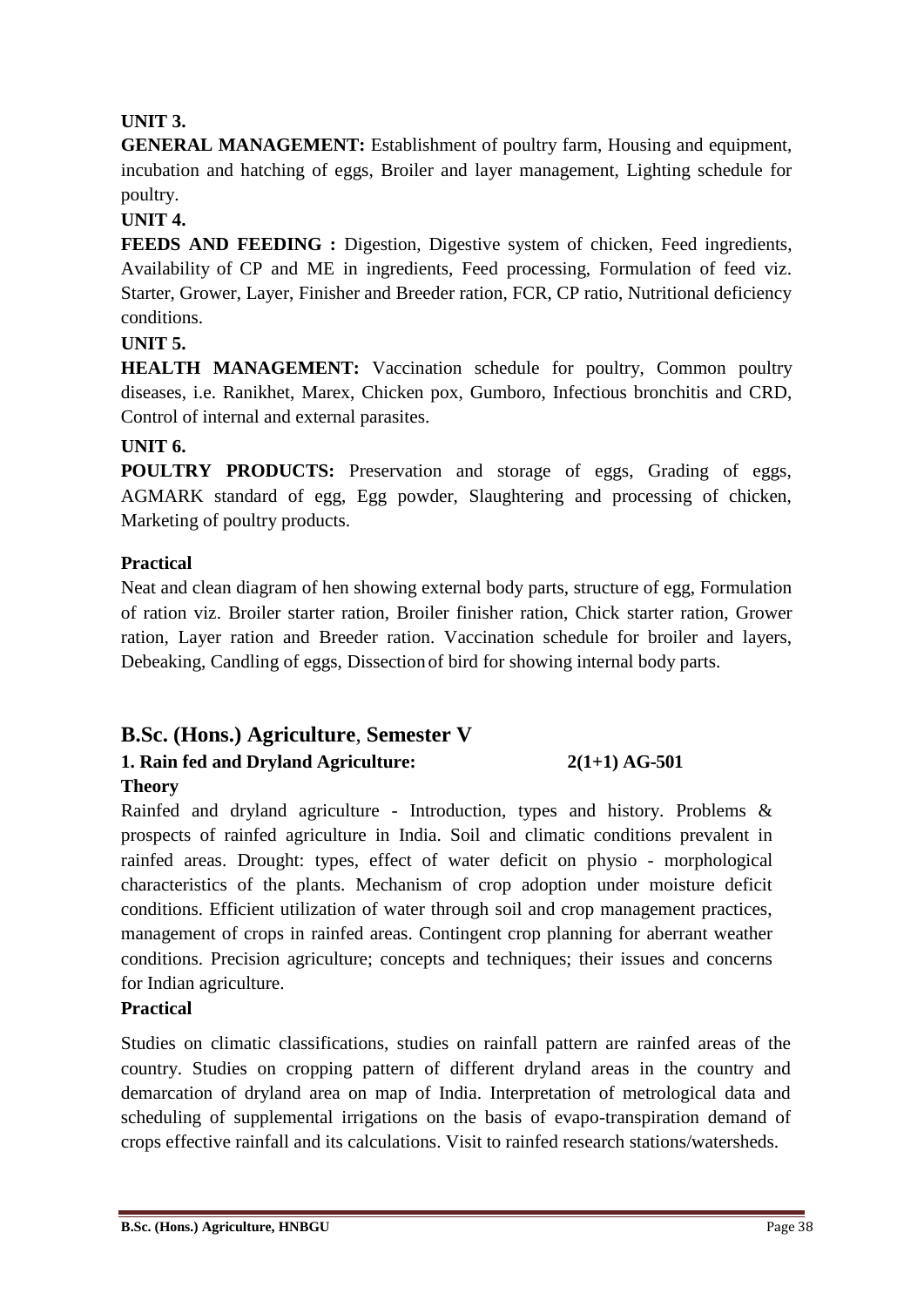**UNIT 3.**

**GENERAL MANAGEMENT:** Establishment of poultry farm, Housing and equipment, incubation and hatching of eggs, Broiler and layer management, Lighting schedule for poultry.

**UNIT 4.**

**FEEDS AND FEEDING :** Digestion, Digestive system of chicken, Feed ingredients, Availability of CP and ME in ingredients, Feed processing, Formulation of feed viz. Starter, Grower, Layer, Finisher and Breeder ration, FCR, CP ratio, Nutritional deficiency conditions.

**UNIT 5.**

**HEALTH MANAGEMENT:** Vaccination schedule for poultry, Common poultry diseases, i.e. Ranikhet, Marex, Chicken pox, Gumboro, Infectious bronchitis and CRD, Control of internal and external parasites.

**UNIT 6.**

**POULTRY PRODUCTS:** Preservation and storage of eggs, Grading of eggs, AGMARK standard of egg, Egg powder, Slaughtering and processing of chicken, Marketing of poultry products.

**Practical**

Neat and clean diagram of hen showing external body parts, structure of egg, Formulation of ration viz. Broiler starter ration, Broiler finisher ration, Chick starter ration, Grower ration, Layer ration and Breeder ration. Vaccination schedule for broiler and layers, Debeaking, Candling of eggs, Dissection of bird for showing internal body parts.

## B.Sc. (Hons.) Agriculture, Semester V

### 1. Rain fed and Dryland Agriculture: 2(1+1) AG-501

**Theory**

Rainfed and dryland agriculture - Introduction, types and history. Problems & prospects of rainfed agriculture in India. Soil and climatic conditions prevalent in rainfed areas. Drought: types, effect of water deficit on physio - morphological characteristics of the plants. Mechanism of crop adoption under moisture deficit conditions. Efficient utilization of water through soil and crop management practices, management of crops in rainfed areas. Contingent crop planning for aberrant weather conditions. Precision agriculture; concepts and techniques; their issues and concerns for Indian agriculture.

**Practical**

Studies on climatic classifications, studies on rainfall pattern are rainfed areas of the country. Studies on cropping pattern of different dryland areas in the country and demarcation of dryland area on map of India. Interpretation of metrological data and scheduling of supplemental irrigations on the basis of evapo-transpiration demand of crops effective rainfall and its calculations. Visit to rainfed research stations/watersheds.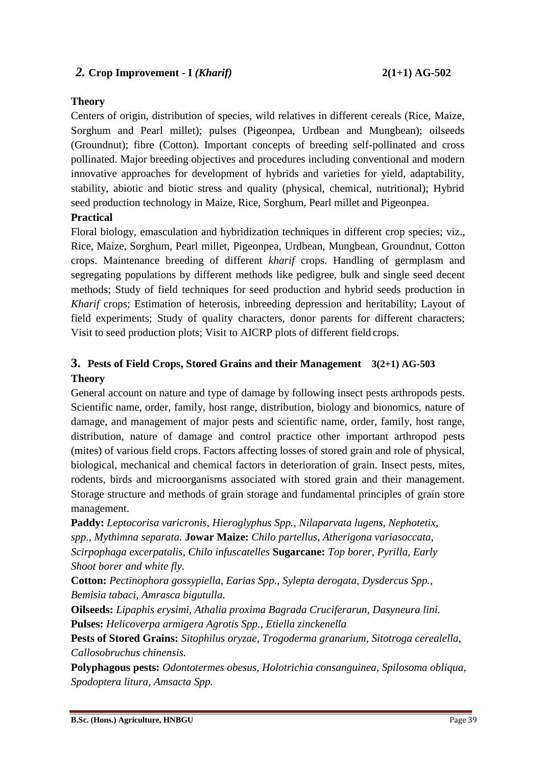## *2.* Crop Improvement - I *(Kharif)* 2(1+1) AG-502

**Theory**

Centers of origin, distribution of species, wild relatives in different cereals (Rice, Maize, Sorghum and Pearl millet); pulses (Pigeonpea, Urdbean and Mungbean); oilseeds (Groundnut); fibre (Cotton). Important concepts of breeding self-pollinated and cross pollinated. Major breeding objectives and procedures including conventional and modern innovative approaches for development of hybrids and varieties for yield, adaptability, stability, abiotic and biotic stress and quality (physical, chemical, nutritional); Hybrid seed production technology in Maize, Rice, Sorghum, Pearl millet and Pigeonpea.

**Practical**

Floral biology, emasculation and hybridization techniques in different crop species; viz., Rice, Maize, Sorghum, Pearl millet, Pigeonpea, Urdbean, Mungbean, Groundnut, Cotton crops. Maintenance breeding of different *kharif* crops. Handling of germplasm and segregating populations by different methods like pedigree, bulk and single seed decent methods; Study of field techniques for seed production and hybrid seeds production in *Kharif* crops; Estimation of heterosis, inbreeding depression and heritability; Layout of field experiments; Study of quality characters, donor parents for different characters; Visit to seed production plots; Visit to AICRP plots of different field crops.

## 3. Pests of Field Crops, Stored Grains and their Management 3(2+1) AG-503

**Theory**

General account on nature and type of damage by following insect pests arthropods pests. Scientific name, order, family, host range, distribution, biology and bionomics, nature of damage, and management of major pests and scientific name, order, family, host range, distribution, nature of damage and control practice other important arthropod pests (mites) of various field crops. Factors affecting losses of stored grain and role of physical, biological, mechanical and chemical factors in deterioration of grain. Insect pests, mites, rodents, birds and microorganisms associated with stored grain and their management. Storage structure and methods of grain storage and fundamental principles of grain store management.

**Paddy:** *Leptocorisa varicronis, Hieroglyphus Spp., Nilaparvata lugens, Nephotetix, spp., Mythimna separata.* **Jowar Maize:** *Chilo partellus, Atherigona variasoccata, Scirpophaga excerpatalis, Chilo infuscatelles* **Sugarcane:** *Top borer, Pyrilla, Early Shoot borer and white fly.*

**Cotton:** *Pectinophora gossypiella, Earias Spp., Sylepta derogata, Dysdercus Spp., Bemisia tabaci, Amrasca bigutulla.*

**Oilseeds:** *Lipaphis erysimi, Athalia proxima Bagrada Cruciferarun, Dasyneura lini.*

**Pulses:** *Helicoverpa armigera Agrotis Spp., Etiella zinckenella*

**Pests of Stored Grains:** *Sitophilus oryzae, Trogoderma granarium, Sitotroga cerealella, Callosobruchus chinensis.*

**Polyphagous pests:** *Odontotermes obesus, Holotrichia consanguinea, Spilosoma obliqua, Spodoptera litura, Amsacta Spp.*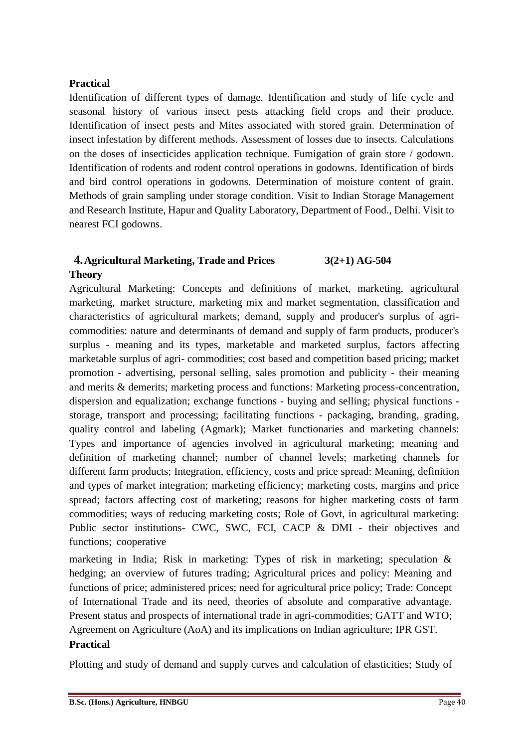**Practical**

Identification of different types of damage. Identification and study of life cycle and seasonal history of various insect pests attacking field crops and their produce. Identification of insect pests and Mites associated with stored grain. Determination of insect infestation by different methods. Assessment of losses due to insects. Calculations on the doses of insecticides application technique. Fumigation of grain store / godown. Identification of rodents and rodent control operations in godowns. Identification of birds and bird control operations in godowns. Determination of moisture content of grain. Methods of grain sampling under storage condition. Visit to Indian Storage Management and Research Institute, Hapur and Quality Laboratory, Department of Food., Delhi. Visit to nearest FCI godowns.

## 4. Agricultural Marketing, Trade and Prices 3(2+1) AG-504

**Theory**

Agricultural Marketing: Concepts and definitions of market, marketing, agricultural marketing, market structure, marketing mix and market segmentation, classification and characteristics of agricultural markets; demand, supply and producer's surplus of agri-commodities: nature and determinants of demand and supply of farm products, producer's surplus - meaning and its types, marketable and marketed surplus, factors affecting marketable surplus of agri- commodities; cost based and competition based pricing; market promotion - advertising, personal selling, sales promotion and publicity - their meaning and merits & demerits; marketing process and functions: Marketing process-concentration, dispersion and equalization; exchange functions - buying and selling; physical functions - storage, transport and processing; facilitating functions - packaging, branding, grading, quality control and labeling (Agmark); Market functionaries and marketing channels: Types and importance of agencies involved in agricultural marketing; meaning and definition of marketing channel; number of channel levels; marketing channels for different farm products; Integration, efficiency, costs and price spread: Meaning, definition and types of market integration; marketing efficiency; marketing costs, margins and price spread; factors affecting cost of marketing; reasons for higher marketing costs of farm commodities; ways of reducing marketing costs; Role of Govt, in agricultural marketing: Public sector institutions- CWC, SWC, FCI, CACP & DMI - their objectives and functions; cooperative marketing in India; Risk in marketing: Types of risk in marketing; speculation & hedging; an overview of futures trading; Agricultural prices and policy: Meaning and functions of price; administered prices; need for agricultural price policy; Trade: Concept of International Trade and its need, theories of absolute and comparative advantage. Present status and prospects of international trade in agri-commodities; GATT and WTO; Agreement on Agriculture (AoA) and its implications on Indian agriculture; IPR GST.

**Practical**

Plotting and study of demand and supply curves and calculation of elasticities; Study of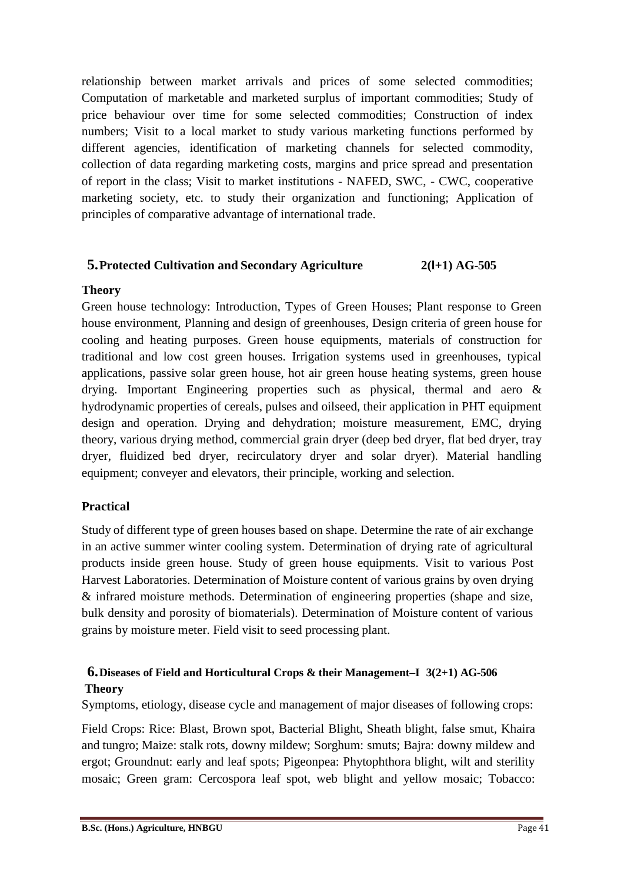relationship between market arrivals and prices of some selected commodities; Computation of marketable and marketed surplus of important commodities; Study of price behaviour over time for some selected commodities; Construction of index numbers; Visit to a local market to study various marketing functions performed by different agencies, identification of marketing channels for selected commodity, collection of data regarding marketing costs, margins and price spread and presentation of report in the class; Visit to market institutions - NAFED, SWC, - CWC, cooperative marketing society, etc. to study their organization and functioning; Application of principles of comparative advantage of international trade.

## 5. Protected Cultivation and Secondary Agriculture 2(l+1) AG-505

### Theory

Green house technology: Introduction, Types of Green Houses; Plant response to Green house environment, Planning and design of greenhouses, Design criteria of green house for cooling and heating purposes. Green house equipments, materials of construction for traditional and low cost green houses. Irrigation systems used in greenhouses, typical applications, passive solar green house, hot air green house heating systems, green house drying. Important Engineering properties such as physical, thermal and aero & hydrodynamic properties of cereals, pulses and oilseed, their application in PHT equipment design and operation. Drying and dehydration; moisture measurement, EMC, drying theory, various drying method, commercial grain dryer (deep bed dryer, flat bed dryer, tray dryer, fluidized bed dryer, recirculatory dryer and solar dryer). Material handling equipment; conveyer and elevators, their principle, working and selection.

### Practical

Study of different type of green houses based on shape. Determine the rate of air exchange in an active summer winter cooling system. Determination of drying rate of agricultural products inside green house. Study of green house equipments. Visit to various Post Harvest Laboratories. Determination of Moisture content of various grains by oven drying & infrared moisture methods. Determination of engineering properties (shape and size, bulk density and porosity of biomaterials). Determination of Moisture content of various grains by moisture meter. Field visit to seed processing plant.

## 6. Diseases of Field and Horticultural Crops & their Management–I 3(2+1) AG-506

### Theory

Symptoms, etiology, disease cycle and management of major diseases of following crops:

Field Crops: Rice: Blast, Brown spot, Bacterial Blight, Sheath blight, false smut, Khaira and tungro; Maize: stalk rots, downy mildew; Sorghum: smuts; Bajra: downy mildew and ergot; Groundnut: early and leaf spots; Pigeonpea: Phytophthora blight, wilt and sterility mosaic; Green gram: Cercospora leaf spot, web blight and yellow mosaic; Tobacco: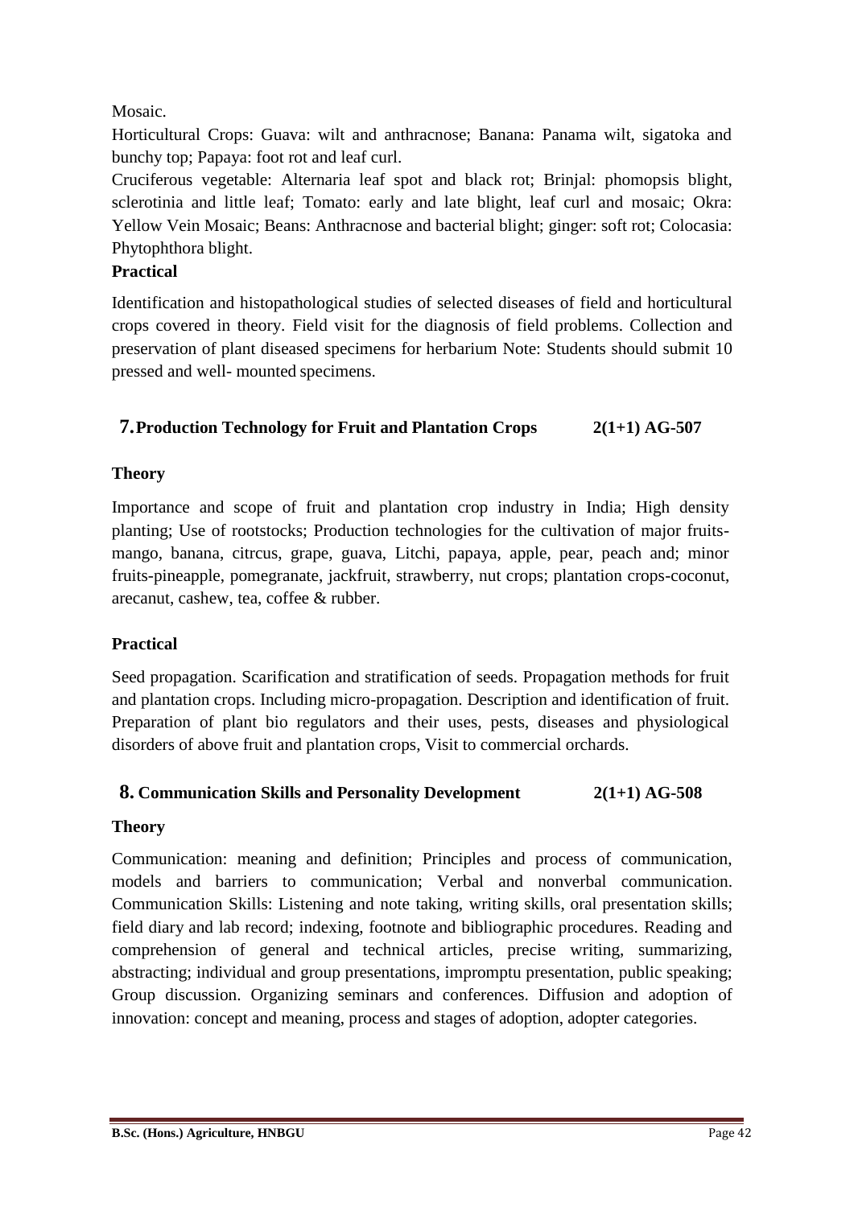Mosaic.

Horticultural Crops: Guava: wilt and anthracnose; Banana: Panama wilt, sigatoka and bunchy top; Papaya: foot rot and leaf curl.

Cruciferous vegetable: Alternaria leaf spot and black rot; Brinjal: phomopsis blight, sclerotinia and little leaf; Tomato: early and late blight, leaf curl and mosaic; Okra: Yellow Vein Mosaic; Beans: Anthracnose and bacterial blight; ginger: soft rot; Colocasia: Phytophthora blight.

**Practical**

Identification and histopathological studies of selected diseases of field and horticultural crops covered in theory. Field visit for the diagnosis of field problems. Collection and preservation of plant diseased specimens for herbarium Note: Students should submit 10 pressed and well- mounted specimens.

## 7. Production Technology for Fruit and Plantation Crops 2(1+1) AG-507

**Theory**

Importance and scope of fruit and plantation crop industry in India; High density planting; Use of rootstocks; Production technologies for the cultivation of major fruits-mango, banana, citrcus, grape, guava, Litchi, papaya, apple, pear, peach and; minor fruits-pineapple, pomegranate, jackfruit, strawberry, nut crops; plantation crops-coconut, arecanut, cashew, tea, coffee & rubber.

**Practical**

Seed propagation. Scarification and stratification of seeds. Propagation methods for fruit and plantation crops. Including micro-propagation. Description and identification of fruit. Preparation of plant bio regulators and their uses, pests, diseases and physiological disorders of above fruit and plantation crops, Visit to commercial orchards.

## 8. Communication Skills and Personality Development 2(1+1) AG-508

**Theory**

Communication: meaning and definition; Principles and process of communication, models and barriers to communication; Verbal and nonverbal communication. Communication Skills: Listening and note taking, writing skills, oral presentation skills; field diary and lab record; indexing, footnote and bibliographic procedures. Reading and comprehension of general and technical articles, precise writing, summarizing, abstracting; individual and group presentations, impromptu presentation, public speaking; Group discussion. Organizing seminars and conferences. Diffusion and adoption of innovation: concept and meaning, process and stages of adoption, adopter categories.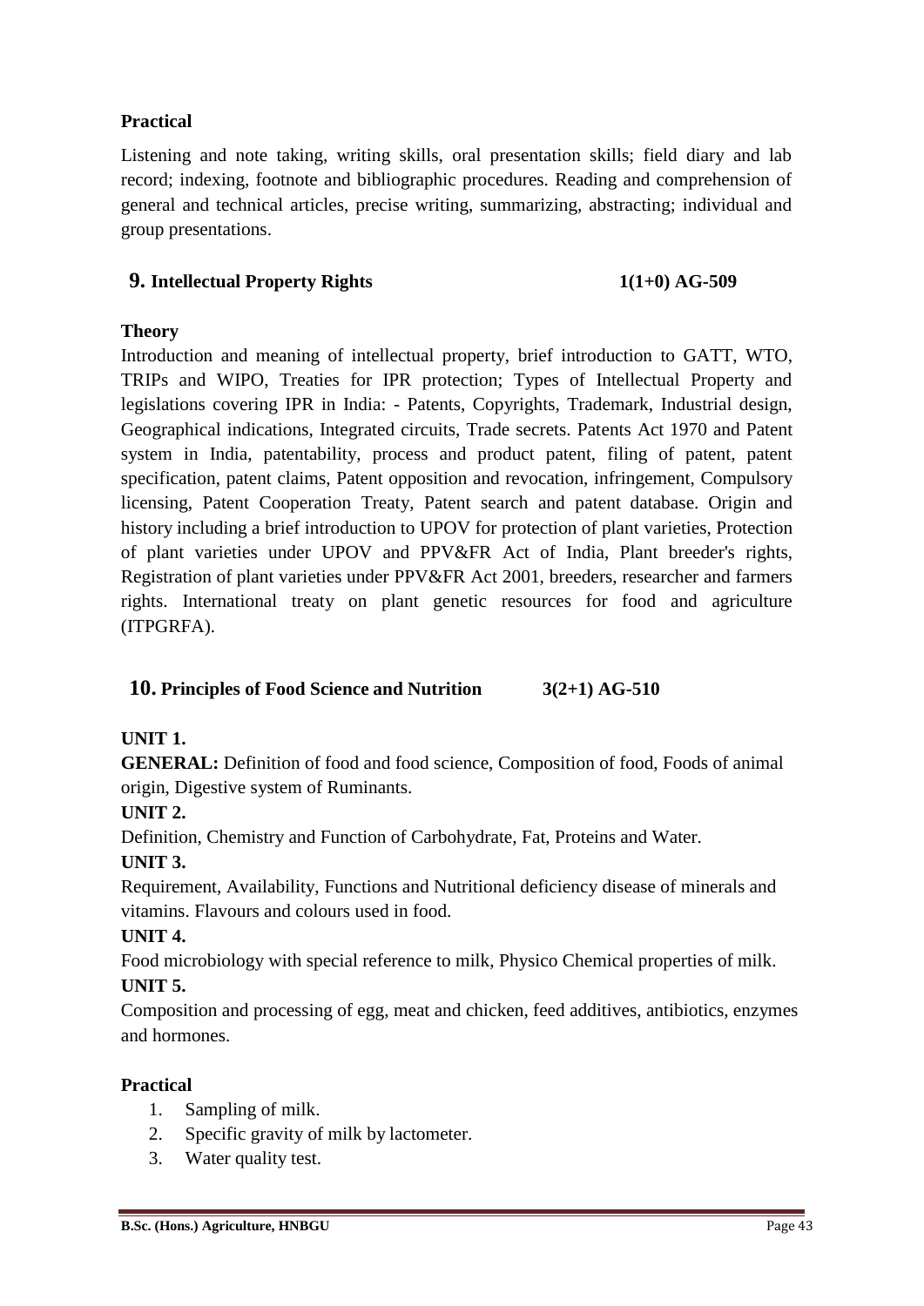### Practical

Listening and note taking, writing skills, oral presentation skills; field diary and lab record; indexing, footnote and bibliographic procedures. Reading and comprehension of general and technical articles, precise writing, summarizing, abstracting; individual and group presentations.

## 9. Intellectual Property Rights 1(1+0) AG-509

### Theory

Introduction and meaning of intellectual property, brief introduction to GATT, WTO, TRIPs and WIPO, Treaties for IPR protection; Types of Intellectual Property and legislations covering IPR in India: - Patents, Copyrights, Trademark, Industrial design, Geographical indications, Integrated circuits, Trade secrets. Patents Act 1970 and Patent system in India, patentability, process and product patent, filing of patent, patent specification, patent claims, Patent opposition and revocation, infringement, Compulsory licensing, Patent Cooperation Treaty, Patent search and patent database. Origin and history including a brief introduction to UPOV for protection of plant varieties, Protection of plant varieties under UPOV and PPV&FR Act of India, Plant breeder's rights, Registration of plant varieties under PPV&FR Act 2001, breeders, researcher and farmers rights. International treaty on plant genetic resources for food and agriculture (ITPGRFA).

## 10. Principles of Food Science and Nutrition 3(2+1) AG-510

**UNIT 1.**

**GENERAL:** Definition of food and food science, Composition of food, Foods of animal origin, Digestive system of Ruminants.

**UNIT 2.**

Definition, Chemistry and Function of Carbohydrate, Fat, Proteins and Water.

**UNIT 3.**

Requirement, Availability, Functions and Nutritional deficiency disease of minerals and vitamins. Flavours and colours used in food.

**UNIT 4.**

Food microbiology with special reference to milk, Physico Chemical properties of milk.

**UNIT 5.**

Composition and processing of egg, meat and chicken, feed additives, antibiotics, enzymes and hormones.

### Practical

1. Sampling of milk.
2. Specific gravity of milk by lactometer.
3. Water quality test.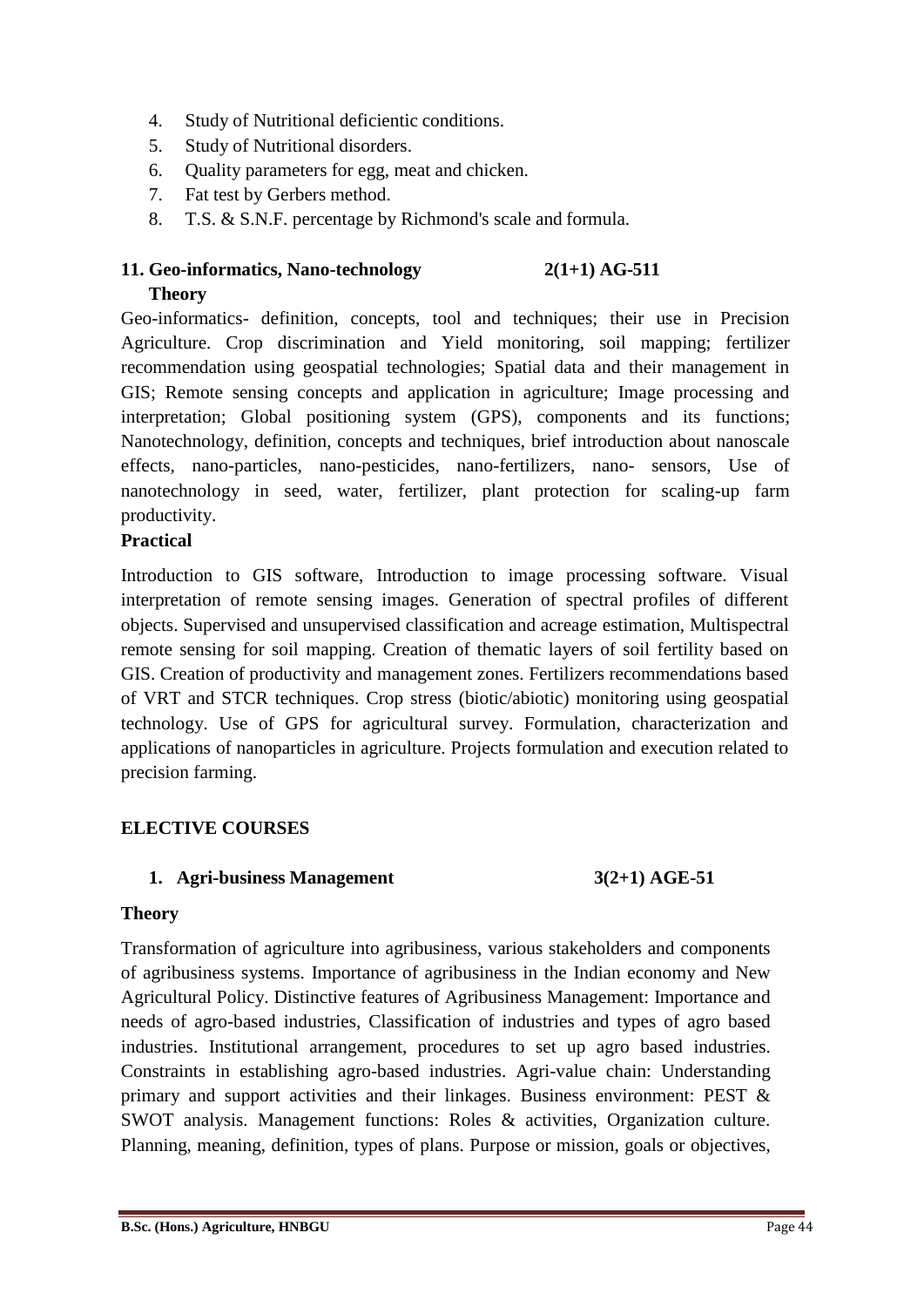4. Study of Nutritional deficientic conditions.
5. Study of Nutritional disorders.
6. Quality parameters for egg, meat and chicken.
7. Fat test by Gerbers method.
8. T.S. & S.N.F. percentage by Richmond's scale and formula.

### 11. Geo-informatics, Nano-technology 2(1+1) AG-511

**Theory**

Geo-informatics- definition, concepts, tool and techniques; their use in Precision Agriculture. Crop discrimination and Yield monitoring, soil mapping; fertilizer recommendation using geospatial technologies; Spatial data and their management in GIS; Remote sensing concepts and application in agriculture; Image processing and interpretation; Global positioning system (GPS), components and its functions; Nanotechnology, definition, concepts and techniques, brief introduction about nanoscale effects, nano-particles, nano-pesticides, nano-fertilizers, nano- sensors, Use of nanotechnology in seed, water, fertilizer, plant protection for scaling-up farm productivity.

**Practical**

Introduction to GIS software, Introduction to image processing software. Visual interpretation of remote sensing images. Generation of spectral profiles of different objects. Supervised and unsupervised classification and acreage estimation, Multispectral remote sensing for soil mapping. Creation of thematic layers of soil fertility based on GIS. Creation of productivity and management zones. Fertilizers recommendations based of VRT and STCR techniques. Crop stress (biotic/abiotic) monitoring using geospatial technology. Use of GPS for agricultural survey. Formulation, characterization and applications of nanoparticles in agriculture. Projects formulation and execution related to precision farming.

## ELECTIVE COURSES

### 1. Agri-business Management 3(2+1) AGE-51

**Theory**

Transformation of agriculture into agribusiness, various stakeholders and components of agribusiness systems. Importance of agribusiness in the Indian economy and New Agricultural Policy. Distinctive features of Agribusiness Management: Importance and needs of agro-based industries, Classification of industries and types of agro based industries. Institutional arrangement, procedures to set up agro based industries. Constraints in establishing agro-based industries. Agri-value chain: Understanding primary and support activities and their linkages. Business environment: PEST & SWOT analysis. Management functions: Roles & activities, Organization culture. Planning, meaning, definition, types of plans. Purpose or mission, goals or objectives,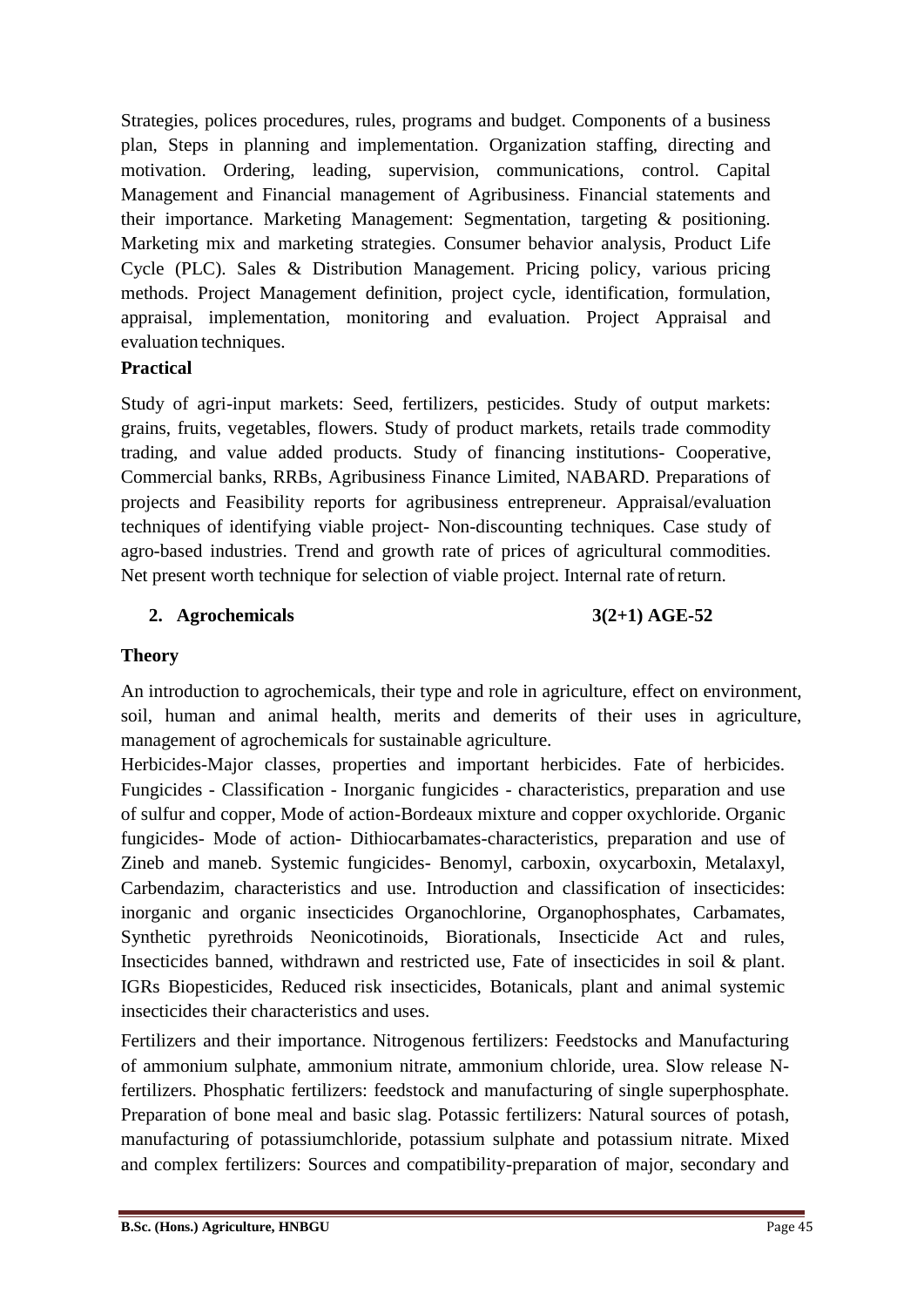Strategies, polices procedures, rules, programs and budget. Components of a business plan, Steps in planning and implementation. Organization staffing, directing and motivation. Ordering, leading, supervision, communications, control. Capital Management and Financial management of Agribusiness. Financial statements and their importance. Marketing Management: Segmentation, targeting & positioning. Marketing mix and marketing strategies. Consumer behavior analysis, Product Life Cycle (PLC). Sales & Distribution Management. Pricing policy, various pricing methods. Project Management definition, project cycle, identification, formulation, appraisal, implementation, monitoring and evaluation. Project Appraisal and evaluation techniques.

**Practical**

Study of agri-input markets: Seed, fertilizers, pesticides. Study of output markets: grains, fruits, vegetables, flowers. Study of product markets, retails trade commodity trading, and value added products. Study of financing institutions- Cooperative, Commercial banks, RRBs, Agribusiness Finance Limited, NABARD. Preparations of projects and Feasibility reports for agribusiness entrepreneur. Appraisal/evaluation techniques of identifying viable project- Non-discounting techniques. Case study of agro-based industries. Trend and growth rate of prices of agricultural commodities. Net present worth technique for selection of viable project. Internal rate of return.

**2. Agrochemicals 3(2+1) AGE-52**

**Theory**

An introduction to agrochemicals, their type and role in agriculture, effect on environment, soil, human and animal health, merits and demerits of their uses in agriculture, management of agrochemicals for sustainable agriculture.

Herbicides-Major classes, properties and important herbicides. Fate of herbicides. Fungicides - Classification - Inorganic fungicides - characteristics, preparation and use of sulfur and copper, Mode of action-Bordeaux mixture and copper oxychloride. Organic fungicides- Mode of action- Dithiocarbamates-characteristics, preparation and use of Zineb and maneb. Systemic fungicides- Benomyl, carboxin, oxycarboxin, Metalaxyl, Carbendazim, characteristics and use. Introduction and classification of insecticides: inorganic and organic insecticides Organochlorine, Organophosphates, Carbamates, Synthetic pyrethroids Neonicotinoids, Biorationals, Insecticide Act and rules, Insecticides banned, withdrawn and restricted use, Fate of insecticides in soil & plant. IGRs Biopesticides, Reduced risk insecticides, Botanicals, plant and animal systemic insecticides their characteristics and uses.

Fertilizers and their importance. Nitrogenous fertilizers: Feedstocks and Manufacturing of ammonium sulphate, ammonium nitrate, ammonium chloride, urea. Slow release N-fertilizers. Phosphatic fertilizers: feedstock and manufacturing of single superphosphate. Preparation of bone meal and basic slag. Potassic fertilizers: Natural sources of potash, manufacturing of potassiumchloride, potassium sulphate and potassium nitrate. Mixed and complex fertilizers: Sources and compatibility-preparation of major, secondary and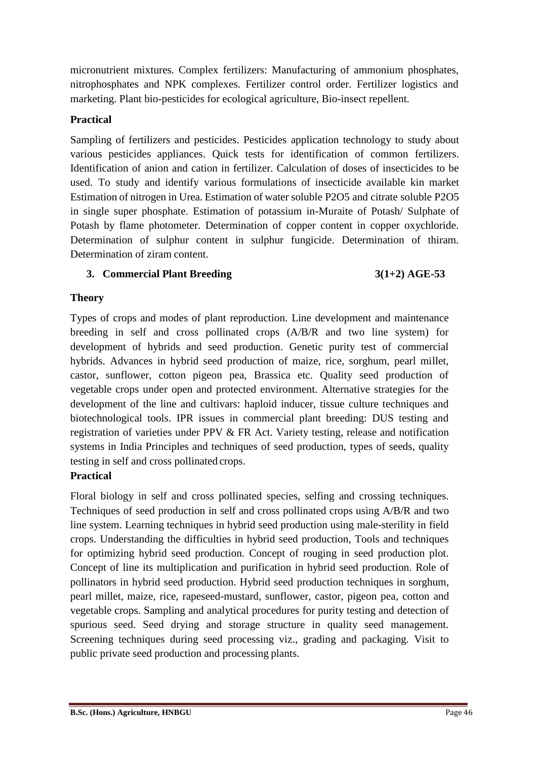micronutrient mixtures. Complex fertilizers: Manufacturing of ammonium phosphates, nitrophosphates and NPK complexes. Fertilizer control order. Fertilizer logistics and marketing. Plant bio-pesticides for ecological agriculture, Bio-insect repellent.

**Practical**

Sampling of fertilizers and pesticides. Pesticides application technology to study about various pesticides appliances. Quick tests for identification of common fertilizers. Identification of anion and cation in fertilizer. Calculation of doses of insecticides to be used. To study and identify various formulations of insecticide available kin market Estimation of nitrogen in Urea. Estimation of water soluble $P_2O_5$ and citrate soluble $P_2O_5$ in single super phosphate. Estimation of potassium in-Muraite of Potash/ Sulphate of Potash by flame photometer. Determination of copper content in copper oxychloride. Determination of sulphur content in sulphur fungicide. Determination of thiram. Determination of ziram content.

### 3. Commercial Plant Breeding 3(1+2) AGE-53

**Theory**

Types of crops and modes of plant reproduction. Line development and maintenance breeding in self and cross pollinated crops (A/B/R and two line system) for development of hybrids and seed production. Genetic purity test of commercial hybrids. Advances in hybrid seed production of maize, rice, sorghum, pearl millet, castor, sunflower, cotton pigeon pea, Brassica etc. Quality seed production of vegetable crops under open and protected environment. Alternative strategies for the development of the line and cultivars: haploid inducer, tissue culture techniques and biotechnological tools. IPR issues in commercial plant breeding: DUS testing and registration of varieties under PPV & FR Act. Variety testing, release and notification systems in India Principles and techniques of seed production, types of seeds, quality testing in self and cross pollinated crops.

**Practical**

Floral biology in self and cross pollinated species, selfing and crossing techniques. Techniques of seed production in self and cross pollinated crops using A/B/R and two line system. Learning techniques in hybrid seed production using male-sterility in field crops. Understanding the difficulties in hybrid seed production, Tools and techniques for optimizing hybrid seed production. Concept of rouging in seed production plot. Concept of line its multiplication and purification in hybrid seed production. Role of pollinators in hybrid seed production. Hybrid seed production techniques in sorghum, pearl millet, maize, rice, rapeseed-mustard, sunflower, castor, pigeon pea, cotton and vegetable crops. Sampling and analytical procedures for purity testing and detection of spurious seed. Seed drying and storage structure in quality seed management. Screening techniques during seed processing viz., grading and packaging. Visit to public private seed production and processing plants.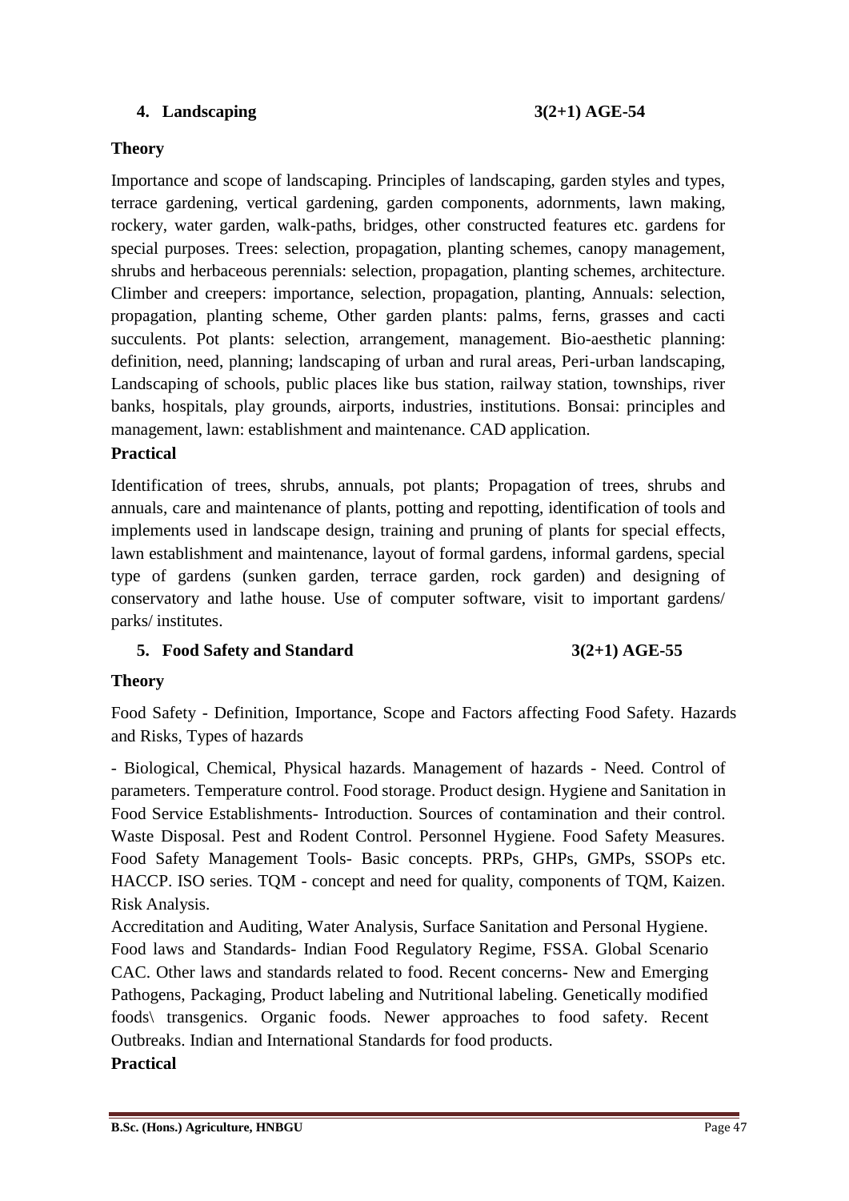### 4. Landscaping 3(2+1) AGE-54

**Theory**

Importance and scope of landscaping. Principles of landscaping, garden styles and types, terrace gardening, vertical gardening, garden components, adornments, lawn making, rockery, water garden, walk-paths, bridges, other constructed features etc. gardens for special purposes. Trees: selection, propagation, planting schemes, canopy management, shrubs and herbaceous perennials: selection, propagation, planting schemes, architecture. Climber and creepers: importance, selection, propagation, planting, Annuals: selection, propagation, planting scheme, Other garden plants: palms, ferns, grasses and cacti succulents. Pot plants: selection, arrangement, management. Bio-aesthetic planning: definition, need, planning; landscaping of urban and rural areas, Peri-urban landscaping, Landscaping of schools, public places like bus station, railway station, townships, river banks, hospitals, play grounds, airports, industries, institutions. Bonsai: principles and management, lawn: establishment and maintenance. CAD application.

**Practical**

Identification of trees, shrubs, annuals, pot plants; Propagation of trees, shrubs and annuals, care and maintenance of plants, potting and repotting, identification of tools and implements used in landscape design, training and pruning of plants for special effects, lawn establishment and maintenance, layout of formal gardens, informal gardens, special type of gardens (sunken garden, terrace garden, rock garden) and designing of conservatory and lathe house. Use of computer software, visit to important gardens/ parks/ institutes.

### 5. Food Safety and Standard 3(2+1) AGE-55

**Theory**

Food Safety - Definition, Importance, Scope and Factors affecting Food Safety. Hazards and Risks, Types of hazards

- Biological, Chemical, Physical hazards. Management of hazards - Need. Control of parameters. Temperature control. Food storage. Product design. Hygiene and Sanitation in Food Service Establishments- Introduction. Sources of contamination and their control. Waste Disposal. Pest and Rodent Control. Personnel Hygiene. Food Safety Measures. Food Safety Management Tools- Basic concepts. PRPs, GHPs, GMPs, SSOPs etc. HACCP. ISO series. TQM - concept and need for quality, components of TQM, Kaizen. Risk Analysis.

Accreditation and Auditing, Water Analysis, Surface Sanitation and Personal Hygiene. Food laws and Standards- Indian Food Regulatory Regime, FSSA. Global Scenario CAC. Other laws and standards related to food. Recent concerns- New and Emerging Pathogens, Packaging, Product labeling and Nutritional labeling. Genetically modified foods\ transgenics. Organic foods. Newer approaches to food safety. Recent Outbreaks. Indian and International Standards for food products.

**Practical**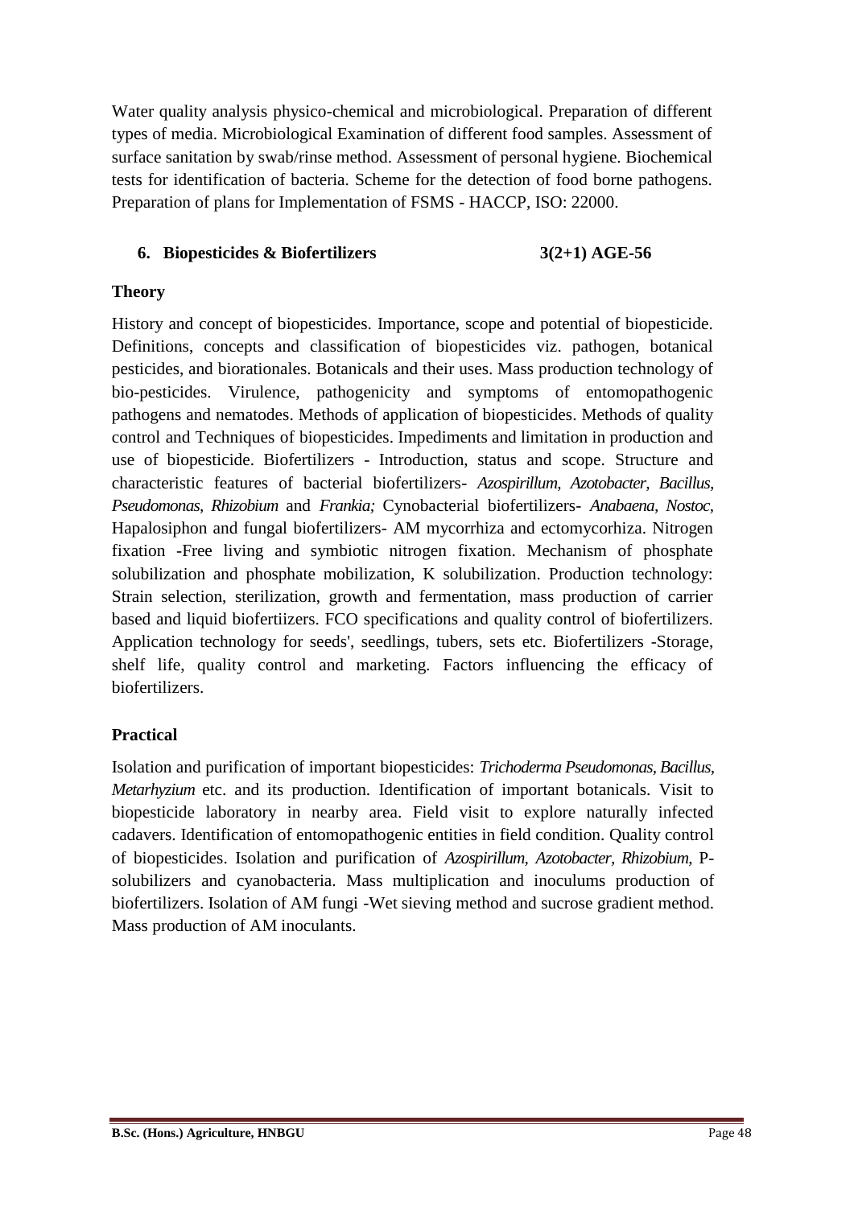Water quality analysis physico-chemical and microbiological. Preparation of different types of media. Microbiological Examination of different food samples. Assessment of surface sanitation by swab/rinse method. Assessment of personal hygiene. Biochemical tests for identification of bacteria. Scheme for the detection of food borne pathogens. Preparation of plans for Implementation of FSMS - HACCP, ISO: 22000.

### 6. Biopesticides & Biofertilizers 3(2+1) AGE-56

**Theory**

History and concept of biopesticides. Importance, scope and potential of biopesticide. Definitions, concepts and classification of biopesticides viz. pathogen, botanical pesticides, and biorationales. Botanicals and their uses. Mass production technology of bio-pesticides. Virulence, pathogenicity and symptoms of entomopathogenic pathogens and nematodes. Methods of application of biopesticides. Methods of quality control and Techniques of biopesticides. Impediments and limitation in production and use of biopesticide. Biofertilizers - Introduction, status and scope. Structure and characteristic features of bacterial biofertilizers- *Azospirillum, Azotobacter, Bacillus, Pseudomonas, Rhizobium* and *Frankia;* Cynobacterial biofertilizers- *Anabaena, Nostoc,* Hapalosiphon and fungal biofertilizers- AM mycorrhiza and ectomycorhiza. Nitrogen fixation -Free living and symbiotic nitrogen fixation. Mechanism of phosphate solubilization and phosphate mobilization, K solubilization. Production technology: Strain selection, sterilization, growth and fermentation, mass production of carrier based and liquid biofertiizers. FCO specifications and quality control of biofertilizers. Application technology for seeds', seedlings, tubers, sets etc. Biofertilizers -Storage, shelf life, quality control and marketing. Factors influencing the efficacy of biofertilizers.

**Practical**

Isolation and purification of important biopesticides: *Trichoderma Pseudomonas, Bacillus, Metarhyzium* etc. and its production. Identification of important botanicals. Visit to biopesticide laboratory in nearby area. Field visit to explore naturally infected cadavers. Identification of entomopathogenic entities in field condition. Quality control of biopesticides. Isolation and purification of *Azospirillum, Azotobacter, Rhizobium,* P-solubilizers and cyanobacteria. Mass multiplication and inoculums production of biofertilizers. Isolation of AM fungi -Wet sieving method and sucrose gradient method. Mass production of AM inoculants.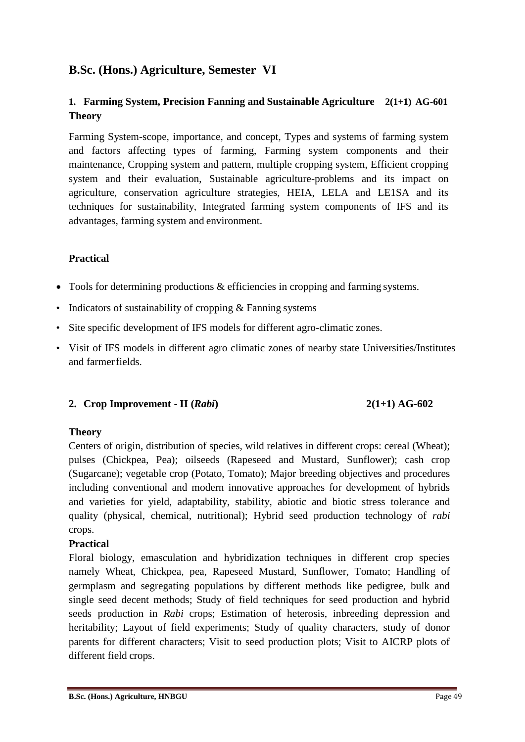# B.Sc. (Hons.) Agriculture, Semester VI

## 1. Farming System, Precision Fanning and Sustainable Agriculture 2(1+1) AG-601

**Theory**

Farming System-scope, importance, and concept, Types and systems of farming system and factors affecting types of farming, Farming system components and their maintenance, Cropping system and pattern, multiple cropping system, Efficient cropping system and their evaluation, Sustainable agriculture-problems and its impact on agriculture, conservation agriculture strategies, HEIA, LELA and LE1SA and its techniques for sustainability, Integrated farming system components of IFS and its advantages, farming system and environment.

**Practical**

- Tools for determining productions & efficiencies in cropping and farming systems.
- Indicators of sustainability of cropping & Fanning systems
- Site specific development of IFS models for different agro-climatic zones.
- Visit of IFS models in different agro climatic zones of nearby state Universities/Institutes and farmer fields.

## 2. Crop Improvement - II (*Rabi*) 2(1+1) AG-602

**Theory**

Centers of origin, distribution of species, wild relatives in different crops: cereal (Wheat); pulses (Chickpea, Pea); oilseeds (Rapeseed and Mustard, Sunflower); cash crop (Sugarcane); vegetable crop (Potato, Tomato); Major breeding objectives and procedures including conventional and modern innovative approaches for development of hybrids and varieties for yield, adaptability, stability, abiotic and biotic stress tolerance and quality (physical, chemical, nutritional); Hybrid seed production technology of *rabi* crops.

**Practical**

Floral biology, emasculation and hybridization techniques in different crop species namely Wheat, Chickpea, pea, Rapeseed Mustard, Sunflower, Tomato; Handling of germplasm and segregating populations by different methods like pedigree, bulk and single seed decent methods; Study of field techniques for seed production and hybrid seeds production in *Rabi* crops; Estimation of heterosis, inbreeding depression and heritability; Layout of field experiments; Study of quality characters, study of donor parents for different characters; Visit to seed production plots; Visit to AICRP plots of different field crops.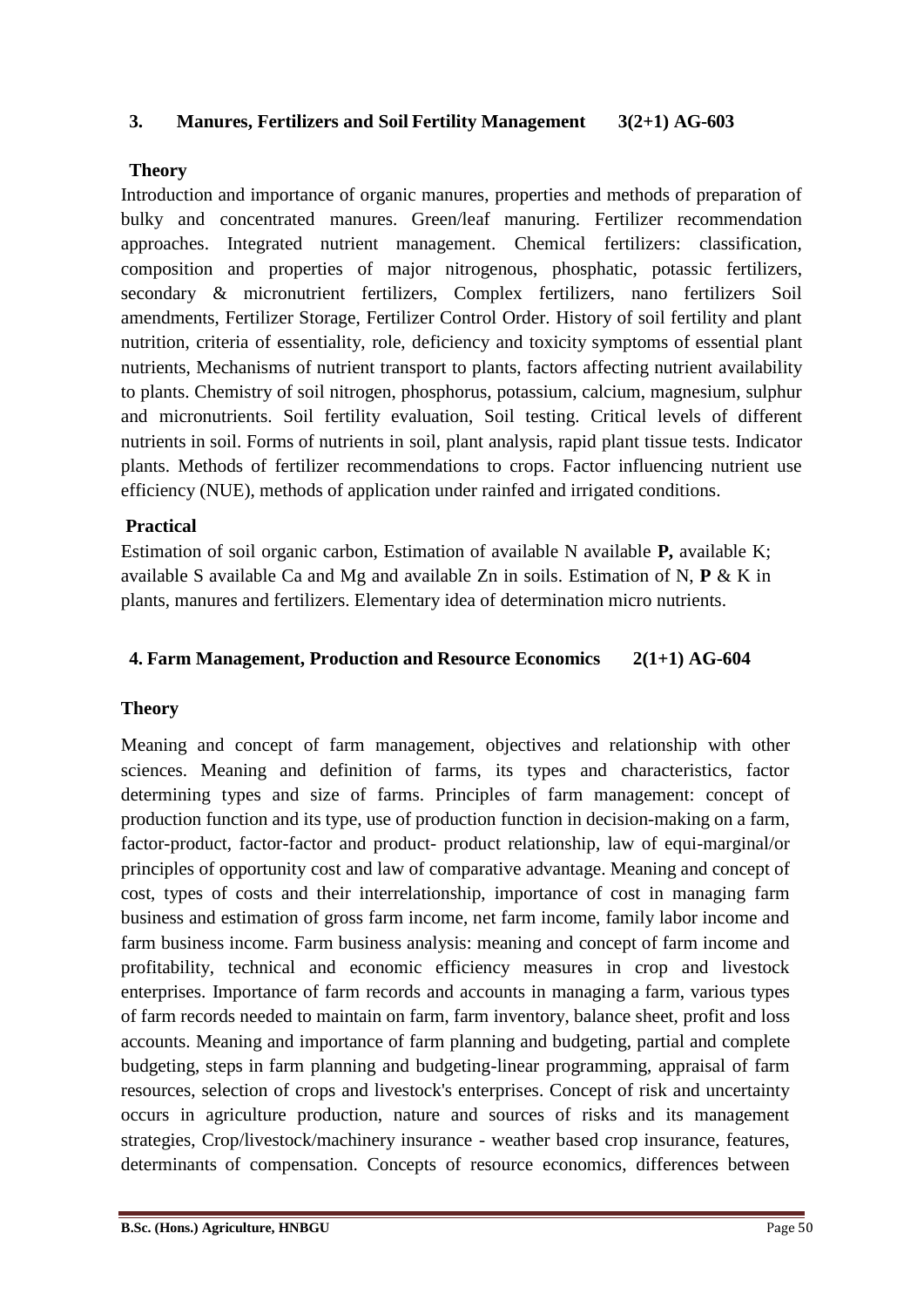### 3. Manures, Fertilizers and Soil Fertility Management 3(2+1) AG-603

**Theory**

Introduction and importance of organic manures, properties and methods of preparation of bulky and concentrated manures. Green/leaf manuring. Fertilizer recommendation approaches. Integrated nutrient management. Chemical fertilizers: classification, composition and properties of major nitrogenous, phosphatic, potassic fertilizers, secondary & micronutrient fertilizers, Complex fertilizers, nano fertilizers Soil amendments, Fertilizer Storage, Fertilizer Control Order. History of soil fertility and plant nutrition, criteria of essentiality, role, deficiency and toxicity symptoms of essential plant nutrients, Mechanisms of nutrient transport to plants, factors affecting nutrient availability to plants. Chemistry of soil nitrogen, phosphorus, potassium, calcium, magnesium, sulphur and micronutrients. Soil fertility evaluation, Soil testing. Critical levels of different nutrients in soil. Forms of nutrients in soil, plant analysis, rapid plant tissue tests. Indicator plants. Methods of fertilizer recommendations to crops. Factor influencing nutrient use efficiency (NUE), methods of application under rainfed and irrigated conditions.

**Practical**

Estimation of soil organic carbon, Estimation of available N available **P,** available K; available S available Ca and Mg and available Zn in soils. Estimation of N, **P** & K in plants, manures and fertilizers. Elementary idea of determination micro nutrients.

### 4. Farm Management, Production and Resource Economics 2(1+1) AG-604

**Theory**

Meaning and concept of farm management, objectives and relationship with other sciences. Meaning and definition of farms, its types and characteristics, factor determining types and size of farms. Principles of farm management: concept of production function and its type, use of production function in decision-making on a farm, factor-product, factor-factor and product- product relationship, law of equi-marginal/or principles of opportunity cost and law of comparative advantage. Meaning and concept of cost, types of costs and their interrelationship, importance of cost in managing farm business and estimation of gross farm income, net farm income, family labor income and farm business income. Farm business analysis: meaning and concept of farm income and profitability, technical and economic efficiency measures in crop and livestock enterprises. Importance of farm records and accounts in managing a farm, various types of farm records needed to maintain on farm, farm inventory, balance sheet, profit and loss accounts. Meaning and importance of farm planning and budgeting, partial and complete budgeting, steps in farm planning and budgeting-linear programming, appraisal of farm resources, selection of crops and livestock's enterprises. Concept of risk and uncertainty occurs in agriculture production, nature and sources of risks and its management strategies, Crop/livestock/machinery insurance - weather based crop insurance, features, determinants of compensation. Concepts of resource economics, differences between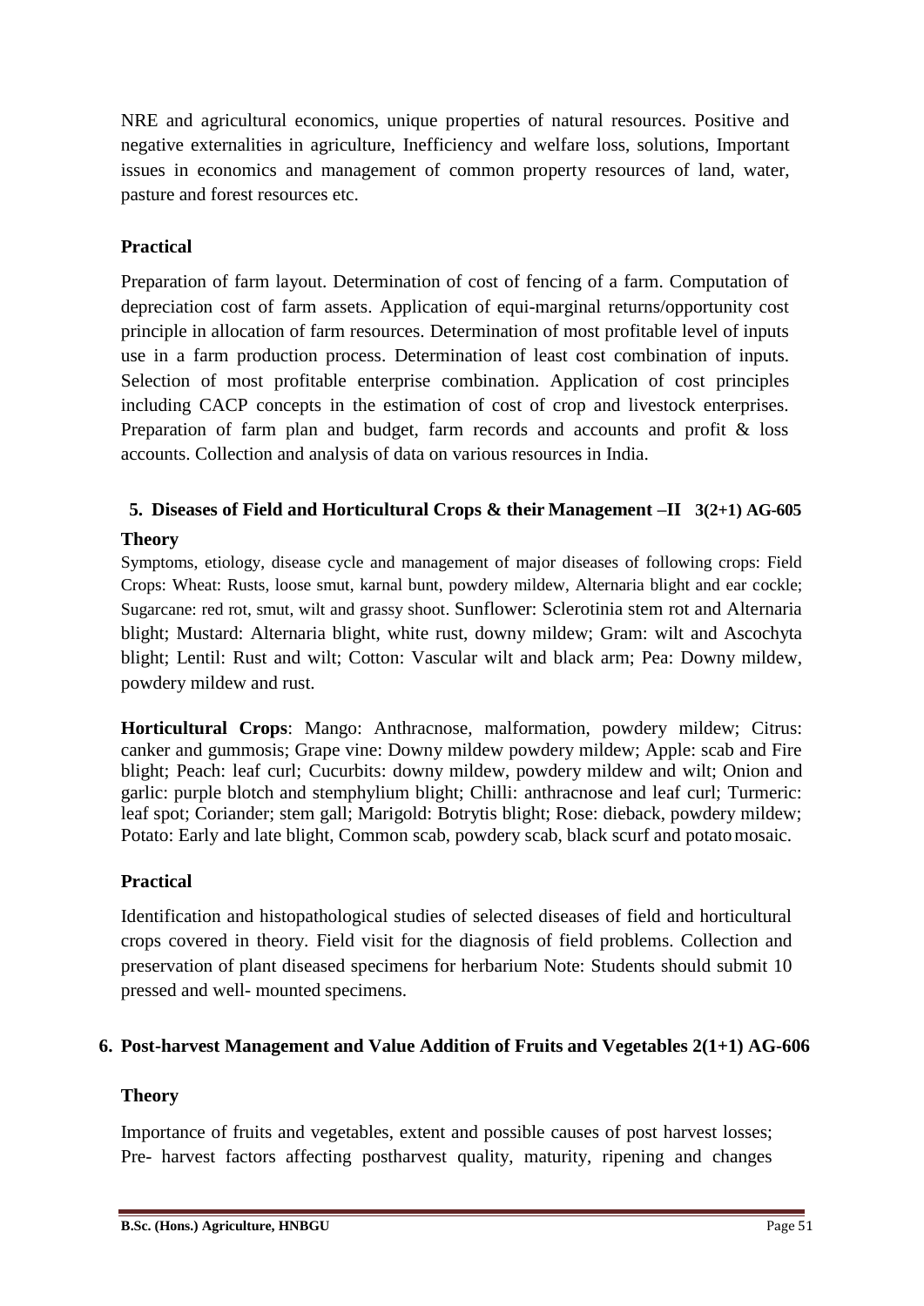NRE and agricultural economics, unique properties of natural resources. Positive and negative externalities in agriculture, Inefficiency and welfare loss, solutions, Important issues in economics and management of common property resources of land, water, pasture and forest resources etc.

**Practical**

Preparation of farm layout. Determination of cost of fencing of a farm. Computation of depreciation cost of farm assets. Application of equi-marginal returns/opportunity cost principle in allocation of farm resources. Determination of most profitable level of inputs use in a farm production process. Determination of least cost combination of inputs. Selection of most profitable enterprise combination. Application of cost principles including CACP concepts in the estimation of cost of crop and livestock enterprises. Preparation of farm plan and budget, farm records and accounts and profit & loss accounts. Collection and analysis of data on various resources in India.

### 5. Diseases of Field and Horticultural Crops & their Management –II 3(2+1) AG-605

**Theory**

Symptoms, etiology, disease cycle and management of major diseases of following crops: Field Crops: Wheat: Rusts, loose smut, karnal bunt, powdery mildew, Alternaria blight and ear cockle; Sugarcane: red rot, smut, wilt and grassy shoot. Sunflower: Sclerotinia stem rot and Alternaria blight; Mustard: Alternaria blight, white rust, downy mildew; Gram: wilt and Ascochyta blight; Lentil: Rust and wilt; Cotton: Vascular wilt and black arm; Pea: Downy mildew, powdery mildew and rust.

**Horticultural Crops**: Mango: Anthracnose, malformation, powdery mildew; Citrus: canker and gummosis; Grape vine: Downy mildew powdery mildew; Apple: scab and Fire blight; Peach: leaf curl; Cucurbits: downy mildew, powdery mildew and wilt; Onion and garlic: purple blotch and stemphylium blight; Chilli: anthracnose and leaf curl; Turmeric: leaf spot; Coriander; stem gall; Marigold: Botrytis blight; Rose: dieback, powdery mildew; Potato: Early and late blight, Common scab, powdery scab, black scurf and potato mosaic.

**Practical**

Identification and histopathological studies of selected diseases of field and horticultural crops covered in theory. Field visit for the diagnosis of field problems. Collection and preservation of plant diseased specimens for herbarium Note: Students should submit 10 pressed and well- mounted specimens.

### 6. Post-harvest Management and Value Addition of Fruits and Vegetables 2(1+1) AG-606

**Theory**

Importance of fruits and vegetables, extent and possible causes of post harvest losses; Pre- harvest factors affecting postharvest quality, maturity, ripening and changes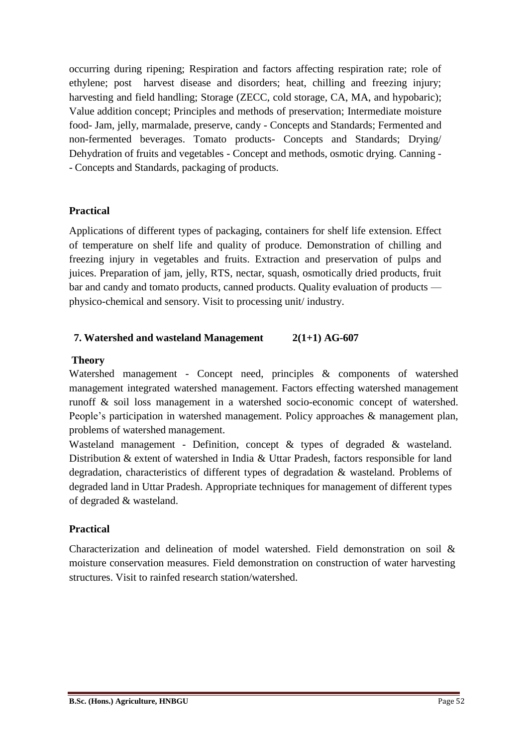occurring during ripening; Respiration and factors affecting respiration rate; role of ethylene; post harvest disease and disorders; heat, chilling and freezing injury; harvesting and field handling; Storage (ZECC, cold storage, CA, MA, and hypobaric); Value addition concept; Principles and methods of preservation; Intermediate moisture food- Jam, jelly, marmalade, preserve, candy - Concepts and Standards; Fermented and non-fermented beverages. Tomato products- Concepts and Standards; Drying/ Dehydration of fruits and vegetables - Concept and methods, osmotic drying. Canning -- Concepts and Standards, packaging of products.

### Practical

Applications of different types of packaging, containers for shelf life extension. Effect of temperature on shelf life and quality of produce. Demonstration of chilling and freezing injury in vegetables and fruits. Extraction and preservation of pulps and juices. Preparation of jam, jelly, RTS, nectar, squash, osmotically dried products, fruit bar and candy and tomato products, canned products. Quality evaluation of products — physico-chemical and sensory. Visit to processing unit/ industry.

## 7. Watershed and wasteland Management 2(1+1) AG-607

### Theory

Watershed management - Concept need, principles & components of watershed management integrated watershed management. Factors effecting watershed management runoff & soil loss management in a watershed socio-economic concept of watershed. People's participation in watershed management. Policy approaches & management plan, problems of watershed management.

Wasteland management - Definition, concept & types of degraded & wasteland. Distribution & extent of watershed in India & Uttar Pradesh, factors responsible for land degradation, characteristics of different types of degradation & wasteland. Problems of degraded land in Uttar Pradesh. Appropriate techniques for management of different types of degraded & wasteland.

### Practical

Characterization and delineation of model watershed. Field demonstration on soil & moisture conservation measures. Field demonstration on construction of water harvesting structures. Visit to rainfed research station/watershed.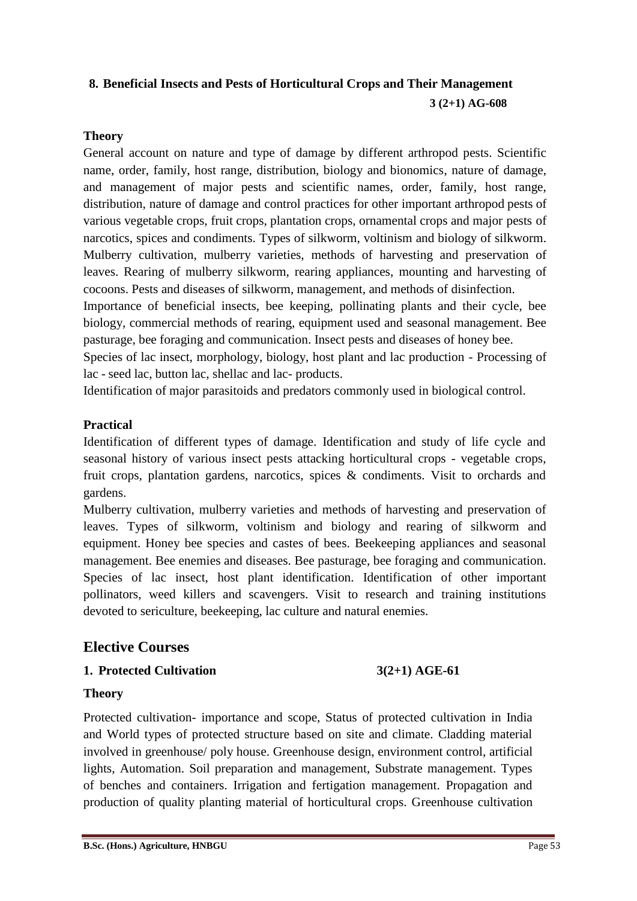## 8. Beneficial Insects and Pests of Horticultural Crops and Their Management

**3 (2+1) AG-608**

### Theory

General account on nature and type of damage by different arthropod pests. Scientific name, order, family, host range, distribution, biology and bionomics, nature of damage, and management of major pests and scientific names, order, family, host range, distribution, nature of damage and control practices for other important arthropod pests of various vegetable crops, fruit crops, plantation crops, ornamental crops and major pests of narcotics, spices and condiments. Types of silkworm, voltinism and biology of silkworm. Mulberry cultivation, mulberry varieties, methods of harvesting and preservation of leaves. Rearing of mulberry silkworm, rearing appliances, mounting and harvesting of cocoons. Pests and diseases of silkworm, management, and methods of disinfection.

Importance of beneficial insects, bee keeping, pollinating plants and their cycle, bee biology, commercial methods of rearing, equipment used and seasonal management. Bee pasturage, bee foraging and communication. Insect pests and diseases of honey bee.

Species of lac insect, morphology, biology, host plant and lac production - Processing of lac - seed lac, button lac, shellac and lac- products.

Identification of major parasitoids and predators commonly used in biological control.

### Practical

Identification of different types of damage. Identification and study of life cycle and seasonal history of various insect pests attacking horticultural crops - vegetable crops, fruit crops, plantation gardens, narcotics, spices & condiments. Visit to orchards and gardens.

Mulberry cultivation, mulberry varieties and methods of harvesting and preservation of leaves. Types of silkworm, voltinism and biology and rearing of silkworm and equipment. Honey bee species and castes of bees. Beekeeping appliances and seasonal management. Bee enemies and diseases. Bee pasturage, bee foraging and communication. Species of lac insect, host plant identification. Identification of other important pollinators, weed killers and scavengers. Visit to research and training institutions devoted to sericulture, beekeeping, lac culture and natural enemies.

# Elective Courses

## 1. Protected Cultivation 3(2+1) AGE-61

### Theory

Protected cultivation- importance and scope, Status of protected cultivation in India and World types of protected structure based on site and climate. Cladding material involved in greenhouse/ poly house. Greenhouse design, environment control, artificial lights, Automation. Soil preparation and management, Substrate management. Types of benches and containers. Irrigation and fertigation management. Propagation and production of quality planting material of horticultural crops. Greenhouse cultivation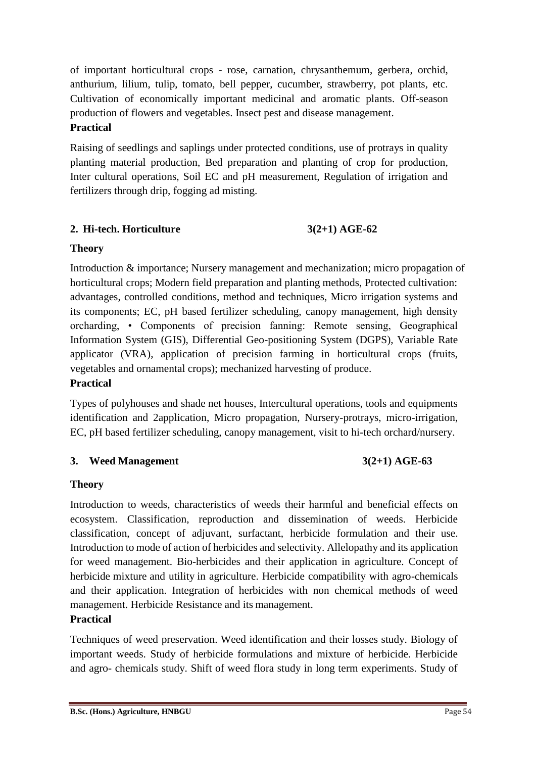of important horticultural crops - rose, carnation, chrysanthemum, gerbera, orchid, anthurium, lilium, tulip, tomato, bell pepper, cucumber, strawberry, pot plants, etc. Cultivation of economically important medicinal and aromatic plants. Off-season production of flowers and vegetables. Insect pest and disease management.

**Practical**

Raising of seedlings and saplings under protected conditions, use of protrays in quality planting material production, Bed preparation and planting of crop for production, Inter cultural operations, Soil EC and pH measurement, Regulation of irrigation and fertilizers through drip, fogging ad misting.

**2. Hi-tech. Horticulture 3(2+1) AGE-62**

**Theory**

Introduction & importance; Nursery management and mechanization; micro propagation of horticultural crops; Modern field preparation and planting methods, Protected cultivation: advantages, controlled conditions, method and techniques, Micro irrigation systems and its components; EC, pH based fertilizer scheduling, canopy management, high density orcharding, • Components of precision fanning: Remote sensing, Geographical Information System (GIS), Differential Geo-positioning System (DGPS), Variable Rate applicator (VRA), application of precision farming in horticultural crops (fruits, vegetables and ornamental crops); mechanized harvesting of produce.

**Practical**

Types of polyhouses and shade net houses, Intercultural operations, tools and equipments identification and 2application, Micro propagation, Nursery-protrays, micro-irrigation, EC, pH based fertilizer scheduling, canopy management, visit to hi-tech orchard/nursery.

**3. Weed Management 3(2+1) AGE-63**

**Theory**

Introduction to weeds, characteristics of weeds their harmful and beneficial effects on ecosystem. Classification, reproduction and dissemination of weeds. Herbicide classification, concept of adjuvant, surfactant, herbicide formulation and their use. Introduction to mode of action of herbicides and selectivity. Allelopathy and its application for weed management. Bio-herbicides and their application in agriculture. Concept of herbicide mixture and utility in agriculture. Herbicide compatibility with agro-chemicals and their application. Integration of herbicides with non chemical methods of weed management. Herbicide Resistance and its management.

**Practical**

Techniques of weed preservation. Weed identification and their losses study. Biology of important weeds. Study of herbicide formulations and mixture of herbicide. Herbicide and agro- chemicals study. Shift of weed flora study in long term experiments. Study of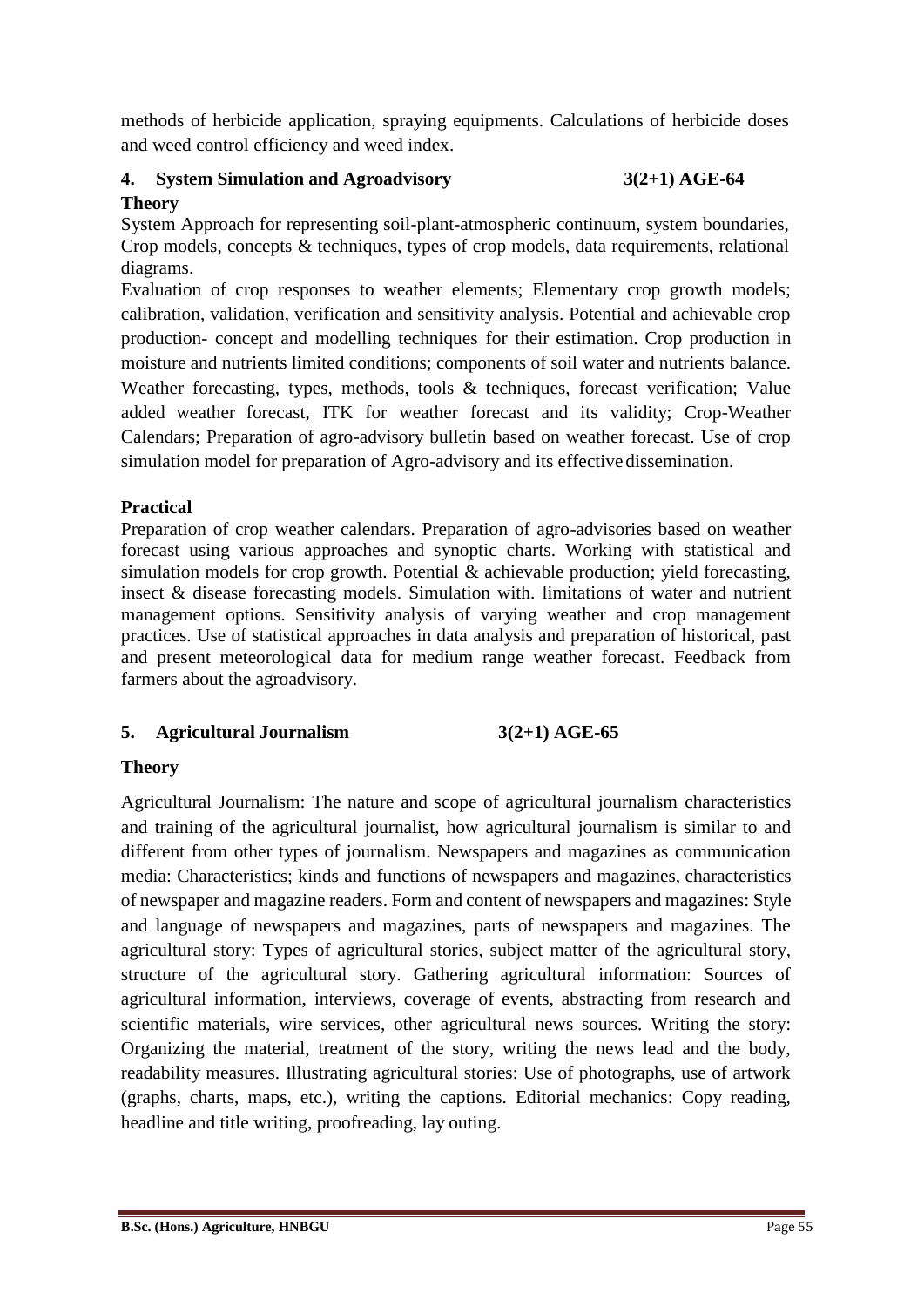methods of herbicide application, spraying equipments. Calculations of herbicide doses and weed control efficiency and weed index.

### 4. System Simulation and Agroadvisory 3(2+1) AGE-64

**Theory**

System Approach for representing soil-plant-atmospheric continuum, system boundaries, Crop models, concepts & techniques, types of crop models, data requirements, relational diagrams.

Evaluation of crop responses to weather elements; Elementary crop growth models; calibration, validation, verification and sensitivity analysis. Potential and achievable crop production- concept and modelling techniques for their estimation. Crop production in moisture and nutrients limited conditions; components of soil water and nutrients balance. Weather forecasting, types, methods, tools & techniques, forecast verification; Value added weather forecast, ITK for weather forecast and its validity; Crop-Weather Calendars; Preparation of agro-advisory bulletin based on weather forecast. Use of crop simulation model for preparation of Agro-advisory and its effective dissemination.

**Practical**

Preparation of crop weather calendars. Preparation of agro-advisories based on weather forecast using various approaches and synoptic charts. Working with statistical and simulation models for crop growth. Potential & achievable production; yield forecasting, insect & disease forecasting models. Simulation with. limitations of water and nutrient management options. Sensitivity analysis of varying weather and crop management practices. Use of statistical approaches in data analysis and preparation of historical, past and present meteorological data for medium range weather forecast. Feedback from farmers about the agroadvisory.

### 5. Agricultural Journalism 3(2+1) AGE-65

**Theory**

Agricultural Journalism: The nature and scope of agricultural journalism characteristics and training of the agricultural journalist, how agricultural journalism is similar to and different from other types of journalism. Newspapers and magazines as communication media: Characteristics; kinds and functions of newspapers and magazines, characteristics of newspaper and magazine readers. Form and content of newspapers and magazines: Style and language of newspapers and magazines, parts of newspapers and magazines. The agricultural story: Types of agricultural stories, subject matter of the agricultural story, structure of the agricultural story. Gathering agricultural information: Sources of agricultural information, interviews, coverage of events, abstracting from research and scientific materials, wire services, other agricultural news sources. Writing the story: Organizing the material, treatment of the story, writing the news lead and the body, readability measures. Illustrating agricultural stories: Use of photographs, use of artwork (graphs, charts, maps, etc.), writing the captions. Editorial mechanics: Copy reading, headline and title writing, proofreading, lay outing.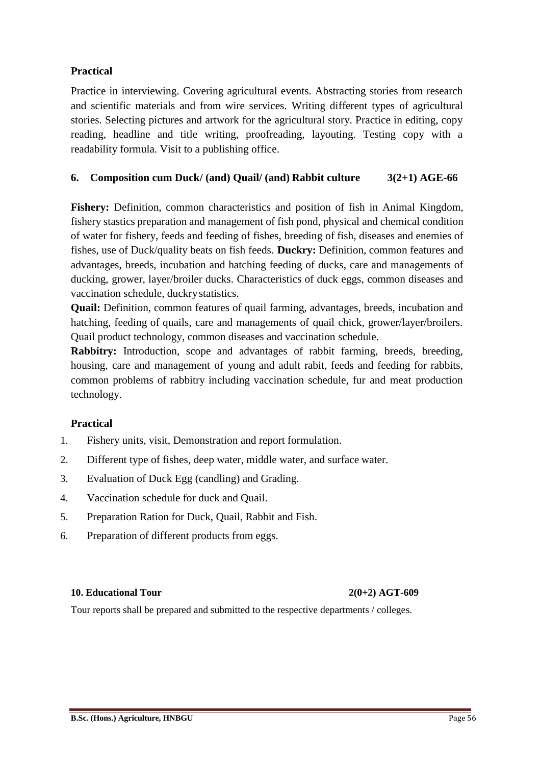### Practical

Practice in interviewing. Covering agricultural events. Abstracting stories from research and scientific materials and from wire services. Writing different types of agricultural stories. Selecting pictures and artwork for the agricultural story. Practice in editing, copy reading, headline and title writing, proofreading, layouting. Testing copy with a readability formula. Visit to a publishing office.

### 6. Composition cum Duck/ (and) Quail/ (and) Rabbit culture 3(2+1) AGE-66

**Fishery:** Definition, common characteristics and position of fish in Animal Kingdom, fishery stastics preparation and management of fish pond, physical and chemical condition of water for fishery, feeds and feeding of fishes, breeding of fish, diseases and enemies of fishes, use of Duck/quality beats on fish feeds. **Duckry:** Definition, common features and advantages, breeds, incubation and hatching feeding of ducks, care and managements of ducking, grower, layer/broiler ducks. Characteristics of duck eggs, common diseases and vaccination schedule, duckry statistics.

**Quail:** Definition, common features of quail farming, advantages, breeds, incubation and hatching, feeding of quails, care and managements of quail chick, grower/layer/broilers. Quail product technology, common diseases and vaccination schedule.

**Rabbitry:** Introduction, scope and advantages of rabbit farming, breeds, breeding, housing, care and management of young and adult rabit, feeds and feeding for rabbits, common problems of rabbitry including vaccination schedule, fur and meat production technology.

### Practical

1. Fishery units, visit, Demonstration and report formulation.
2. Different type of fishes, deep water, middle water, and surface water.
3. Evaluation of Duck Egg (candling) and Grading.
4. Vaccination schedule for duck and Quail.
5. Preparation Ration for Duck, Quail, Rabbit and Fish.
6. Preparation of different products from eggs.

### 10. Educational Tour 2(0+2) AGT-609

Tour reports shall be prepared and submitted to the respective departments / colleges.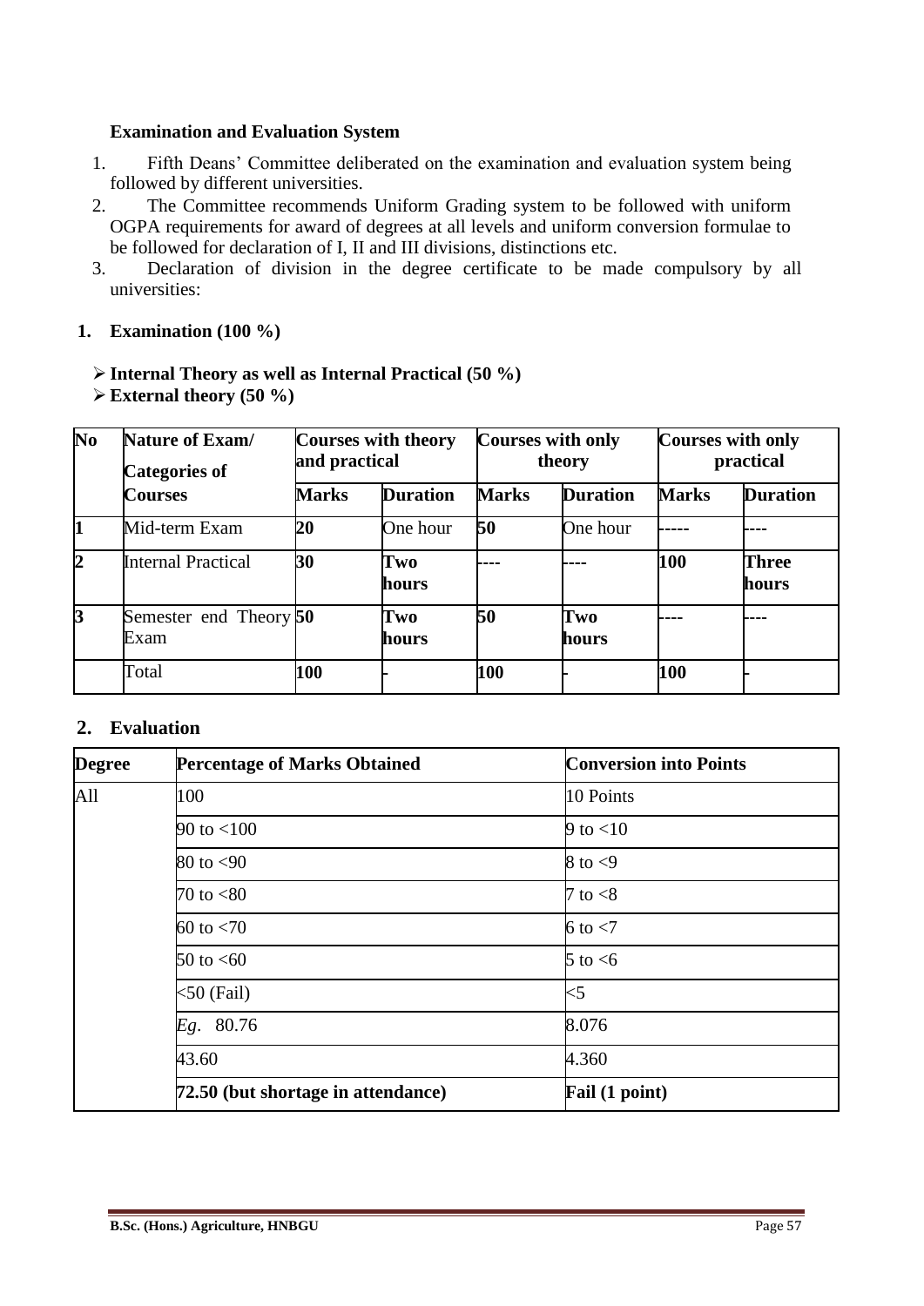**Examination and Evaluation System**

1. Fifth Deans' Committee deliberated on the examination and evaluation system being followed by different universities.
2. The Committee recommends Uniform Grading system to be followed with uniform OGPA requirements for award of degrees at all levels and uniform conversion formulae to be followed for declaration of I, II and III divisions, distinctions etc.
3. Declaration of division in the degree certificate to be made compulsory by all universities:

**1. Examination (100 %)**

- **Internal Theory as well as Internal Practical (50 %)**
- **External theory (50 %)**

| No | Nature of Exam/ Categories of Courses | Courses with theory and practical | | Courses with only theory | | Courses with only practical | |
|---|---|---|---|---|---|---|---|
| | | **Marks** | **Duration** | **Marks** | **Duration** | **Marks** | **Duration** |
| **1** | Mid-term Exam | **20** | One hour | **50** | One hour | ----- | ---- |
| **2** | Internal Practical | **30** | **Two hours** | ---- | ---- | **100** | **Three hours** |
| **3** | Semester end Theory Exam | **50** | **Two hours** | **50** | **Two hours** | ---- | ---- |
| | Total | **100** | - | **100** | - | **100** | - |

**2. Evaluation**

| Degree | Percentage of Marks Obtained | Conversion into Points |
|---|---|---|
| All | 100 | 10 Points |
| | 90 to <100 | 9 to <10 |
| | 80 to <90 | 8 to <9 |
| | 70 to <80 | 7 to <8 |
| | 60 to <70 | 6 to <7 |
| | 50 to <60 | 5 to <6 |
| | <50 (Fail) | <5 |
| | *Eg*. 80.76 | 8.076 |
| | 43.60 | 4.360 |
| | **72.50 (but shortage in attendance)** | **Fail (1 point)** |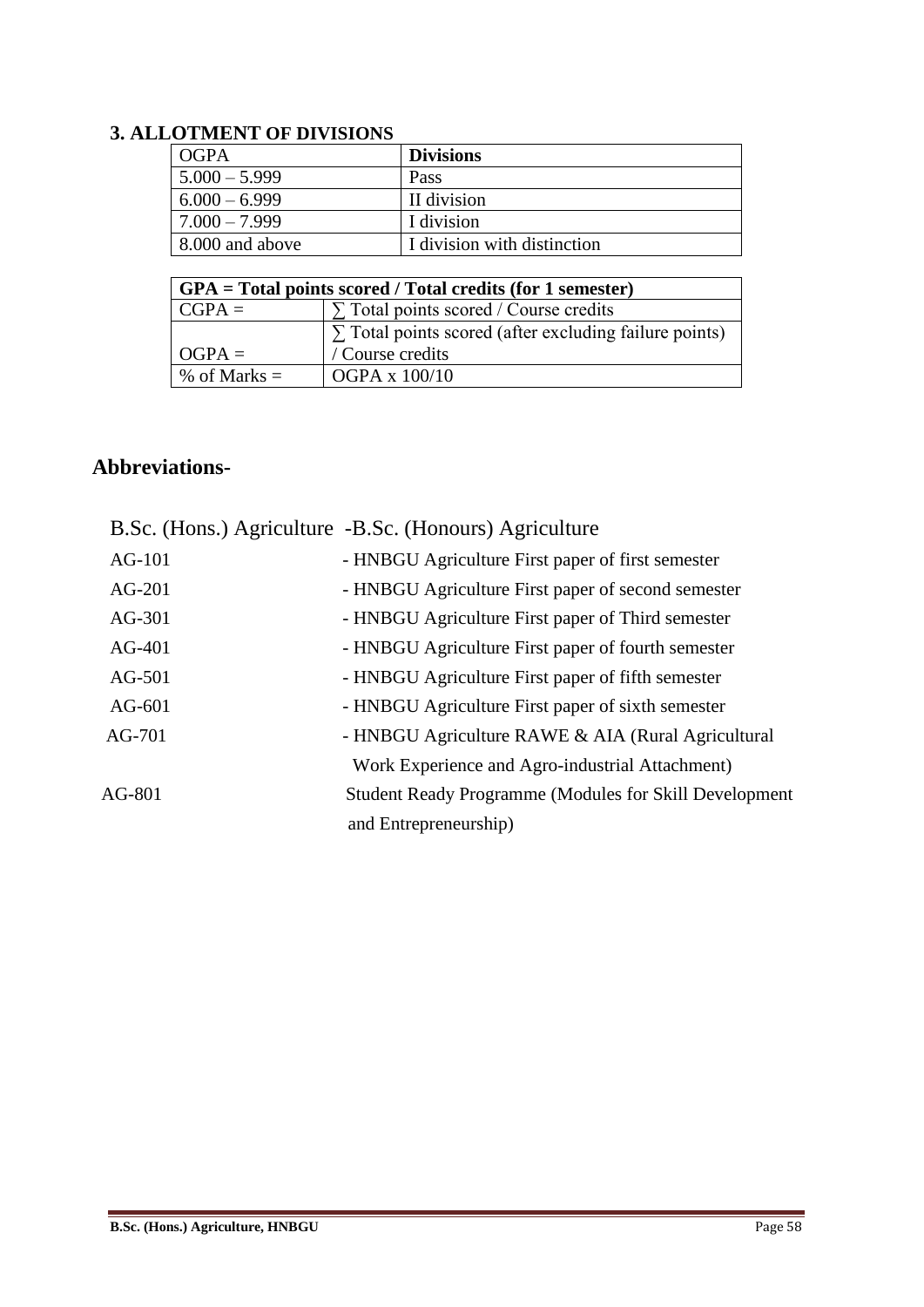## 3. ALLOTMENT OF DIVISIONS

| OGPA | **Divisions** |
|---|---|
| 5.000 – 5.999 | Pass |
| 6.000 – 6.999 | II division |
| 7.000 – 7.999 | I division |
| 8.000 and above | I division with distinction |

| **GPA = Total points scored / Total credits (for 1 semester)** | |
|---|---|
| CGPA = | ∑ Total points scored / Course credits |
| OGPA = | ∑ Total points scored (after excluding failure points) / Course credits |
| % of Marks = | OGPA x 100/10 |

## Abbreviations-

B.Sc. (Hons.) Agriculture -B.Sc. (Honours) Agriculture

AG-101 - HNBGU Agriculture First paper of first semester

AG-201 - HNBGU Agriculture First paper of second semester

AG-301 - HNBGU Agriculture First paper of Third semester

AG-401 - HNBGU Agriculture First paper of fourth semester

AG-501 - HNBGU Agriculture First paper of fifth semester

AG-601 - HNBGU Agriculture First paper of sixth semester

AG-701 - HNBGU Agriculture RAWE & AIA (Rural Agricultural Work Experience and Agro-industrial Attachment)

AG-801 Student Ready Programme (Modules for Skill Development and Entrepreneurship)